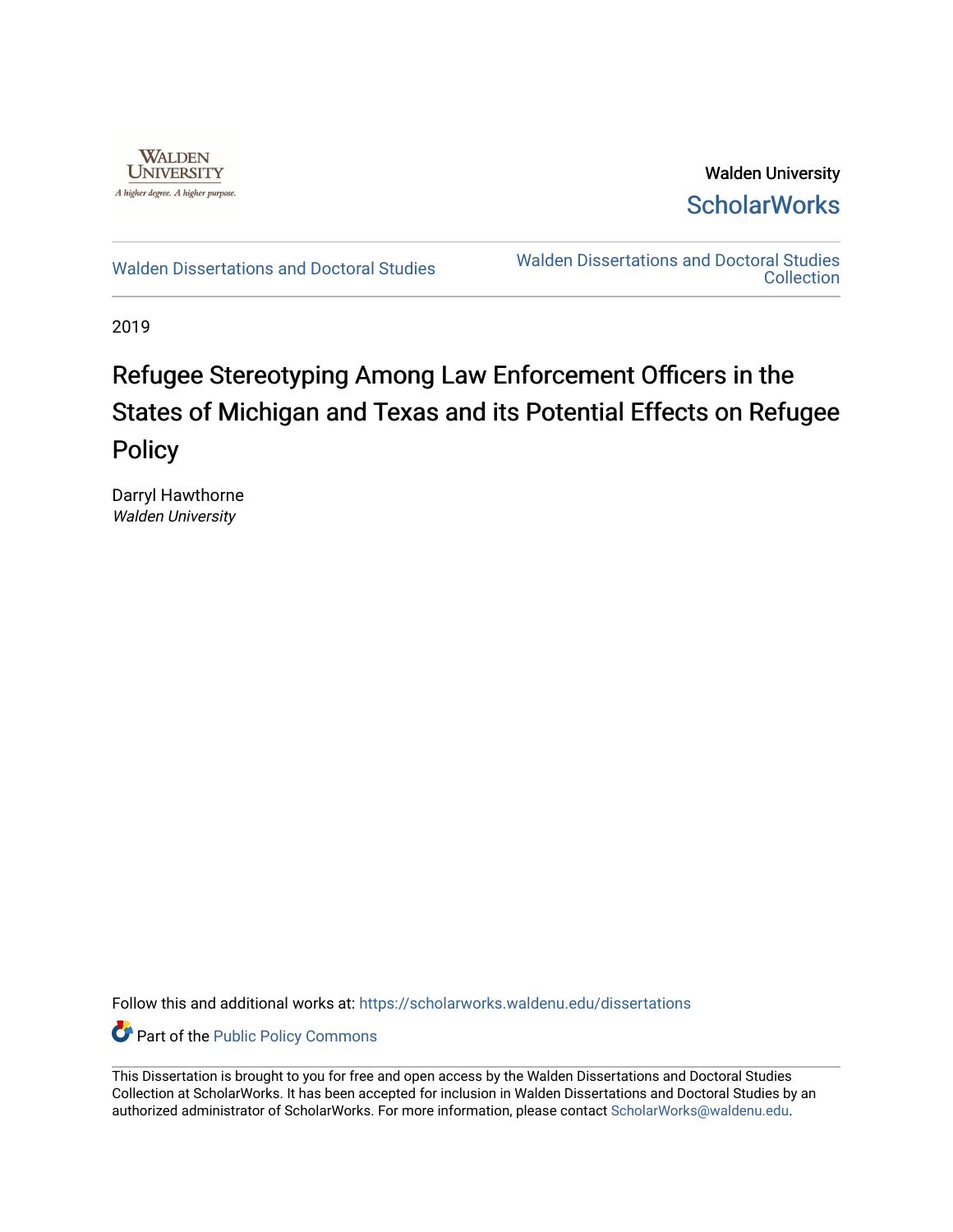Walden University

ScholarWorks

Walden Dissertations and Doctoral Studies

Walden Dissertations and Doctoral Studies Collection

2019

# Refugee Stereotyping Among Law Enforcement Officers in the States of Michigan and Texas and its Potential Effects on Refugee Policy

Darryl Hawthorne
*Walden University*

Follow this and additional works at: https://scholarworks.waldenu.edu/dissertations

Part of the Public Policy Commons

This Dissertation is brought to you for free and open access by the Walden Dissertations and Doctoral Studies Collection at ScholarWorks. It has been accepted for inclusion in Walden Dissertations and Doctoral Studies by an authorized administrator of ScholarWorks. For more information, please contact ScholarWorks@waldenu.edu.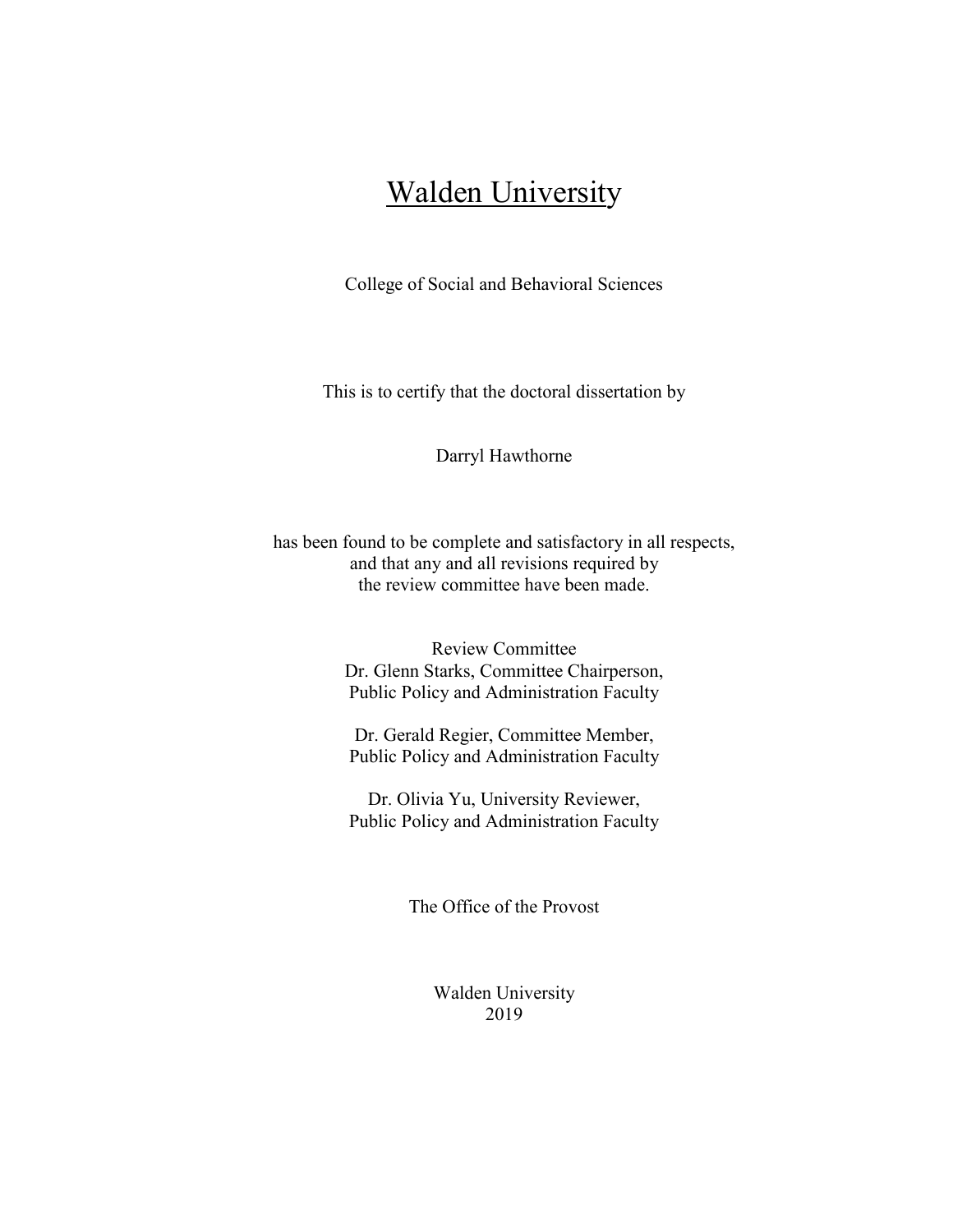# Walden University

College of Social and Behavioral Sciences

This is to certify that the doctoral dissertation by

Darryl Hawthorne

has been found to be complete and satisfactory in all respects,
and that any and all revisions required by
the review committee have been made.

Review Committee
Dr. Glenn Starks, Committee Chairperson,
Public Policy and Administration Faculty

Dr. Gerald Regier, Committee Member,
Public Policy and Administration Faculty

Dr. Olivia Yu, University Reviewer,
Public Policy and Administration Faculty

The Office of the Provost

Walden University
2019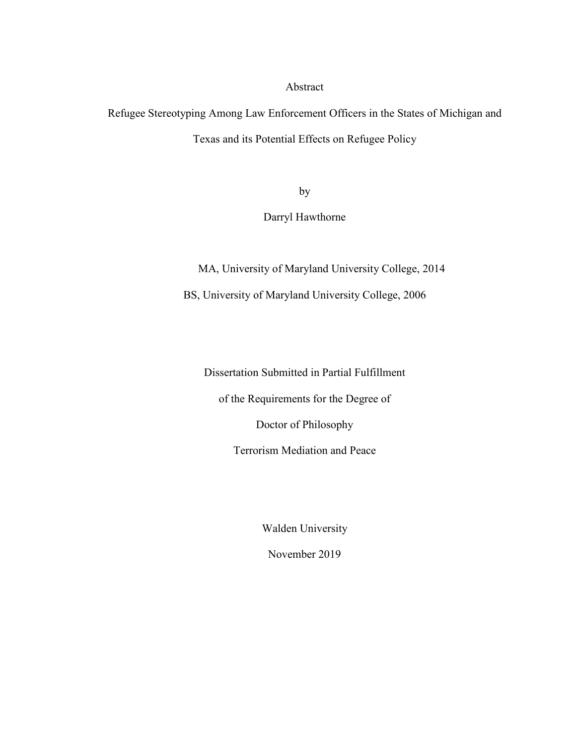Abstract

Refugee Stereotyping Among Law Enforcement Officers in the States of Michigan and Texas and its Potential Effects on Refugee Policy

by

Darryl Hawthorne

MA, University of Maryland University College, 2014

BS, University of Maryland University College, 2006

Dissertation Submitted in Partial Fulfillment

of the Requirements for the Degree of

Doctor of Philosophy

Terrorism Mediation and Peace

Walden University

November 2019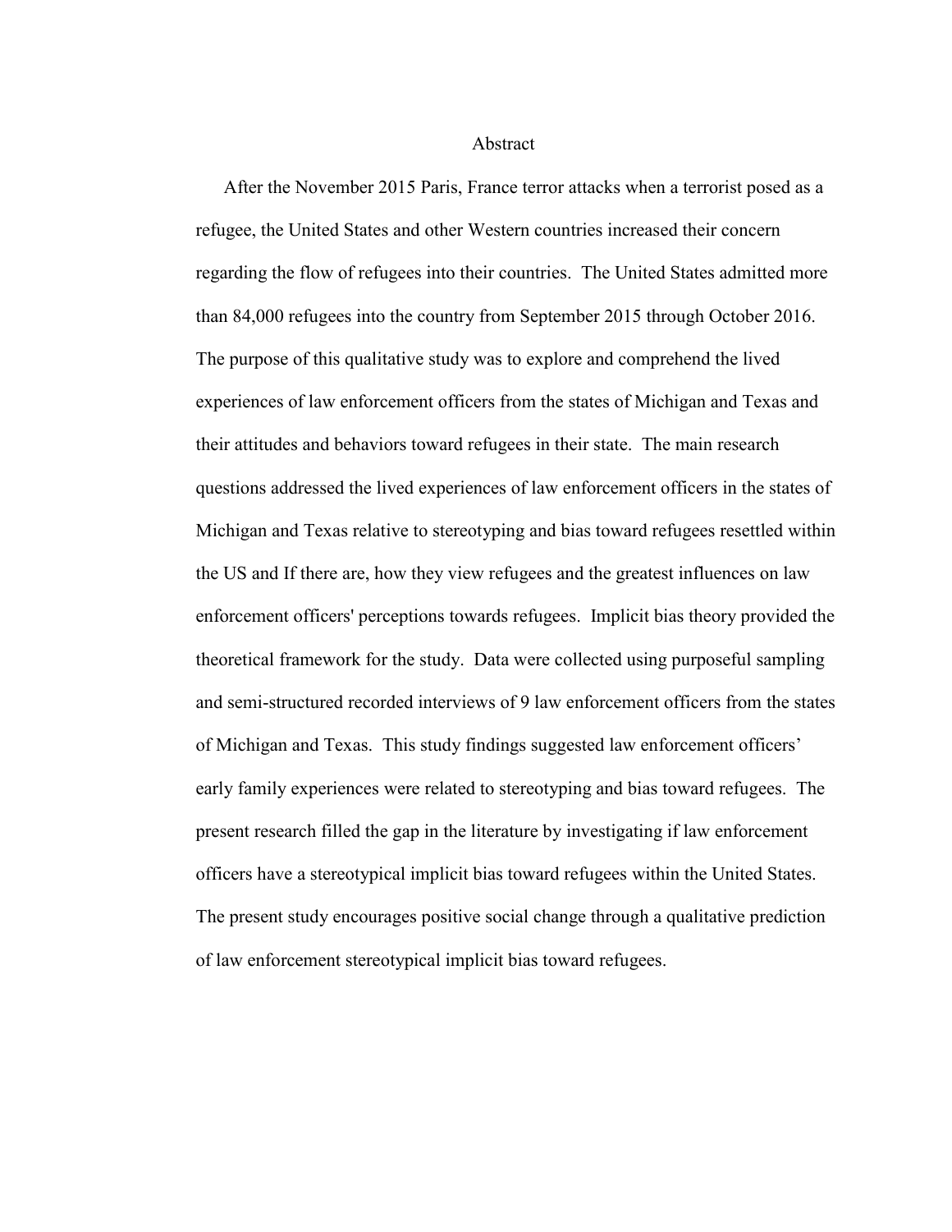# Abstract

After the November 2015 Paris, France terror attacks when a terrorist posed as a refugee, the United States and other Western countries increased their concern regarding the flow of refugees into their countries. The United States admitted more than 84,000 refugees into the country from September 2015 through October 2016. The purpose of this qualitative study was to explore and comprehend the lived experiences of law enforcement officers from the states of Michigan and Texas and their attitudes and behaviors toward refugees in their state. The main research questions addressed the lived experiences of law enforcement officers in the states of Michigan and Texas relative to stereotyping and bias toward refugees resettled within the US and If there are, how they view refugees and the greatest influences on law enforcement officers' perceptions towards refugees. Implicit bias theory provided the theoretical framework for the study. Data were collected using purposeful sampling and semi-structured recorded interviews of 9 law enforcement officers from the states of Michigan and Texas. This study findings suggested law enforcement officers' early family experiences were related to stereotyping and bias toward refugees. The present research filled the gap in the literature by investigating if law enforcement officers have a stereotypical implicit bias toward refugees within the United States. The present study encourages positive social change through a qualitative prediction of law enforcement stereotypical implicit bias toward refugees.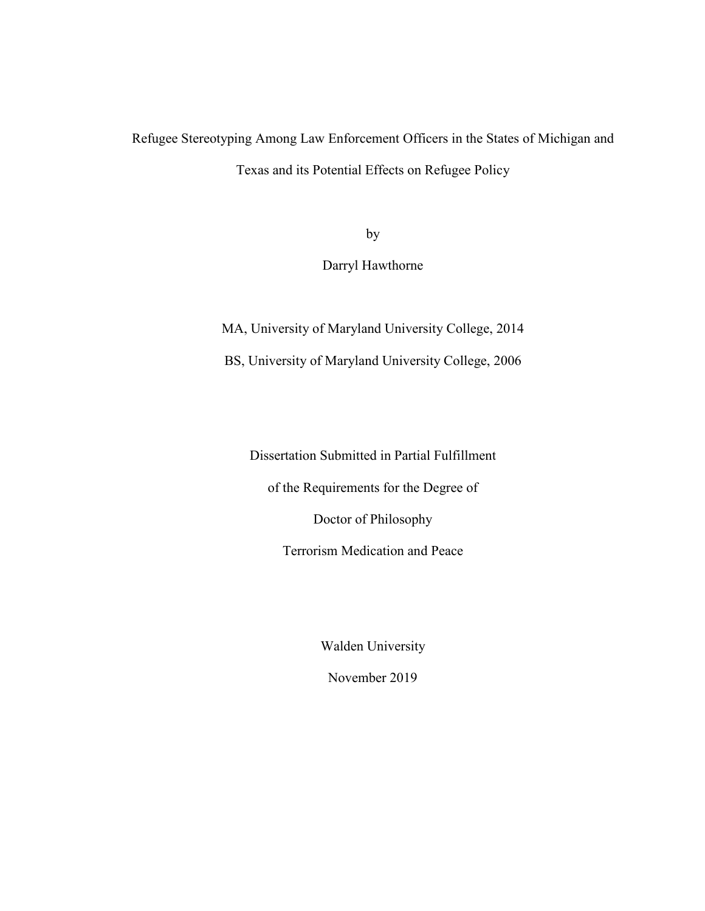Refugee Stereotyping Among Law Enforcement Officers in the States of Michigan and Texas and its Potential Effects on Refugee Policy

by

Darryl Hawthorne

MA, University of Maryland University College, 2014

BS, University of Maryland University College, 2006

Dissertation Submitted in Partial Fulfillment

of the Requirements for the Degree of

Doctor of Philosophy

Terrorism Medication and Peace

Walden University

November 2019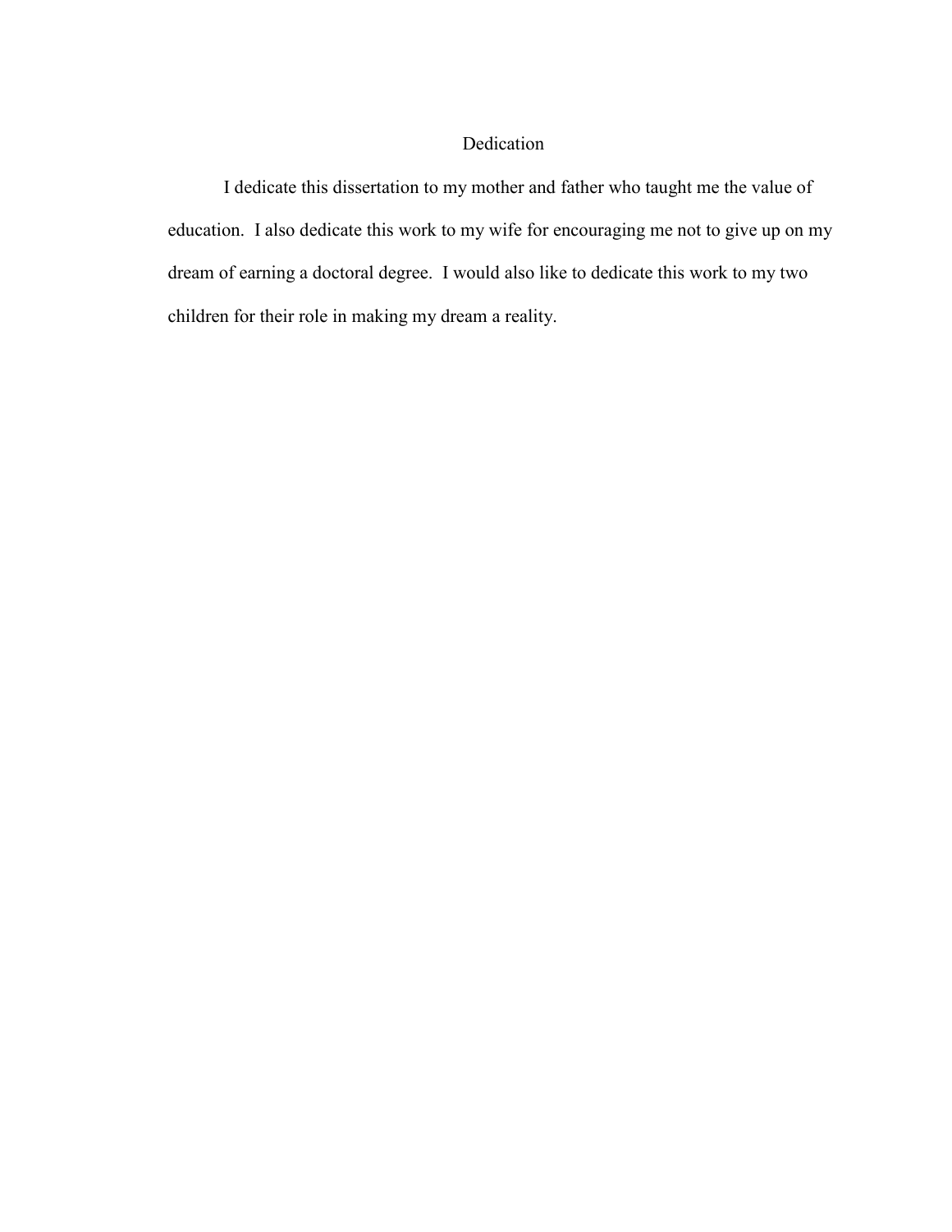# Dedication

I dedicate this dissertation to my mother and father who taught me the value of education. I also dedicate this work to my wife for encouraging me not to give up on my dream of earning a doctoral degree. I would also like to dedicate this work to my two children for their role in making my dream a reality.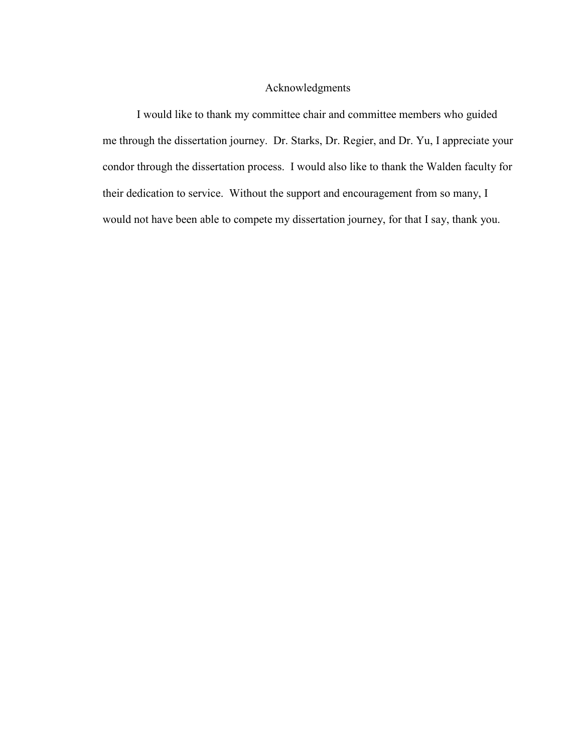# Acknowledgments

I would like to thank my committee chair and committee members who guided me through the dissertation journey. Dr. Starks, Dr. Regier, and Dr. Yu, I appreciate your condor through the dissertation process. I would also like to thank the Walden faculty for their dedication to service. Without the support and encouragement from so many, I would not have been able to compete my dissertation journey, for that I say, thank you.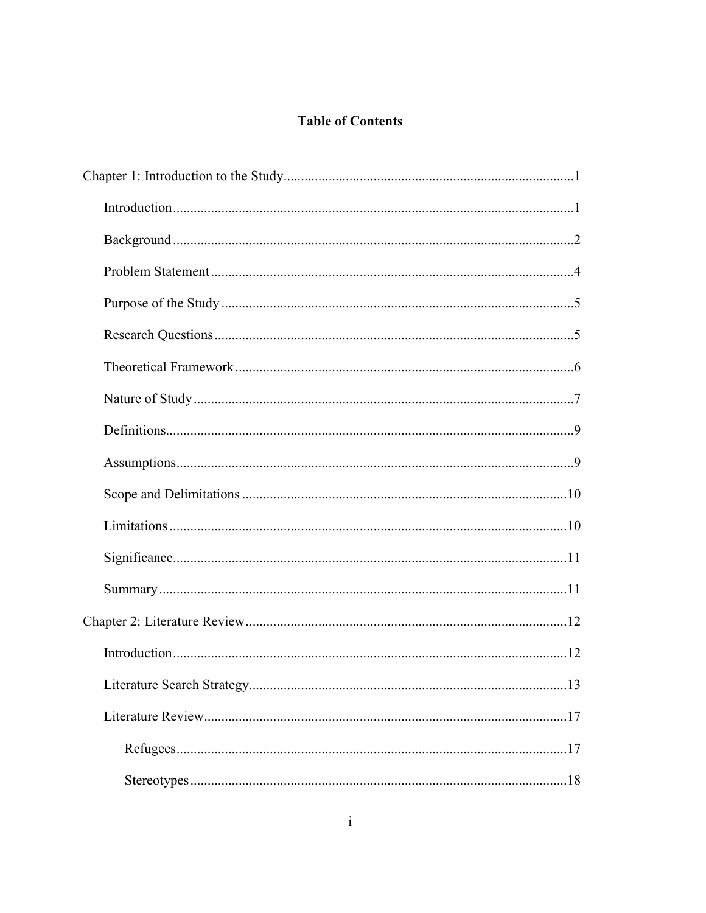# Table of Contents

Chapter 1: Introduction to the Study....................................................................................1

Introduction....................................................................................................................1

Background....................................................................................................................2

Problem Statement..........................................................................................................4

Purpose of the Study.......................................................................................................5

Research Questions.........................................................................................................5

Theoretical Framework...................................................................................................6

Nature of Study...............................................................................................................7

Definitions......................................................................................................................9

Assumptions...................................................................................................................9

Scope and Delimitations...............................................................................................10

Limitations....................................................................................................................10

Significance..................................................................................................................11

Summary......................................................................................................................11

Chapter 2: Literature Review.............................................................................................12

Introduction..................................................................................................................12

Literature Search Strategy.............................................................................................13

Literature Review..........................................................................................................17

Refugees..................................................................................................................17

Stereotypes..............................................................................................................18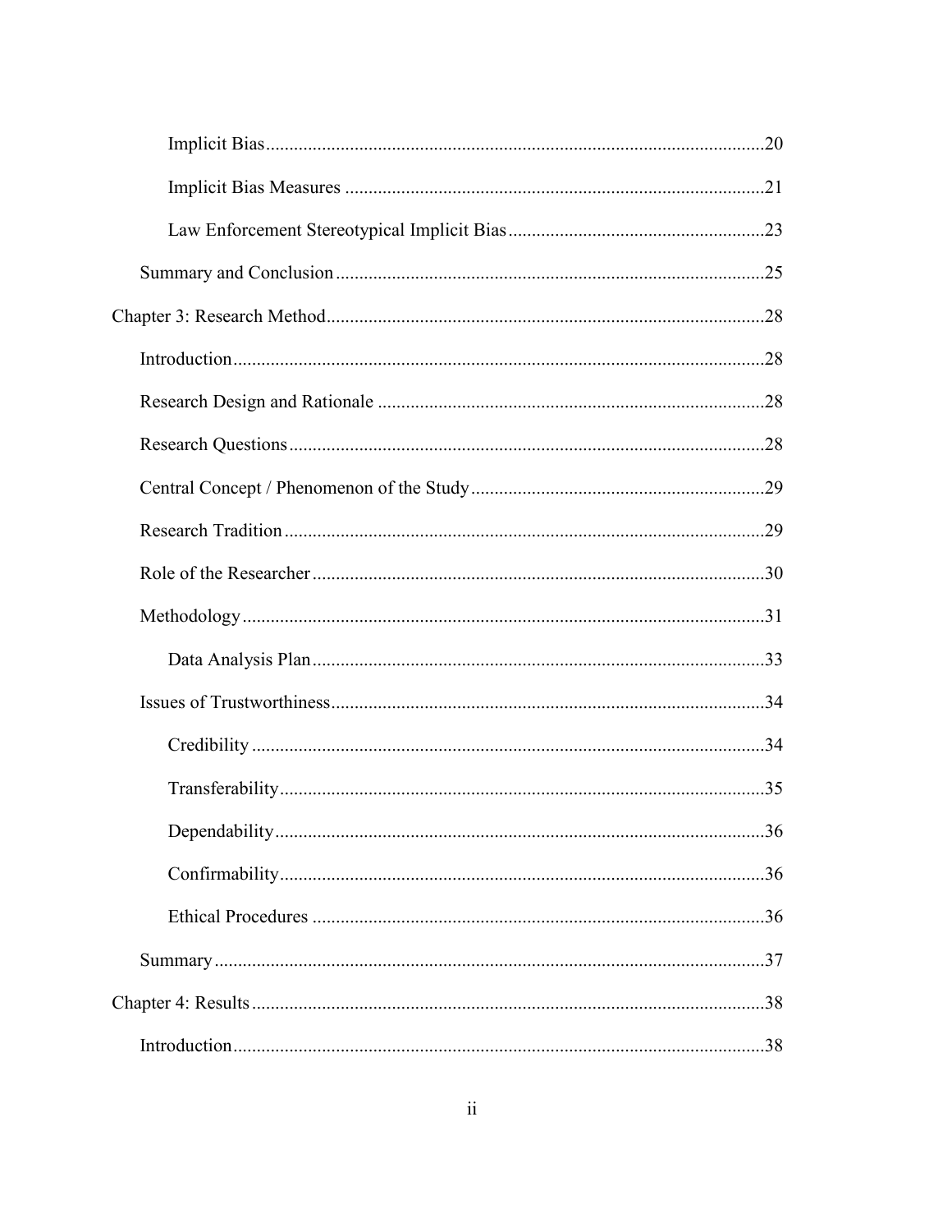Implicit Bias .......................................................................................................20

Implicit Bias Measures .......................................................................................21

Law Enforcement Stereotypical Implicit Bias......................................................23

Summary and Conclusion ...........................................................................................25

Chapter 3: Research Method..............................................................................................28

Introduction..................................................................................................................28

Research Design and Rationale ..................................................................................28

Research Questions......................................................................................................28

Central Concept / Phenomenon of the Study ..............................................................29

Research Tradition .......................................................................................................29

Role of the Researcher .................................................................................................30

Methodology ................................................................................................................31

Data Analysis Plan .................................................................................................33

Issues of Trustworthiness.............................................................................................34

Credibility ..............................................................................................................34

Transferability........................................................................................................35

Dependability.........................................................................................................36

Confirmability........................................................................................................36

Ethical Procedures .................................................................................................36

Summary ......................................................................................................................37

Chapter 4: Results..............................................................................................................38

Introduction..................................................................................................................38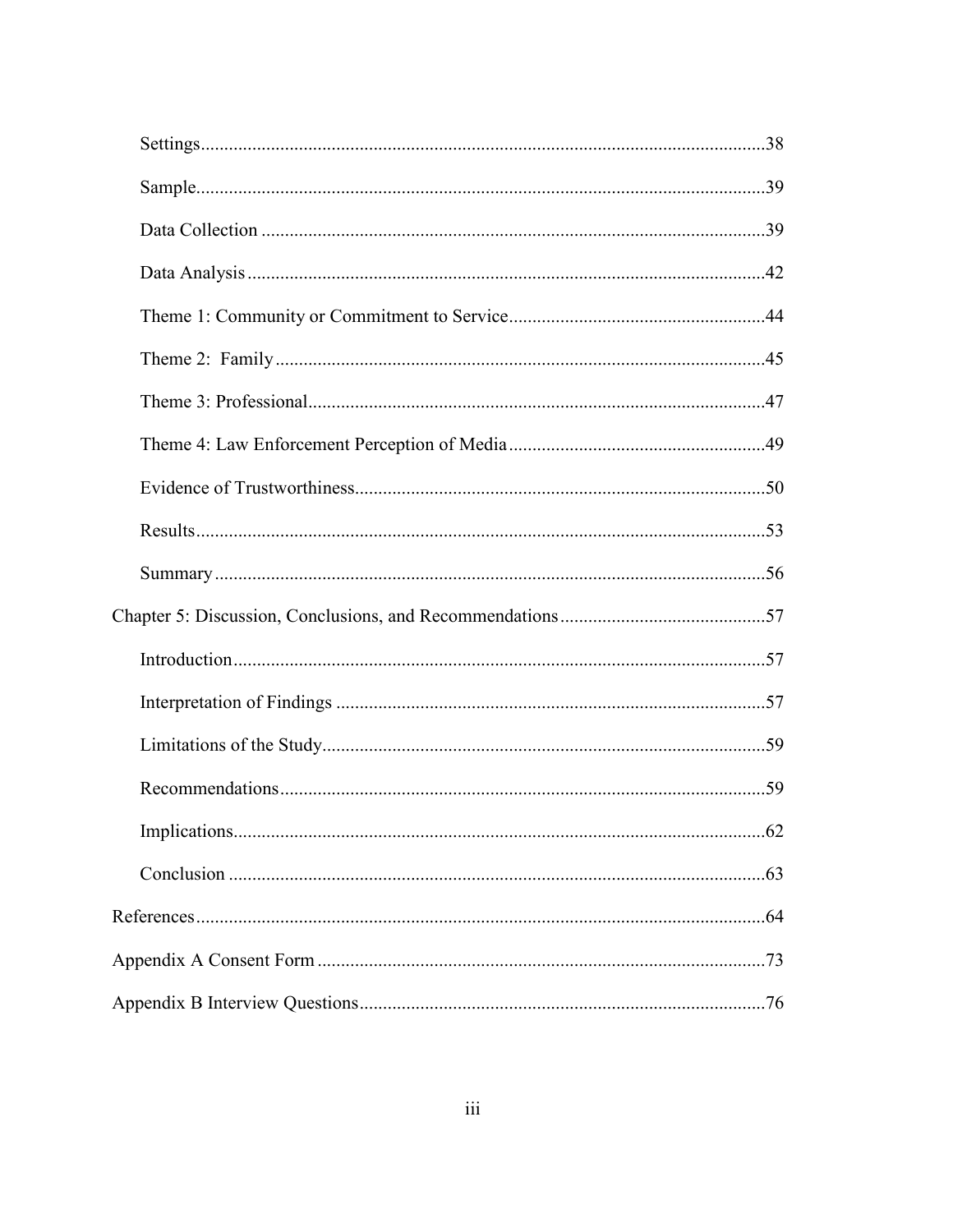Settings........................................................................................................38

Sample.........................................................................................................39

Data Collection ...........................................................................................39

Data Analysis ..............................................................................................42

Theme 1: Community or Commitment to Service.......................................................44

Theme 2: Family........................................................................................45

Theme 3: Professional.................................................................................47

Theme 4: Law Enforcement Perception of Media.......................................................49

Evidence of Trustworthiness.......................................................................50

Results.........................................................................................................53

Summary.....................................................................................................56

Chapter 5: Discussion, Conclusions, and Recommendations............................................57

Introduction.................................................................................................57

Interpretation of Findings ...........................................................................57

Limitations of the Study..............................................................................59

Recommendations........................................................................................59

Implications.................................................................................................62

Conclusion ..................................................................................................63

References..........................................................................................................64

Appendix A Consent Form ................................................................................73

Appendix B Interview Questions......................................................................76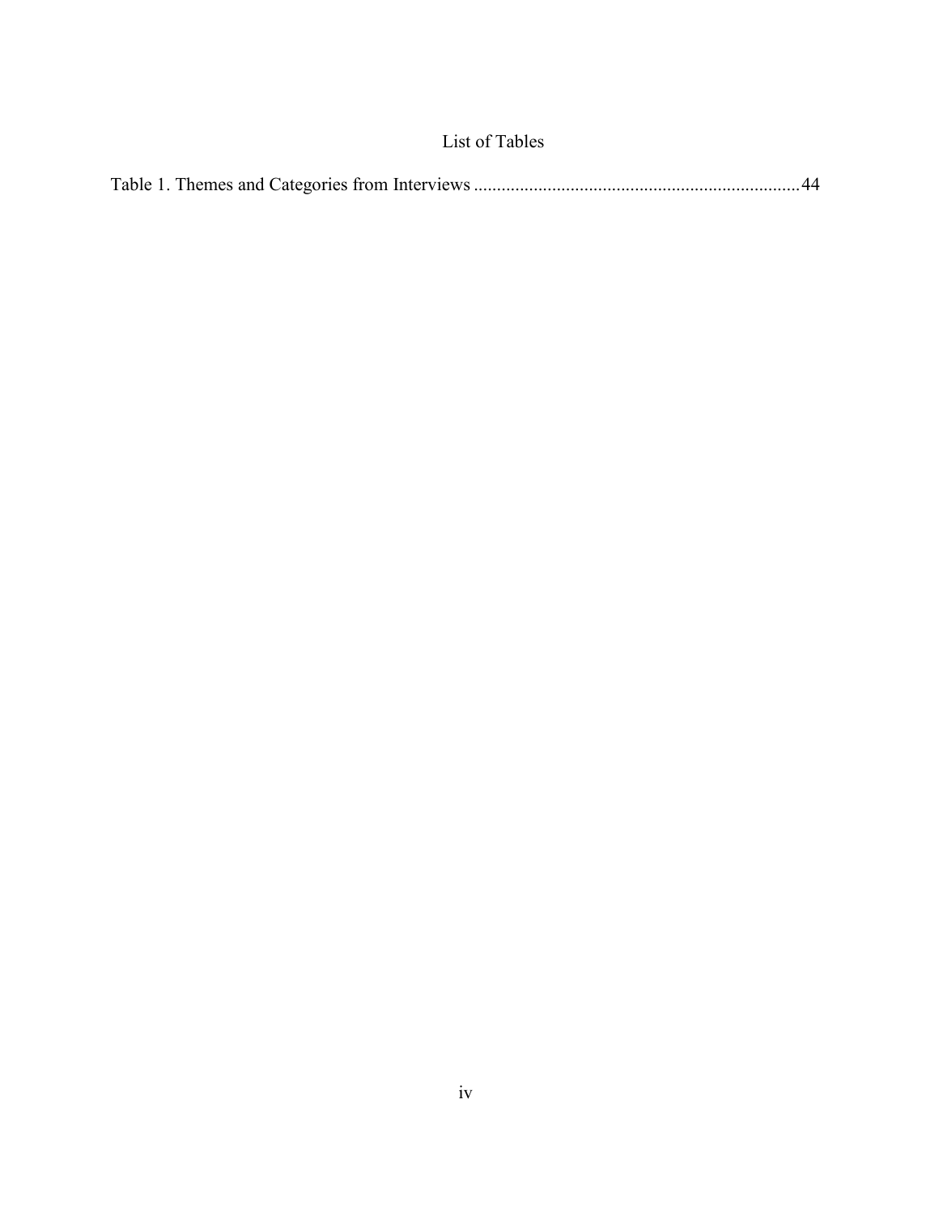# List of Tables

Table 1. Themes and Categories from Interviews ........................................................................44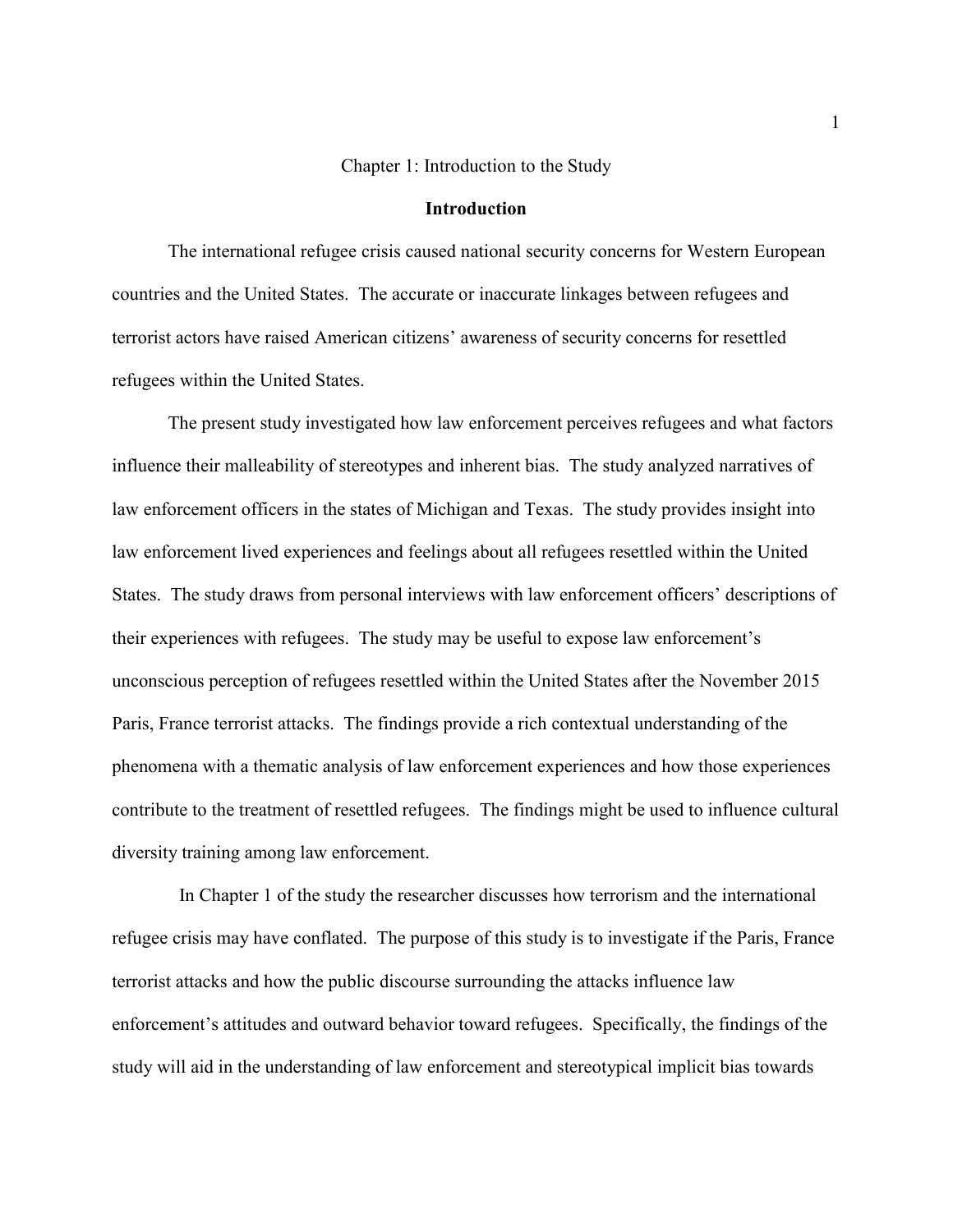# Chapter 1: Introduction to the Study

## Introduction

The international refugee crisis caused national security concerns for Western European countries and the United States. The accurate or inaccurate linkages between refugees and terrorist actors have raised American citizens' awareness of security concerns for resettled refugees within the United States.

The present study investigated how law enforcement perceives refugees and what factors influence their malleability of stereotypes and inherent bias. The study analyzed narratives of law enforcement officers in the states of Michigan and Texas. The study provides insight into law enforcement lived experiences and feelings about all refugees resettled within the United States. The study draws from personal interviews with law enforcement officers' descriptions of their experiences with refugees. The study may be useful to expose law enforcement's unconscious perception of refugees resettled within the United States after the November 2015 Paris, France terrorist attacks. The findings provide a rich contextual understanding of the phenomena with a thematic analysis of law enforcement experiences and how those experiences contribute to the treatment of resettled refugees. The findings might be used to influence cultural diversity training among law enforcement.

In Chapter 1 of the study the researcher discusses how terrorism and the international refugee crisis may have conflated. The purpose of this study is to investigate if the Paris, France terrorist attacks and how the public discourse surrounding the attacks influence law enforcement's attitudes and outward behavior toward refugees. Specifically, the findings of the study will aid in the understanding of law enforcement and stereotypical implicit bias towards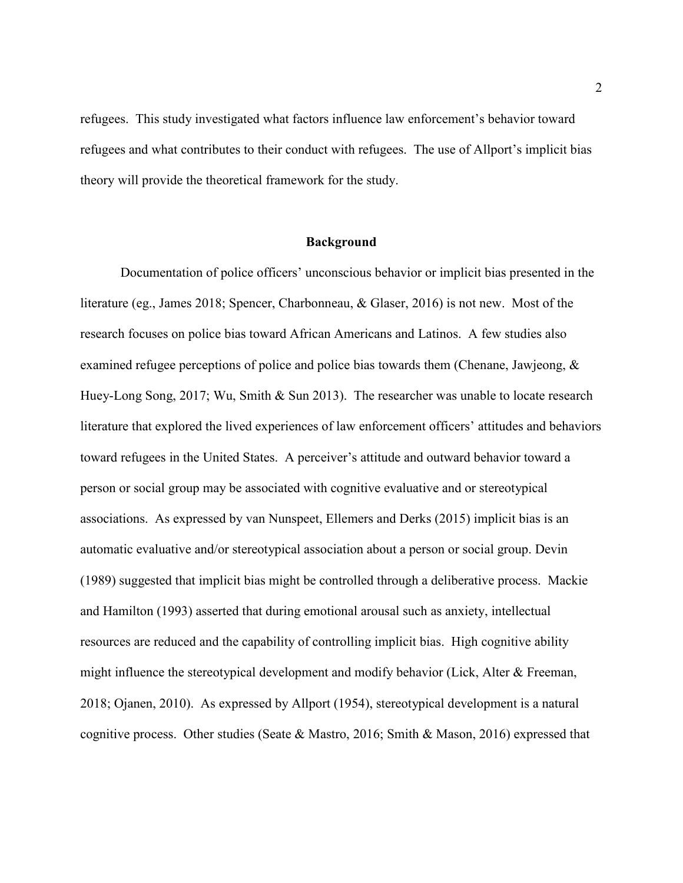refugees. This study investigated what factors influence law enforcement's behavior toward refugees and what contributes to their conduct with refugees. The use of Allport's implicit bias theory will provide the theoretical framework for the study.

## Background

Documentation of police officers' unconscious behavior or implicit bias presented in the literature (eg., James 2018; Spencer, Charbonneau, & Glaser, 2016) is not new. Most of the research focuses on police bias toward African Americans and Latinos. A few studies also examined refugee perceptions of police and police bias towards them (Chenane, Jawjeong, & Huey-Long Song, 2017; Wu, Smith & Sun 2013). The researcher was unable to locate research literature that explored the lived experiences of law enforcement officers' attitudes and behaviors toward refugees in the United States. A perceiver's attitude and outward behavior toward a person or social group may be associated with cognitive evaluative and or stereotypical associations. As expressed by van Nunspeet, Ellemers and Derks (2015) implicit bias is an automatic evaluative and/or stereotypical association about a person or social group. Devin (1989) suggested that implicit bias might be controlled through a deliberative process. Mackie and Hamilton (1993) asserted that during emotional arousal such as anxiety, intellectual resources are reduced and the capability of controlling implicit bias. High cognitive ability might influence the stereotypical development and modify behavior (Lick, Alter & Freeman, 2018; Ojanen, 2010). As expressed by Allport (1954), stereotypical development is a natural cognitive process. Other studies (Seate & Mastro, 2016; Smith & Mason, 2016) expressed that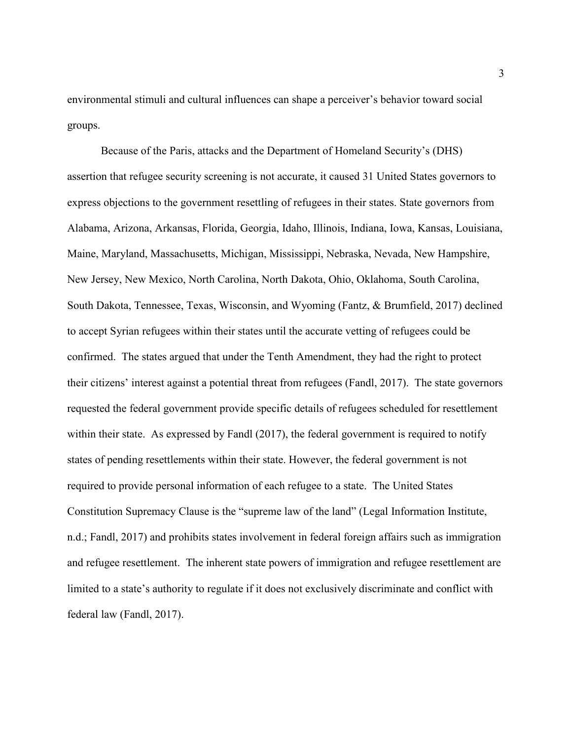environmental stimuli and cultural influences can shape a perceiver's behavior toward social groups.

Because of the Paris, attacks and the Department of Homeland Security's (DHS) assertion that refugee security screening is not accurate, it caused 31 United States governors to express objections to the government resettling of refugees in their states. State governors from Alabama, Arizona, Arkansas, Florida, Georgia, Idaho, Illinois, Indiana, Iowa, Kansas, Louisiana, Maine, Maryland, Massachusetts, Michigan, Mississippi, Nebraska, Nevada, New Hampshire, New Jersey, New Mexico, North Carolina, North Dakota, Ohio, Oklahoma, South Carolina, South Dakota, Tennessee, Texas, Wisconsin, and Wyoming (Fantz, & Brumfield, 2017) declined to accept Syrian refugees within their states until the accurate vetting of refugees could be confirmed. The states argued that under the Tenth Amendment, they had the right to protect their citizens' interest against a potential threat from refugees (Fandl, 2017). The state governors requested the federal government provide specific details of refugees scheduled for resettlement within their state. As expressed by Fandl (2017), the federal government is required to notify states of pending resettlements within their state. However, the federal government is not required to provide personal information of each refugee to a state. The United States Constitution Supremacy Clause is the "supreme law of the land" (Legal Information Institute, n.d.; Fandl, 2017) and prohibits states involvement in federal foreign affairs such as immigration and refugee resettlement. The inherent state powers of immigration and refugee resettlement are limited to a state's authority to regulate if it does not exclusively discriminate and conflict with federal law (Fandl, 2017).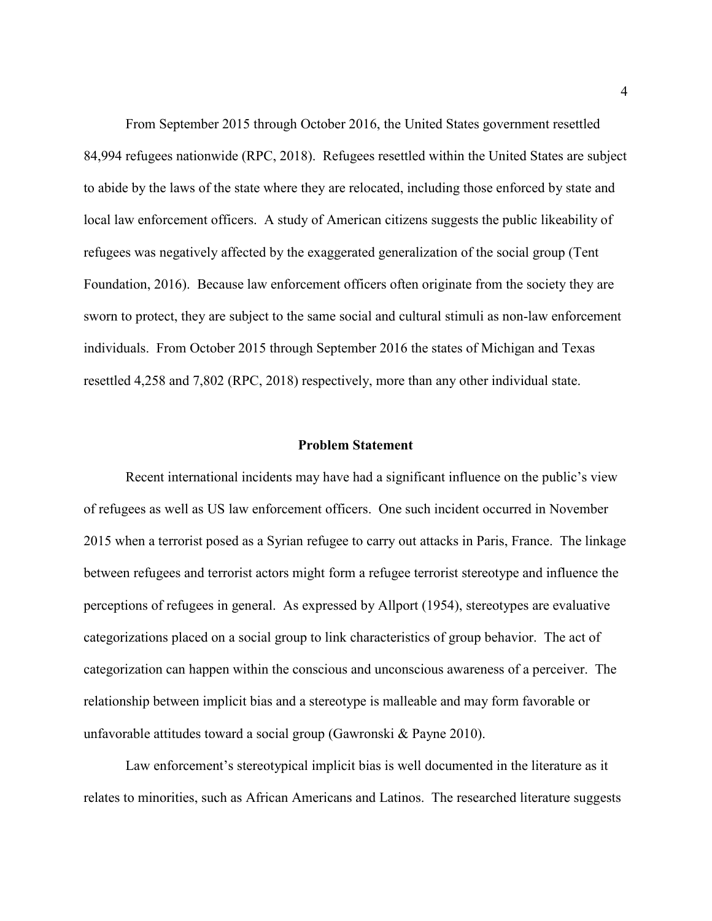From September 2015 through October 2016, the United States government resettled 84,994 refugees nationwide (RPC, 2018). Refugees resettled within the United States are subject to abide by the laws of the state where they are relocated, including those enforced by state and local law enforcement officers. A study of American citizens suggests the public likeability of refugees was negatively affected by the exaggerated generalization of the social group (Tent Foundation, 2016). Because law enforcement officers often originate from the society they are sworn to protect, they are subject to the same social and cultural stimuli as non-law enforcement individuals. From October 2015 through September 2016 the states of Michigan and Texas resettled 4,258 and 7,802 (RPC, 2018) respectively, more than any other individual state.

## Problem Statement

Recent international incidents may have had a significant influence on the public's view of refugees as well as US law enforcement officers. One such incident occurred in November 2015 when a terrorist posed as a Syrian refugee to carry out attacks in Paris, France. The linkage between refugees and terrorist actors might form a refugee terrorist stereotype and influence the perceptions of refugees in general. As expressed by Allport (1954), stereotypes are evaluative categorizations placed on a social group to link characteristics of group behavior. The act of categorization can happen within the conscious and unconscious awareness of a perceiver. The relationship between implicit bias and a stereotype is malleable and may form favorable or unfavorable attitudes toward a social group (Gawronski & Payne 2010).

Law enforcement's stereotypical implicit bias is well documented in the literature as it relates to minorities, such as African Americans and Latinos. The researched literature suggests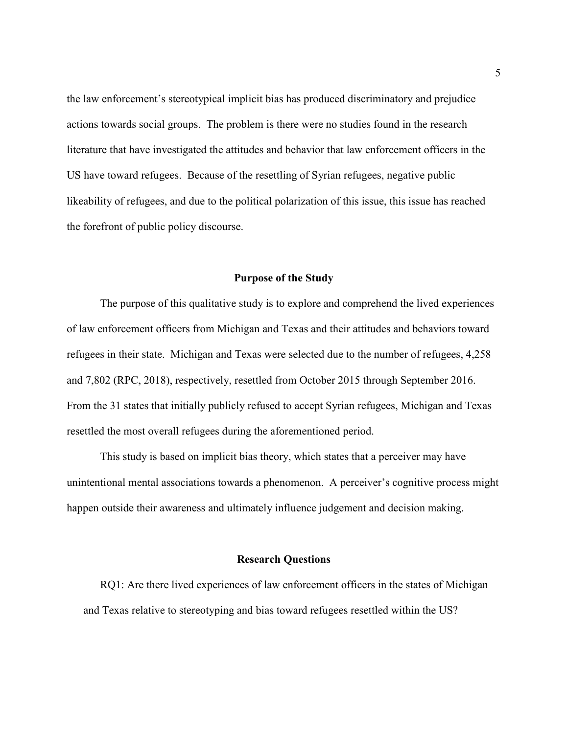the law enforcement's stereotypical implicit bias has produced discriminatory and prejudice actions towards social groups. The problem is there were no studies found in the research literature that have investigated the attitudes and behavior that law enforcement officers in the US have toward refugees. Because of the resettling of Syrian refugees, negative public likeability of refugees, and due to the political polarization of this issue, this issue has reached the forefront of public policy discourse.

## Purpose of the Study

The purpose of this qualitative study is to explore and comprehend the lived experiences of law enforcement officers from Michigan and Texas and their attitudes and behaviors toward refugees in their state. Michigan and Texas were selected due to the number of refugees, 4,258 and 7,802 (RPC, 2018), respectively, resettled from October 2015 through September 2016. From the 31 states that initially publicly refused to accept Syrian refugees, Michigan and Texas resettled the most overall refugees during the aforementioned period.

This study is based on implicit bias theory, which states that a perceiver may have unintentional mental associations towards a phenomenon. A perceiver's cognitive process might happen outside their awareness and ultimately influence judgement and decision making.

## Research Questions

RQ1: Are there lived experiences of law enforcement officers in the states of Michigan and Texas relative to stereotyping and bias toward refugees resettled within the US?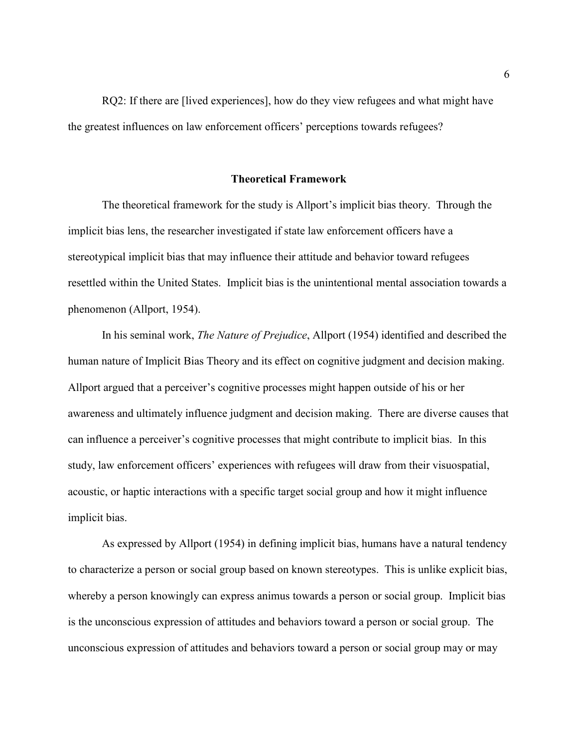RQ2: If there are [lived experiences], how do they view refugees and what might have the greatest influences on law enforcement officers' perceptions towards refugees?

## Theoretical Framework

The theoretical framework for the study is Allport's implicit bias theory. Through the implicit bias lens, the researcher investigated if state law enforcement officers have a stereotypical implicit bias that may influence their attitude and behavior toward refugees resettled within the United States. Implicit bias is the unintentional mental association towards a phenomenon (Allport, 1954).

In his seminal work, *The Nature of Prejudice*, Allport (1954) identified and described the human nature of Implicit Bias Theory and its effect on cognitive judgment and decision making. Allport argued that a perceiver's cognitive processes might happen outside of his or her awareness and ultimately influence judgment and decision making. There are diverse causes that can influence a perceiver's cognitive processes that might contribute to implicit bias. In this study, law enforcement officers' experiences with refugees will draw from their visuospatial, acoustic, or haptic interactions with a specific target social group and how it might influence implicit bias.

As expressed by Allport (1954) in defining implicit bias, humans have a natural tendency to characterize a person or social group based on known stereotypes. This is unlike explicit bias, whereby a person knowingly can express animus towards a person or social group. Implicit bias is the unconscious expression of attitudes and behaviors toward a person or social group. The unconscious expression of attitudes and behaviors toward a person or social group may or may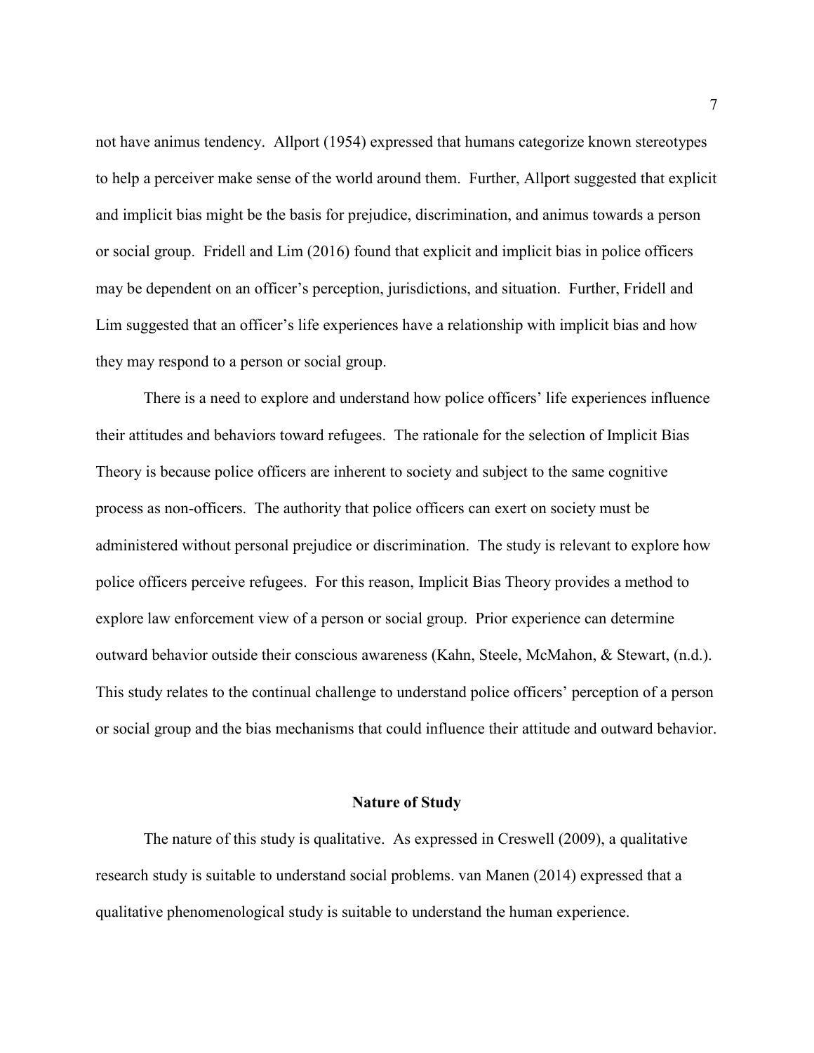not have animus tendency. Allport (1954) expressed that humans categorize known stereotypes to help a perceiver make sense of the world around them. Further, Allport suggested that explicit and implicit bias might be the basis for prejudice, discrimination, and animus towards a person or social group. Fridell and Lim (2016) found that explicit and implicit bias in police officers may be dependent on an officer's perception, jurisdictions, and situation. Further, Fridell and Lim suggested that an officer's life experiences have a relationship with implicit bias and how they may respond to a person or social group.

There is a need to explore and understand how police officers' life experiences influence their attitudes and behaviors toward refugees. The rationale for the selection of Implicit Bias Theory is because police officers are inherent to society and subject to the same cognitive process as non-officers. The authority that police officers can exert on society must be administered without personal prejudice or discrimination. The study is relevant to explore how police officers perceive refugees. For this reason, Implicit Bias Theory provides a method to explore law enforcement view of a person or social group. Prior experience can determine outward behavior outside their conscious awareness (Kahn, Steele, McMahon, & Stewart, (n.d.). This study relates to the continual challenge to understand police officers' perception of a person or social group and the bias mechanisms that could influence their attitude and outward behavior.

## Nature of Study

The nature of this study is qualitative. As expressed in Creswell (2009), a qualitative research study is suitable to understand social problems. van Manen (2014) expressed that a qualitative phenomenological study is suitable to understand the human experience.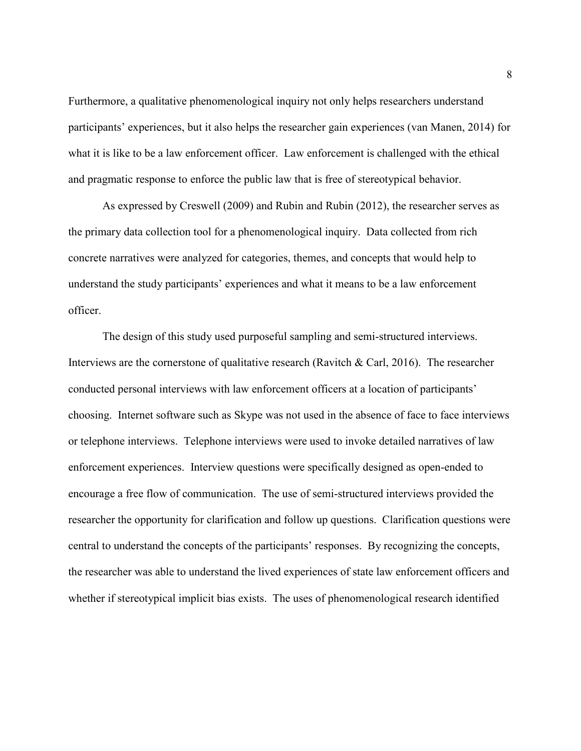Furthermore, a qualitative phenomenological inquiry not only helps researchers understand participants' experiences, but it also helps the researcher gain experiences (van Manen, 2014) for what it is like to be a law enforcement officer. Law enforcement is challenged with the ethical and pragmatic response to enforce the public law that is free of stereotypical behavior.

As expressed by Creswell (2009) and Rubin and Rubin (2012), the researcher serves as the primary data collection tool for a phenomenological inquiry. Data collected from rich concrete narratives were analyzed for categories, themes, and concepts that would help to understand the study participants' experiences and what it means to be a law enforcement officer.

The design of this study used purposeful sampling and semi-structured interviews. Interviews are the cornerstone of qualitative research (Ravitch & Carl, 2016). The researcher conducted personal interviews with law enforcement officers at a location of participants' choosing. Internet software such as Skype was not used in the absence of face to face interviews or telephone interviews. Telephone interviews were used to invoke detailed narratives of law enforcement experiences. Interview questions were specifically designed as open-ended to encourage a free flow of communication. The use of semi-structured interviews provided the researcher the opportunity for clarification and follow up questions. Clarification questions were central to understand the concepts of the participants' responses. By recognizing the concepts, the researcher was able to understand the lived experiences of state law enforcement officers and whether if stereotypical implicit bias exists. The uses of phenomenological research identified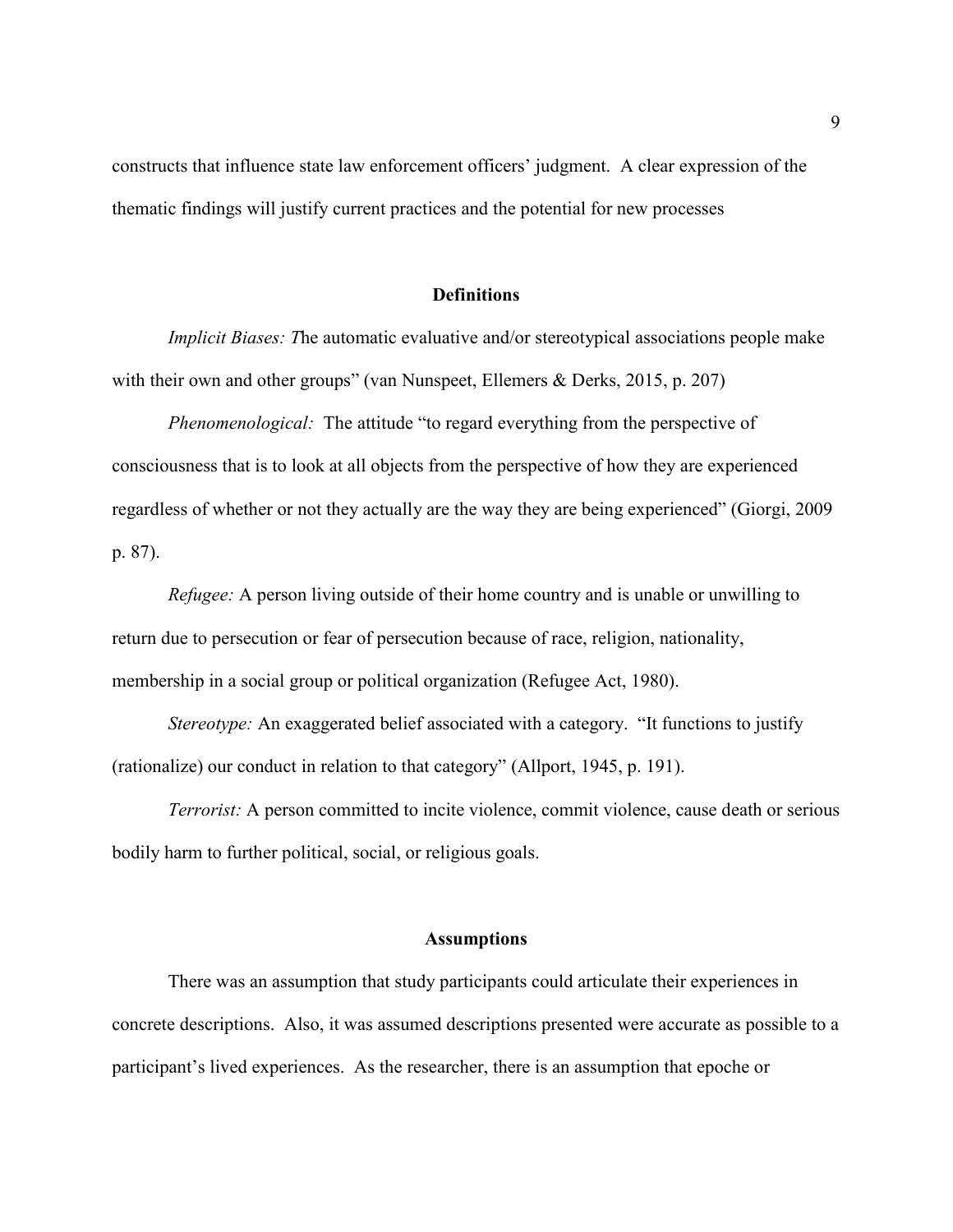constructs that influence state law enforcement officers' judgment. A clear expression of the thematic findings will justify current practices and the potential for new processes

## Definitions

*Implicit Biases: T*he automatic evaluative and/or stereotypical associations people make with their own and other groups" (van Nunspeet, Ellemers & Derks, 2015, p. 207)

*Phenomenological:* The attitude "to regard everything from the perspective of consciousness that is to look at all objects from the perspective of how they are experienced regardless of whether or not they actually are the way they are being experienced" (Giorgi, 2009 p. 87).

*Refugee:* A person living outside of their home country and is unable or unwilling to return due to persecution or fear of persecution because of race, religion, nationality, membership in a social group or political organization (Refugee Act, 1980).

*Stereotype:* An exaggerated belief associated with a category. "It functions to justify (rationalize) our conduct in relation to that category" (Allport, 1945, p. 191).

*Terrorist:* A person committed to incite violence, commit violence, cause death or serious bodily harm to further political, social, or religious goals.

## Assumptions

There was an assumption that study participants could articulate their experiences in concrete descriptions. Also, it was assumed descriptions presented were accurate as possible to a participant's lived experiences. As the researcher, there is an assumption that epoche or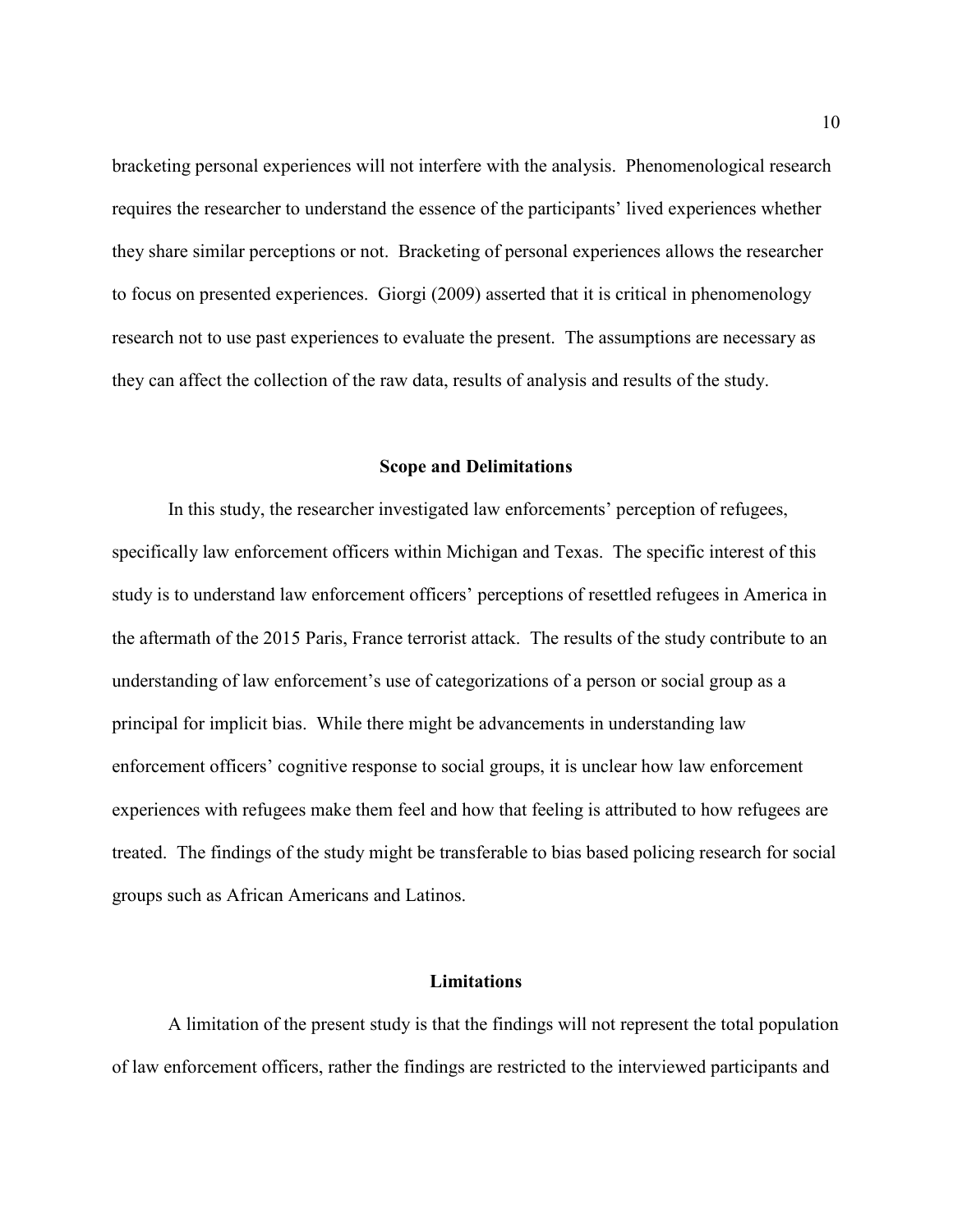bracketing personal experiences will not interfere with the analysis. Phenomenological research requires the researcher to understand the essence of the participants' lived experiences whether they share similar perceptions or not. Bracketing of personal experiences allows the researcher to focus on presented experiences. Giorgi (2009) asserted that it is critical in phenomenology research not to use past experiences to evaluate the present. The assumptions are necessary as they can affect the collection of the raw data, results of analysis and results of the study.

## Scope and Delimitations

In this study, the researcher investigated law enforcements' perception of refugees, specifically law enforcement officers within Michigan and Texas. The specific interest of this study is to understand law enforcement officers' perceptions of resettled refugees in America in the aftermath of the 2015 Paris, France terrorist attack. The results of the study contribute to an understanding of law enforcement's use of categorizations of a person or social group as a principal for implicit bias. While there might be advancements in understanding law enforcement officers' cognitive response to social groups, it is unclear how law enforcement experiences with refugees make them feel and how that feeling is attributed to how refugees are treated. The findings of the study might be transferable to bias based policing research for social groups such as African Americans and Latinos.

## Limitations

A limitation of the present study is that the findings will not represent the total population of law enforcement officers, rather the findings are restricted to the interviewed participants and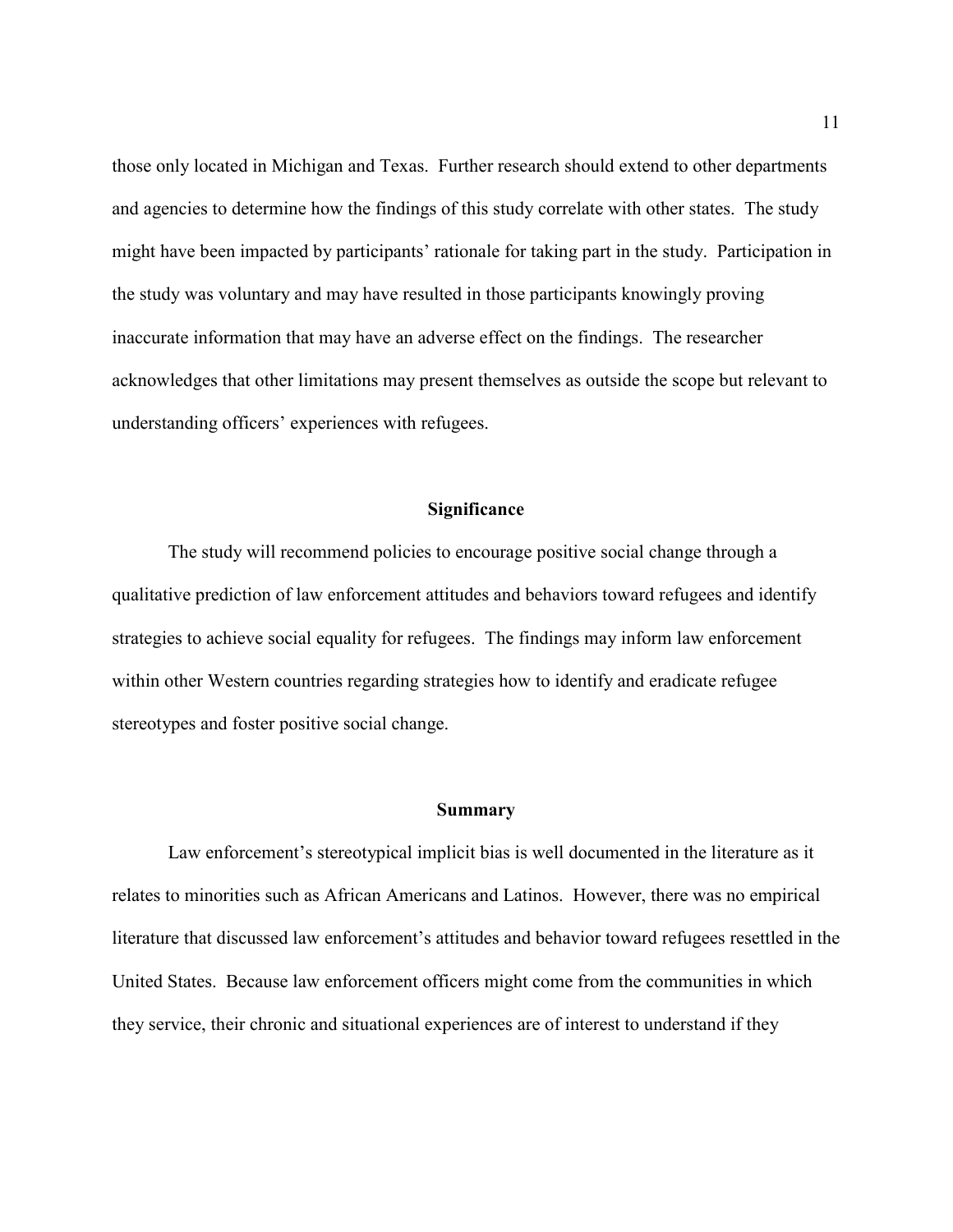those only located in Michigan and Texas. Further research should extend to other departments and agencies to determine how the findings of this study correlate with other states. The study might have been impacted by participants' rationale for taking part in the study. Participation in the study was voluntary and may have resulted in those participants knowingly proving inaccurate information that may have an adverse effect on the findings. The researcher acknowledges that other limitations may present themselves as outside the scope but relevant to understanding officers' experiences with refugees.

## Significance

The study will recommend policies to encourage positive social change through a qualitative prediction of law enforcement attitudes and behaviors toward refugees and identify strategies to achieve social equality for refugees. The findings may inform law enforcement within other Western countries regarding strategies how to identify and eradicate refugee stereotypes and foster positive social change.

## Summary

Law enforcement's stereotypical implicit bias is well documented in the literature as it relates to minorities such as African Americans and Latinos. However, there was no empirical literature that discussed law enforcement's attitudes and behavior toward refugees resettled in the United States. Because law enforcement officers might come from the communities in which they service, their chronic and situational experiences are of interest to understand if they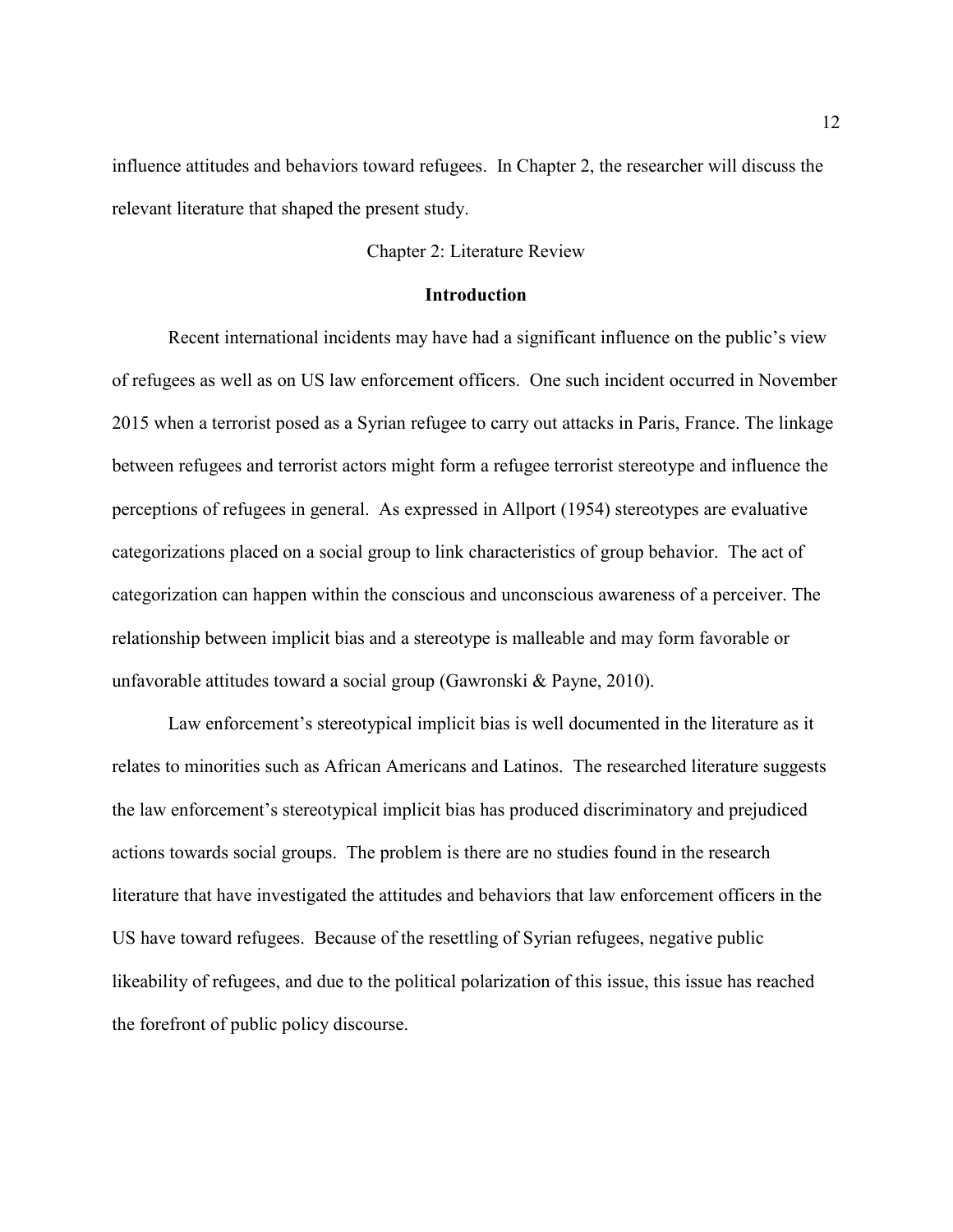influence attitudes and behaviors toward refugees. In Chapter 2, the researcher will discuss the relevant literature that shaped the present study.

# Chapter 2: Literature Review

## Introduction

Recent international incidents may have had a significant influence on the public's view of refugees as well as on US law enforcement officers. One such incident occurred in November 2015 when a terrorist posed as a Syrian refugee to carry out attacks in Paris, France. The linkage between refugees and terrorist actors might form a refugee terrorist stereotype and influence the perceptions of refugees in general. As expressed in Allport (1954) stereotypes are evaluative categorizations placed on a social group to link characteristics of group behavior. The act of categorization can happen within the conscious and unconscious awareness of a perceiver. The relationship between implicit bias and a stereotype is malleable and may form favorable or unfavorable attitudes toward a social group (Gawronski & Payne, 2010).

Law enforcement's stereotypical implicit bias is well documented in the literature as it relates to minorities such as African Americans and Latinos. The researched literature suggests the law enforcement's stereotypical implicit bias has produced discriminatory and prejudiced actions towards social groups. The problem is there are no studies found in the research literature that have investigated the attitudes and behaviors that law enforcement officers in the US have toward refugees. Because of the resettling of Syrian refugees, negative public likeability of refugees, and due to the political polarization of this issue, this issue has reached the forefront of public policy discourse.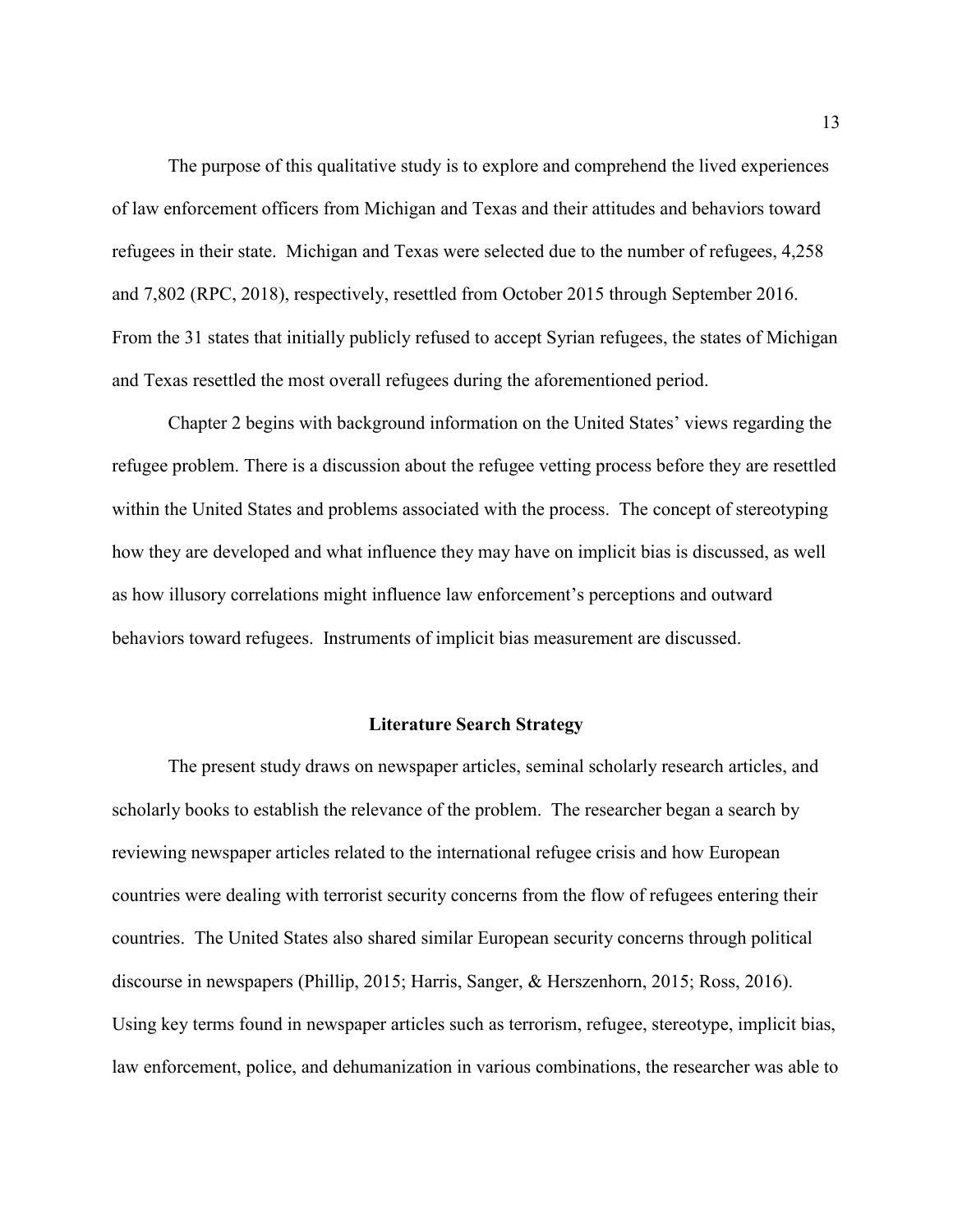The purpose of this qualitative study is to explore and comprehend the lived experiences of law enforcement officers from Michigan and Texas and their attitudes and behaviors toward refugees in their state. Michigan and Texas were selected due to the number of refugees, 4,258 and 7,802 (RPC, 2018), respectively, resettled from October 2015 through September 2016. From the 31 states that initially publicly refused to accept Syrian refugees, the states of Michigan and Texas resettled the most overall refugees during the aforementioned period.

Chapter 2 begins with background information on the United States' views regarding the refugee problem. There is a discussion about the refugee vetting process before they are resettled within the United States and problems associated with the process. The concept of stereotyping how they are developed and what influence they may have on implicit bias is discussed, as well as how illusory correlations might influence law enforcement's perceptions and outward behaviors toward refugees. Instruments of implicit bias measurement are discussed.

## Literature Search Strategy

The present study draws on newspaper articles, seminal scholarly research articles, and scholarly books to establish the relevance of the problem. The researcher began a search by reviewing newspaper articles related to the international refugee crisis and how European countries were dealing with terrorist security concerns from the flow of refugees entering their countries. The United States also shared similar European security concerns through political discourse in newspapers (Phillip, 2015; Harris, Sanger, & Herszenhorn, 2015; Ross, 2016). Using key terms found in newspaper articles such as terrorism, refugee, stereotype, implicit bias, law enforcement, police, and dehumanization in various combinations, the researcher was able to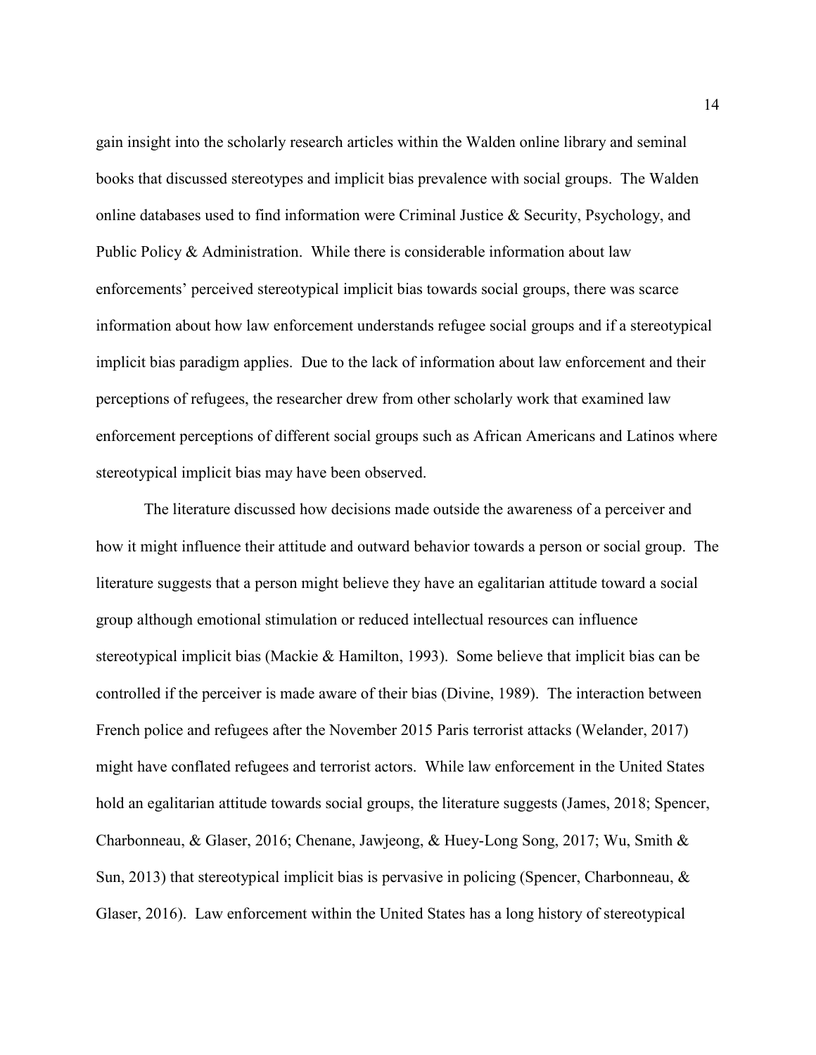gain insight into the scholarly research articles within the Walden online library and seminal books that discussed stereotypes and implicit bias prevalence with social groups. The Walden online databases used to find information were Criminal Justice & Security, Psychology, and Public Policy & Administration. While there is considerable information about law enforcements' perceived stereotypical implicit bias towards social groups, there was scarce information about how law enforcement understands refugee social groups and if a stereotypical implicit bias paradigm applies. Due to the lack of information about law enforcement and their perceptions of refugees, the researcher drew from other scholarly work that examined law enforcement perceptions of different social groups such as African Americans and Latinos where stereotypical implicit bias may have been observed.

The literature discussed how decisions made outside the awareness of a perceiver and how it might influence their attitude and outward behavior towards a person or social group. The literature suggests that a person might believe they have an egalitarian attitude toward a social group although emotional stimulation or reduced intellectual resources can influence stereotypical implicit bias (Mackie & Hamilton, 1993). Some believe that implicit bias can be controlled if the perceiver is made aware of their bias (Divine, 1989). The interaction between French police and refugees after the November 2015 Paris terrorist attacks (Welander, 2017) might have conflated refugees and terrorist actors. While law enforcement in the United States hold an egalitarian attitude towards social groups, the literature suggests (James, 2018; Spencer, Charbonneau, & Glaser, 2016; Chenane, Jawjeong, & Huey-Long Song, 2017; Wu, Smith & Sun, 2013) that stereotypical implicit bias is pervasive in policing (Spencer, Charbonneau, & Glaser, 2016). Law enforcement within the United States has a long history of stereotypical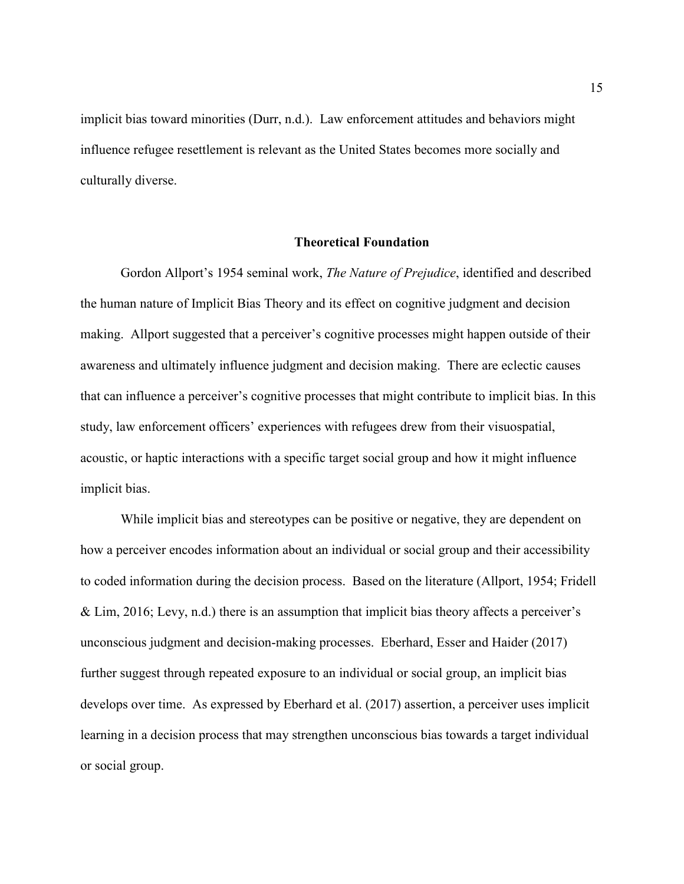implicit bias toward minorities (Durr, n.d.). Law enforcement attitudes and behaviors might influence refugee resettlement is relevant as the United States becomes more socially and culturally diverse.

## Theoretical Foundation

Gordon Allport's 1954 seminal work, *The Nature of Prejudice*, identified and described the human nature of Implicit Bias Theory and its effect on cognitive judgment and decision making. Allport suggested that a perceiver's cognitive processes might happen outside of their awareness and ultimately influence judgment and decision making. There are eclectic causes that can influence a perceiver's cognitive processes that might contribute to implicit bias. In this study, law enforcement officers' experiences with refugees drew from their visuospatial, acoustic, or haptic interactions with a specific target social group and how it might influence implicit bias.

While implicit bias and stereotypes can be positive or negative, they are dependent on how a perceiver encodes information about an individual or social group and their accessibility to coded information during the decision process. Based on the literature (Allport, 1954; Fridell & Lim, 2016; Levy, n.d.) there is an assumption that implicit bias theory affects a perceiver's unconscious judgment and decision-making processes. Eberhard, Esser and Haider (2017) further suggest through repeated exposure to an individual or social group, an implicit bias develops over time. As expressed by Eberhard et al. (2017) assertion, a perceiver uses implicit learning in a decision process that may strengthen unconscious bias towards a target individual or social group.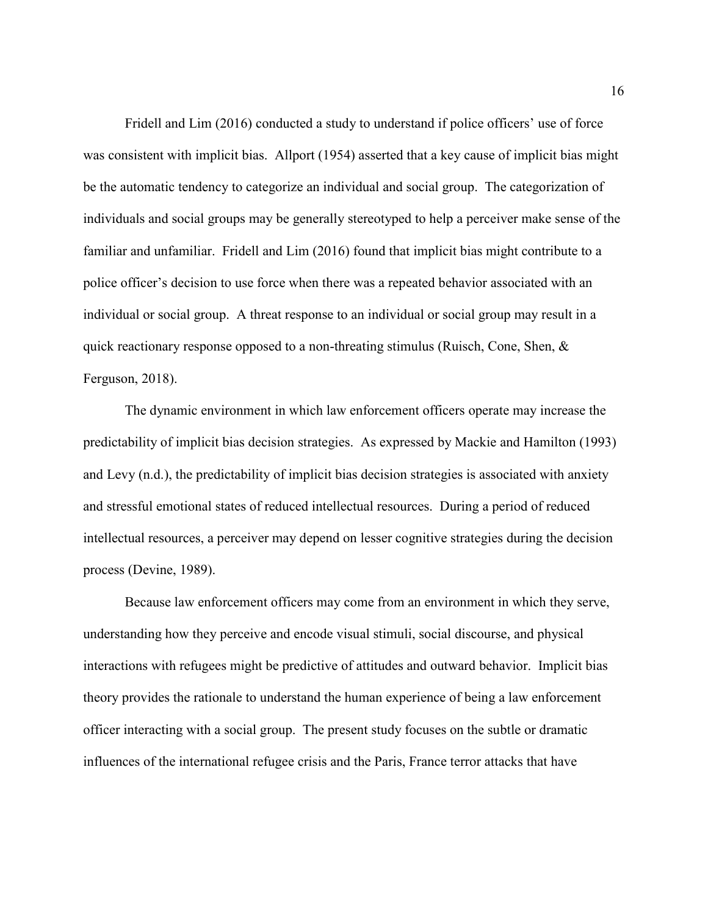Fridell and Lim (2016) conducted a study to understand if police officers' use of force was consistent with implicit bias. Allport (1954) asserted that a key cause of implicit bias might be the automatic tendency to categorize an individual and social group. The categorization of individuals and social groups may be generally stereotyped to help a perceiver make sense of the familiar and unfamiliar. Fridell and Lim (2016) found that implicit bias might contribute to a police officer's decision to use force when there was a repeated behavior associated with an individual or social group. A threat response to an individual or social group may result in a quick reactionary response opposed to a non-threating stimulus (Ruisch, Cone, Shen, & Ferguson, 2018).

The dynamic environment in which law enforcement officers operate may increase the predictability of implicit bias decision strategies. As expressed by Mackie and Hamilton (1993) and Levy (n.d.), the predictability of implicit bias decision strategies is associated with anxiety and stressful emotional states of reduced intellectual resources. During a period of reduced intellectual resources, a perceiver may depend on lesser cognitive strategies during the decision process (Devine, 1989).

Because law enforcement officers may come from an environment in which they serve, understanding how they perceive and encode visual stimuli, social discourse, and physical interactions with refugees might be predictive of attitudes and outward behavior. Implicit bias theory provides the rationale to understand the human experience of being a law enforcement officer interacting with a social group. The present study focuses on the subtle or dramatic influences of the international refugee crisis and the Paris, France terror attacks that have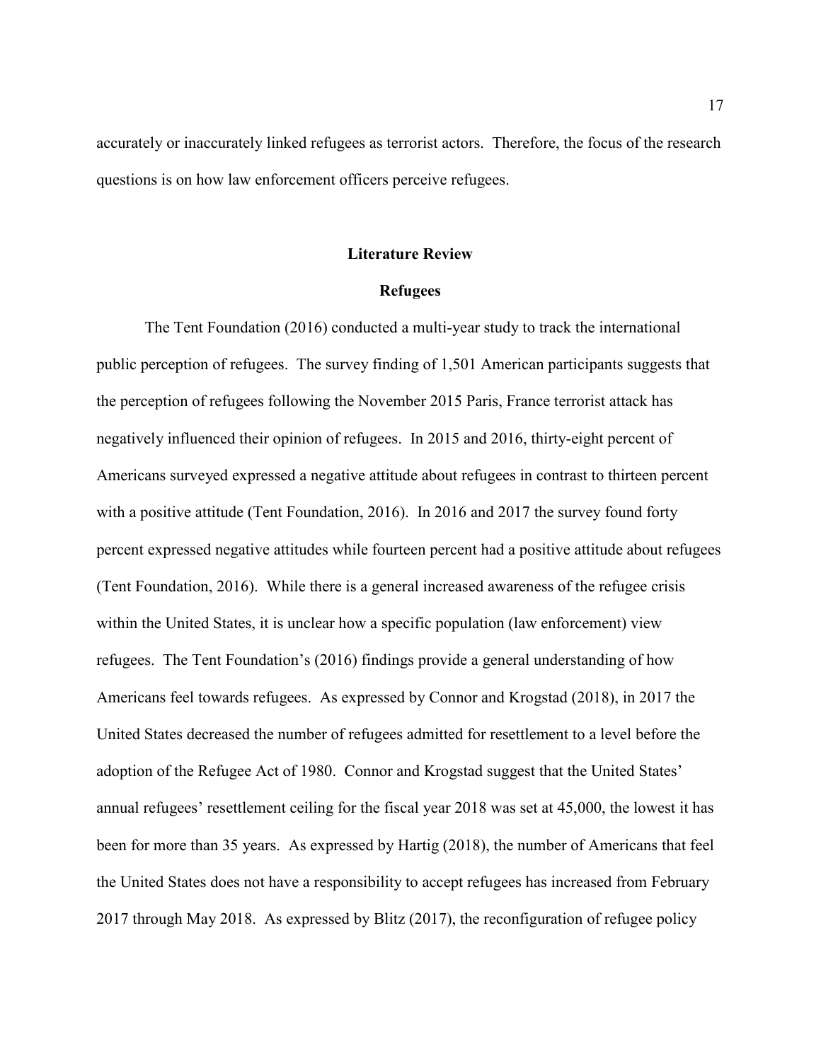accurately or inaccurately linked refugees as terrorist actors. Therefore, the focus of the research questions is on how law enforcement officers perceive refugees.

## Literature Review

### Refugees

The Tent Foundation (2016) conducted a multi-year study to track the international public perception of refugees. The survey finding of 1,501 American participants suggests that the perception of refugees following the November 2015 Paris, France terrorist attack has negatively influenced their opinion of refugees. In 2015 and 2016, thirty-eight percent of Americans surveyed expressed a negative attitude about refugees in contrast to thirteen percent with a positive attitude (Tent Foundation, 2016). In 2016 and 2017 the survey found forty percent expressed negative attitudes while fourteen percent had a positive attitude about refugees (Tent Foundation, 2016). While there is a general increased awareness of the refugee crisis within the United States, it is unclear how a specific population (law enforcement) view refugees. The Tent Foundation's (2016) findings provide a general understanding of how Americans feel towards refugees. As expressed by Connor and Krogstad (2018), in 2017 the United States decreased the number of refugees admitted for resettlement to a level before the adoption of the Refugee Act of 1980. Connor and Krogstad suggest that the United States' annual refugees' resettlement ceiling for the fiscal year 2018 was set at 45,000, the lowest it has been for more than 35 years. As expressed by Hartig (2018), the number of Americans that feel the United States does not have a responsibility to accept refugees has increased from February 2017 through May 2018. As expressed by Blitz (2017), the reconfiguration of refugee policy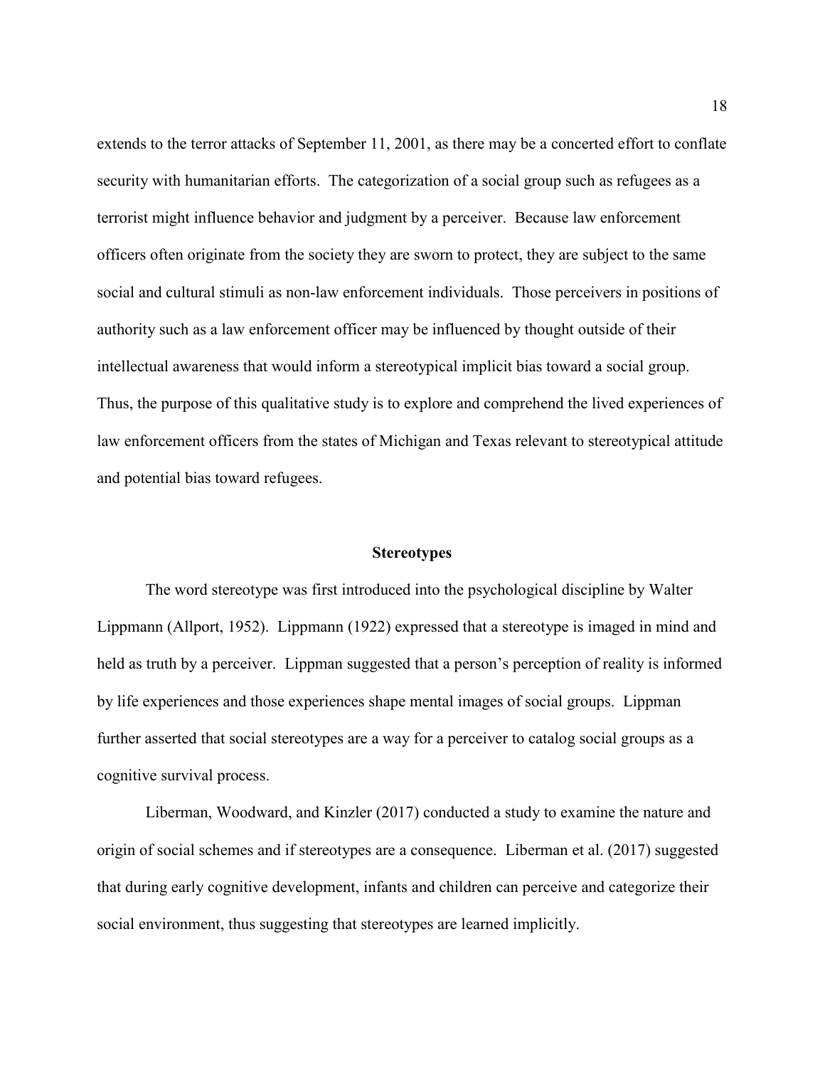extends to the terror attacks of September 11, 2001, as there may be a concerted effort to conflate security with humanitarian efforts. The categorization of a social group such as refugees as a terrorist might influence behavior and judgment by a perceiver. Because law enforcement officers often originate from the society they are sworn to protect, they are subject to the same social and cultural stimuli as non-law enforcement individuals. Those perceivers in positions of authority such as a law enforcement officer may be influenced by thought outside of their intellectual awareness that would inform a stereotypical implicit bias toward a social group. Thus, the purpose of this qualitative study is to explore and comprehend the lived experiences of law enforcement officers from the states of Michigan and Texas relevant to stereotypical attitude and potential bias toward refugees.

## Stereotypes

The word stereotype was first introduced into the psychological discipline by Walter Lippmann (Allport, 1952). Lippmann (1922) expressed that a stereotype is imaged in mind and held as truth by a perceiver. Lippman suggested that a person's perception of reality is informed by life experiences and those experiences shape mental images of social groups. Lippman further asserted that social stereotypes are a way for a perceiver to catalog social groups as a cognitive survival process.

Liberman, Woodward, and Kinzler (2017) conducted a study to examine the nature and origin of social schemes and if stereotypes are a consequence. Liberman et al. (2017) suggested that during early cognitive development, infants and children can perceive and categorize their social environment, thus suggesting that stereotypes are learned implicitly.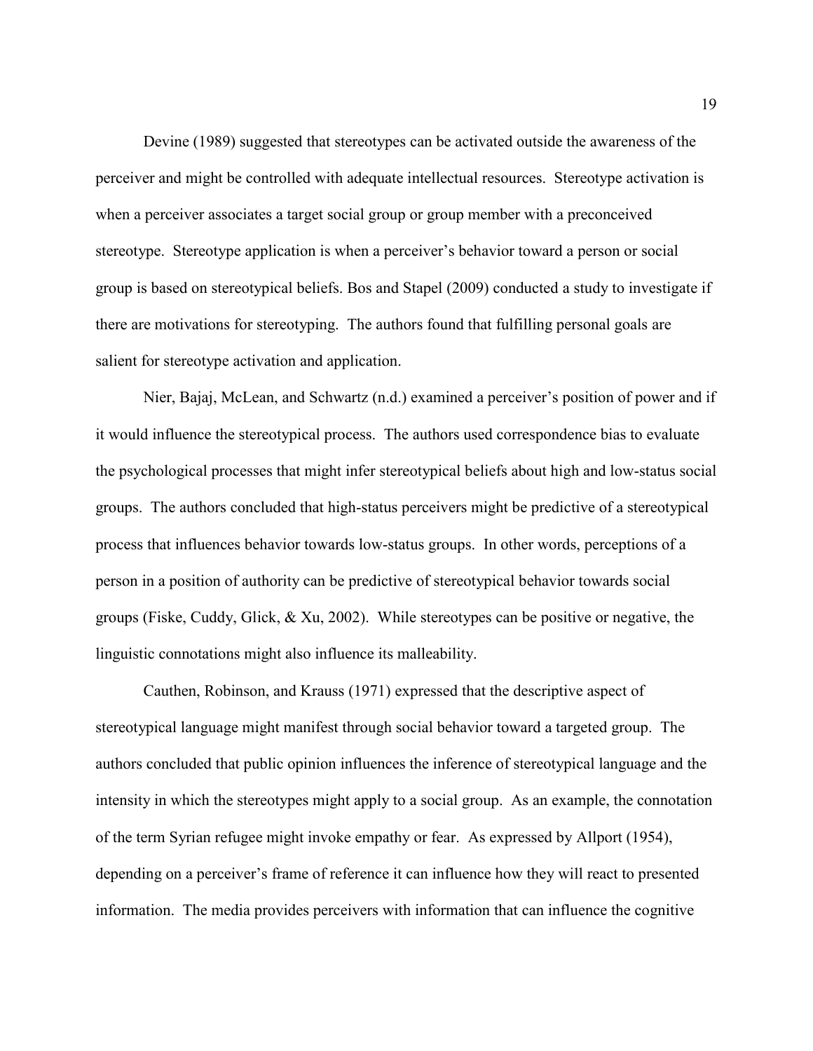Devine (1989) suggested that stereotypes can be activated outside the awareness of the perceiver and might be controlled with adequate intellectual resources. Stereotype activation is when a perceiver associates a target social group or group member with a preconceived stereotype. Stereotype application is when a perceiver's behavior toward a person or social group is based on stereotypical beliefs. Bos and Stapel (2009) conducted a study to investigate if there are motivations for stereotyping. The authors found that fulfilling personal goals are salient for stereotype activation and application.

Nier, Bajaj, McLean, and Schwartz (n.d.) examined a perceiver's position of power and if it would influence the stereotypical process. The authors used correspondence bias to evaluate the psychological processes that might infer stereotypical beliefs about high and low-status social groups. The authors concluded that high-status perceivers might be predictive of a stereotypical process that influences behavior towards low-status groups. In other words, perceptions of a person in a position of authority can be predictive of stereotypical behavior towards social groups (Fiske, Cuddy, Glick, & Xu, 2002). While stereotypes can be positive or negative, the linguistic connotations might also influence its malleability.

Cauthen, Robinson, and Krauss (1971) expressed that the descriptive aspect of stereotypical language might manifest through social behavior toward a targeted group. The authors concluded that public opinion influences the inference of stereotypical language and the intensity in which the stereotypes might apply to a social group. As an example, the connotation of the term Syrian refugee might invoke empathy or fear. As expressed by Allport (1954), depending on a perceiver's frame of reference it can influence how they will react to presented information. The media provides perceivers with information that can influence the cognitive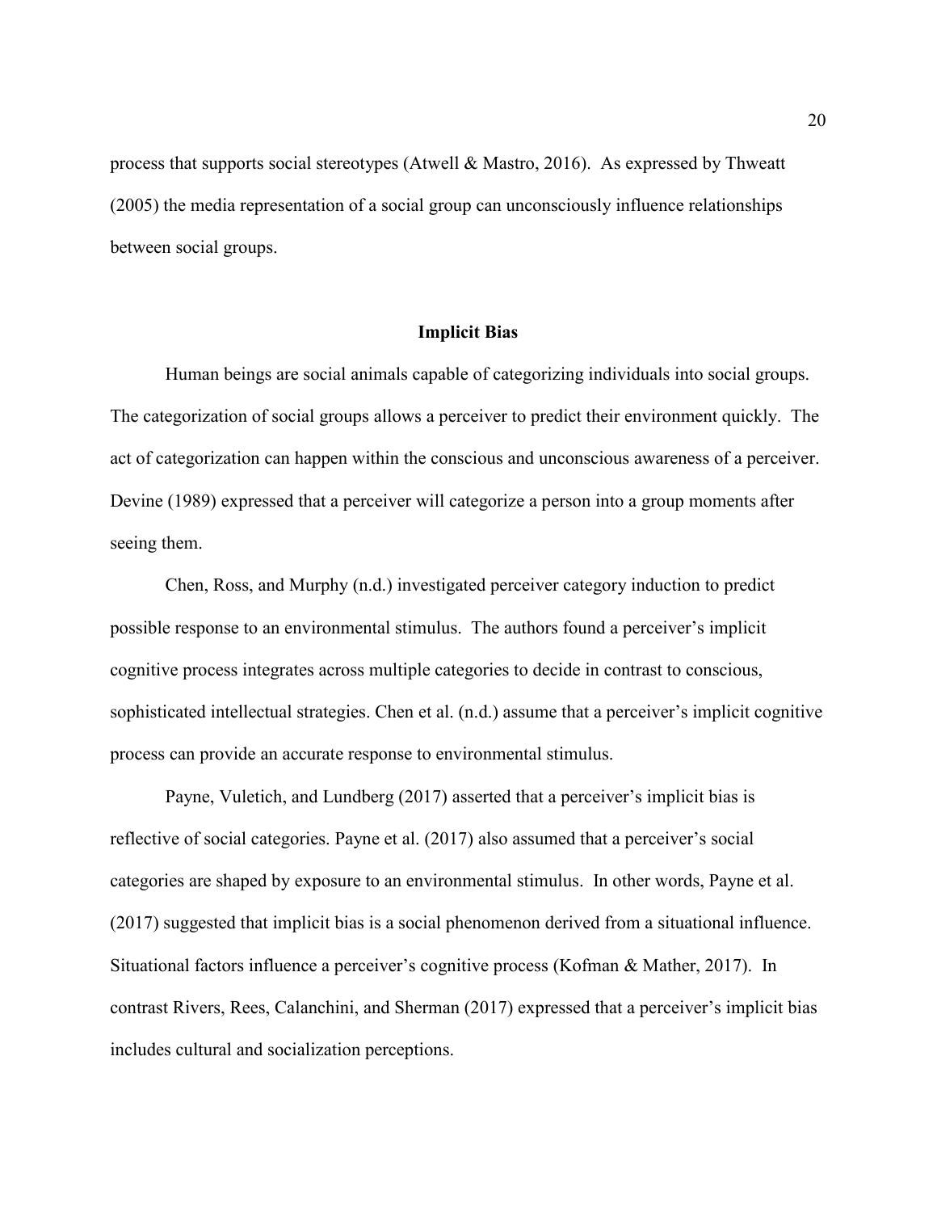process that supports social stereotypes (Atwell & Mastro, 2016). As expressed by Thweatt (2005) the media representation of a social group can unconsciously influence relationships between social groups.

## Implicit Bias

Human beings are social animals capable of categorizing individuals into social groups. The categorization of social groups allows a perceiver to predict their environment quickly. The act of categorization can happen within the conscious and unconscious awareness of a perceiver. Devine (1989) expressed that a perceiver will categorize a person into a group moments after seeing them.

Chen, Ross, and Murphy (n.d.) investigated perceiver category induction to predict possible response to an environmental stimulus. The authors found a perceiver's implicit cognitive process integrates across multiple categories to decide in contrast to conscious, sophisticated intellectual strategies. Chen et al. (n.d.) assume that a perceiver's implicit cognitive process can provide an accurate response to environmental stimulus.

Payne, Vuletich, and Lundberg (2017) asserted that a perceiver's implicit bias is reflective of social categories. Payne et al. (2017) also assumed that a perceiver's social categories are shaped by exposure to an environmental stimulus. In other words, Payne et al. (2017) suggested that implicit bias is a social phenomenon derived from a situational influence. Situational factors influence a perceiver's cognitive process (Kofman & Mather, 2017). In contrast Rivers, Rees, Calanchini, and Sherman (2017) expressed that a perceiver's implicit bias includes cultural and socialization perceptions.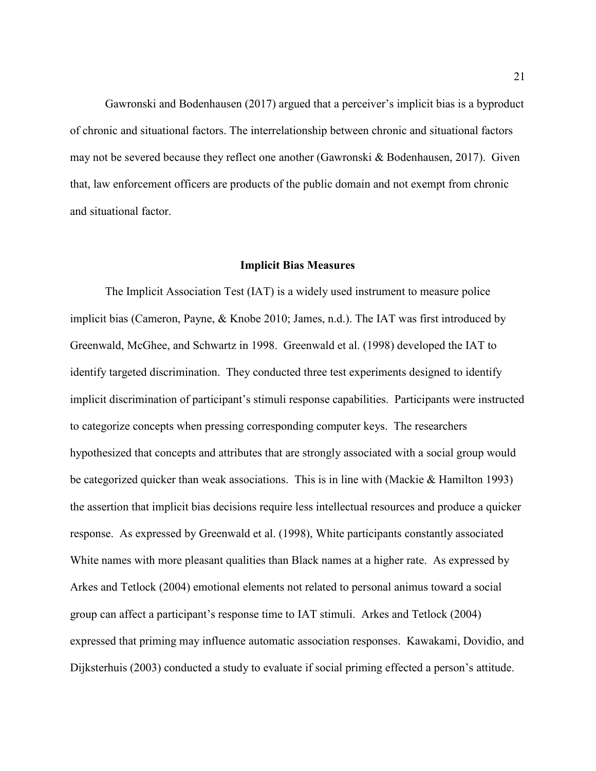Gawronski and Bodenhausen (2017) argued that a perceiver's implicit bias is a byproduct of chronic and situational factors. The interrelationship between chronic and situational factors may not be severed because they reflect one another (Gawronski & Bodenhausen, 2017). Given that, law enforcement officers are products of the public domain and not exempt from chronic and situational factor.

## Implicit Bias Measures

The Implicit Association Test (IAT) is a widely used instrument to measure police implicit bias (Cameron, Payne, & Knobe 2010; James, n.d.). The IAT was first introduced by Greenwald, McGhee, and Schwartz in 1998. Greenwald et al. (1998) developed the IAT to identify targeted discrimination. They conducted three test experiments designed to identify implicit discrimination of participant's stimuli response capabilities. Participants were instructed to categorize concepts when pressing corresponding computer keys. The researchers hypothesized that concepts and attributes that are strongly associated with a social group would be categorized quicker than weak associations. This is in line with (Mackie & Hamilton 1993) the assertion that implicit bias decisions require less intellectual resources and produce a quicker response. As expressed by Greenwald et al. (1998), White participants constantly associated White names with more pleasant qualities than Black names at a higher rate. As expressed by Arkes and Tetlock (2004) emotional elements not related to personal animus toward a social group can affect a participant's response time to IAT stimuli. Arkes and Tetlock (2004) expressed that priming may influence automatic association responses. Kawakami, Dovidio, and Dijksterhuis (2003) conducted a study to evaluate if social priming effected a person's attitude.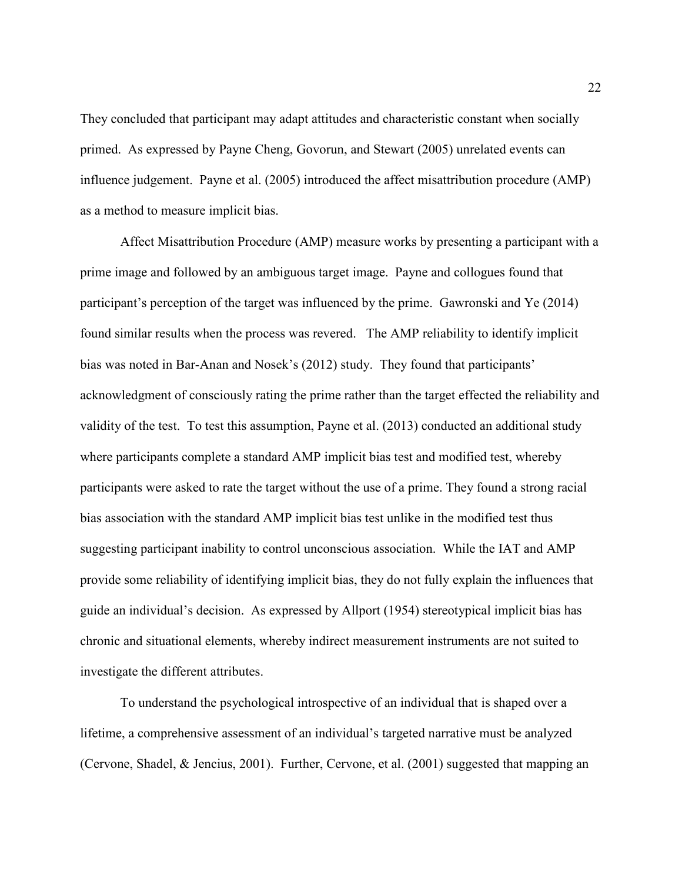They concluded that participant may adapt attitudes and characteristic constant when socially primed. As expressed by Payne Cheng, Govorun, and Stewart (2005) unrelated events can influence judgement. Payne et al. (2005) introduced the affect misattribution procedure (AMP) as a method to measure implicit bias.

Affect Misattribution Procedure (AMP) measure works by presenting a participant with a prime image and followed by an ambiguous target image. Payne and collogues found that participant's perception of the target was influenced by the prime. Gawronski and Ye (2014) found similar results when the process was revered. The AMP reliability to identify implicit bias was noted in Bar-Anan and Nosek's (2012) study. They found that participants' acknowledgment of consciously rating the prime rather than the target effected the reliability and validity of the test. To test this assumption, Payne et al. (2013) conducted an additional study where participants complete a standard AMP implicit bias test and modified test, whereby participants were asked to rate the target without the use of a prime. They found a strong racial bias association with the standard AMP implicit bias test unlike in the modified test thus suggesting participant inability to control unconscious association. While the IAT and AMP provide some reliability of identifying implicit bias, they do not fully explain the influences that guide an individual's decision. As expressed by Allport (1954) stereotypical implicit bias has chronic and situational elements, whereby indirect measurement instruments are not suited to investigate the different attributes.

To understand the psychological introspective of an individual that is shaped over a lifetime, a comprehensive assessment of an individual's targeted narrative must be analyzed (Cervone, Shadel, & Jencius, 2001). Further, Cervone, et al. (2001) suggested that mapping an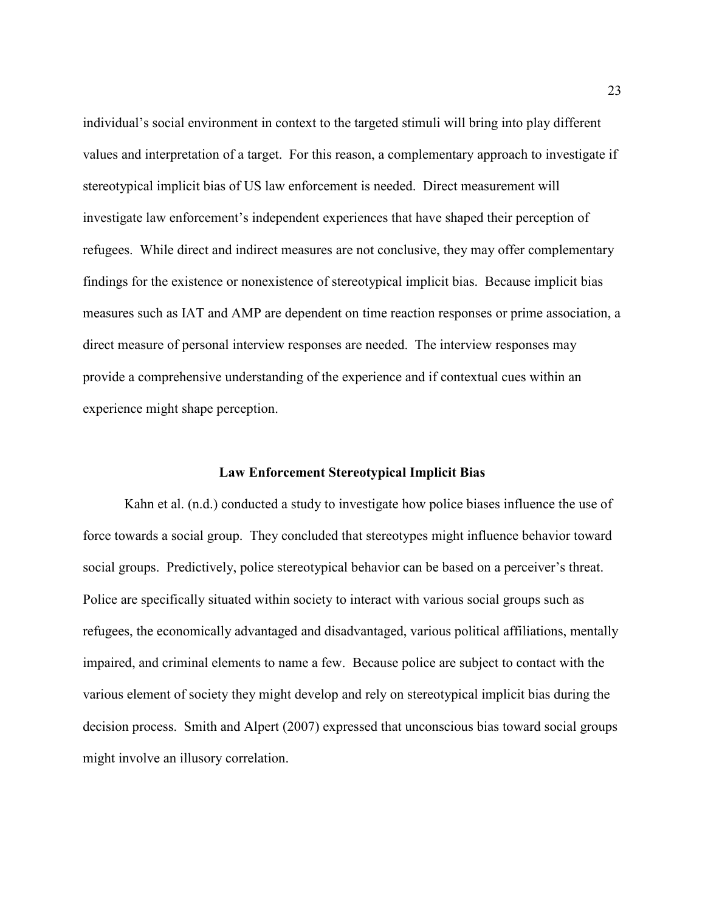individual's social environment in context to the targeted stimuli will bring into play different values and interpretation of a target. For this reason, a complementary approach to investigate if stereotypical implicit bias of US law enforcement is needed. Direct measurement will investigate law enforcement's independent experiences that have shaped their perception of refugees. While direct and indirect measures are not conclusive, they may offer complementary findings for the existence or nonexistence of stereotypical implicit bias. Because implicit bias measures such as IAT and AMP are dependent on time reaction responses or prime association, a direct measure of personal interview responses are needed. The interview responses may provide a comprehensive understanding of the experience and if contextual cues within an experience might shape perception.

## Law Enforcement Stereotypical Implicit Bias

Kahn et al. (n.d.) conducted a study to investigate how police biases influence the use of force towards a social group. They concluded that stereotypes might influence behavior toward social groups. Predictively, police stereotypical behavior can be based on a perceiver's threat. Police are specifically situated within society to interact with various social groups such as refugees, the economically advantaged and disadvantaged, various political affiliations, mentally impaired, and criminal elements to name a few. Because police are subject to contact with the various element of society they might develop and rely on stereotypical implicit bias during the decision process. Smith and Alpert (2007) expressed that unconscious bias toward social groups might involve an illusory correlation.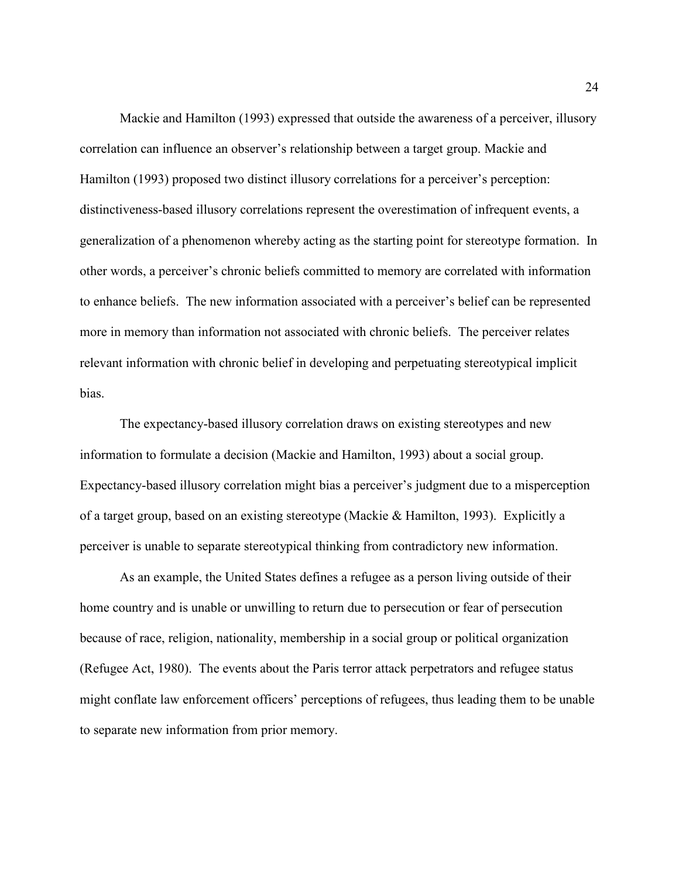Mackie and Hamilton (1993) expressed that outside the awareness of a perceiver, illusory correlation can influence an observer's relationship between a target group. Mackie and Hamilton (1993) proposed two distinct illusory correlations for a perceiver's perception: distinctiveness-based illusory correlations represent the overestimation of infrequent events, a generalization of a phenomenon whereby acting as the starting point for stereotype formation. In other words, a perceiver's chronic beliefs committed to memory are correlated with information to enhance beliefs. The new information associated with a perceiver's belief can be represented more in memory than information not associated with chronic beliefs. The perceiver relates relevant information with chronic belief in developing and perpetuating stereotypical implicit bias.

The expectancy-based illusory correlation draws on existing stereotypes and new information to formulate a decision (Mackie and Hamilton, 1993) about a social group. Expectancy-based illusory correlation might bias a perceiver's judgment due to a misperception of a target group, based on an existing stereotype (Mackie & Hamilton, 1993). Explicitly a perceiver is unable to separate stereotypical thinking from contradictory new information.

As an example, the United States defines a refugee as a person living outside of their home country and is unable or unwilling to return due to persecution or fear of persecution because of race, religion, nationality, membership in a social group or political organization (Refugee Act, 1980). The events about the Paris terror attack perpetrators and refugee status might conflate law enforcement officers' perceptions of refugees, thus leading them to be unable to separate new information from prior memory.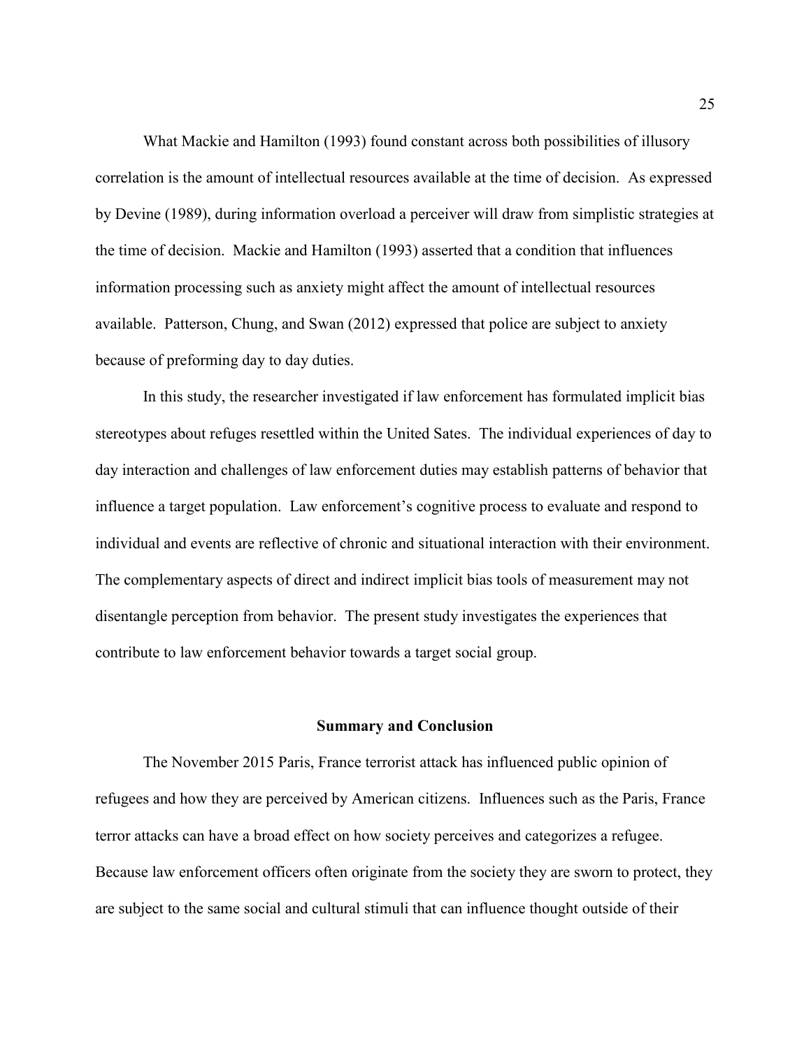What Mackie and Hamilton (1993) found constant across both possibilities of illusory correlation is the amount of intellectual resources available at the time of decision. As expressed by Devine (1989), during information overload a perceiver will draw from simplistic strategies at the time of decision. Mackie and Hamilton (1993) asserted that a condition that influences information processing such as anxiety might affect the amount of intellectual resources available. Patterson, Chung, and Swan (2012) expressed that police are subject to anxiety because of preforming day to day duties.

In this study, the researcher investigated if law enforcement has formulated implicit bias stereotypes about refuges resettled within the United Sates. The individual experiences of day to day interaction and challenges of law enforcement duties may establish patterns of behavior that influence a target population. Law enforcement's cognitive process to evaluate and respond to individual and events are reflective of chronic and situational interaction with their environment. The complementary aspects of direct and indirect implicit bias tools of measurement may not disentangle perception from behavior. The present study investigates the experiences that contribute to law enforcement behavior towards a target social group.

## Summary and Conclusion

The November 2015 Paris, France terrorist attack has influenced public opinion of refugees and how they are perceived by American citizens. Influences such as the Paris, France terror attacks can have a broad effect on how society perceives and categorizes a refugee. Because law enforcement officers often originate from the society they are sworn to protect, they are subject to the same social and cultural stimuli that can influence thought outside of their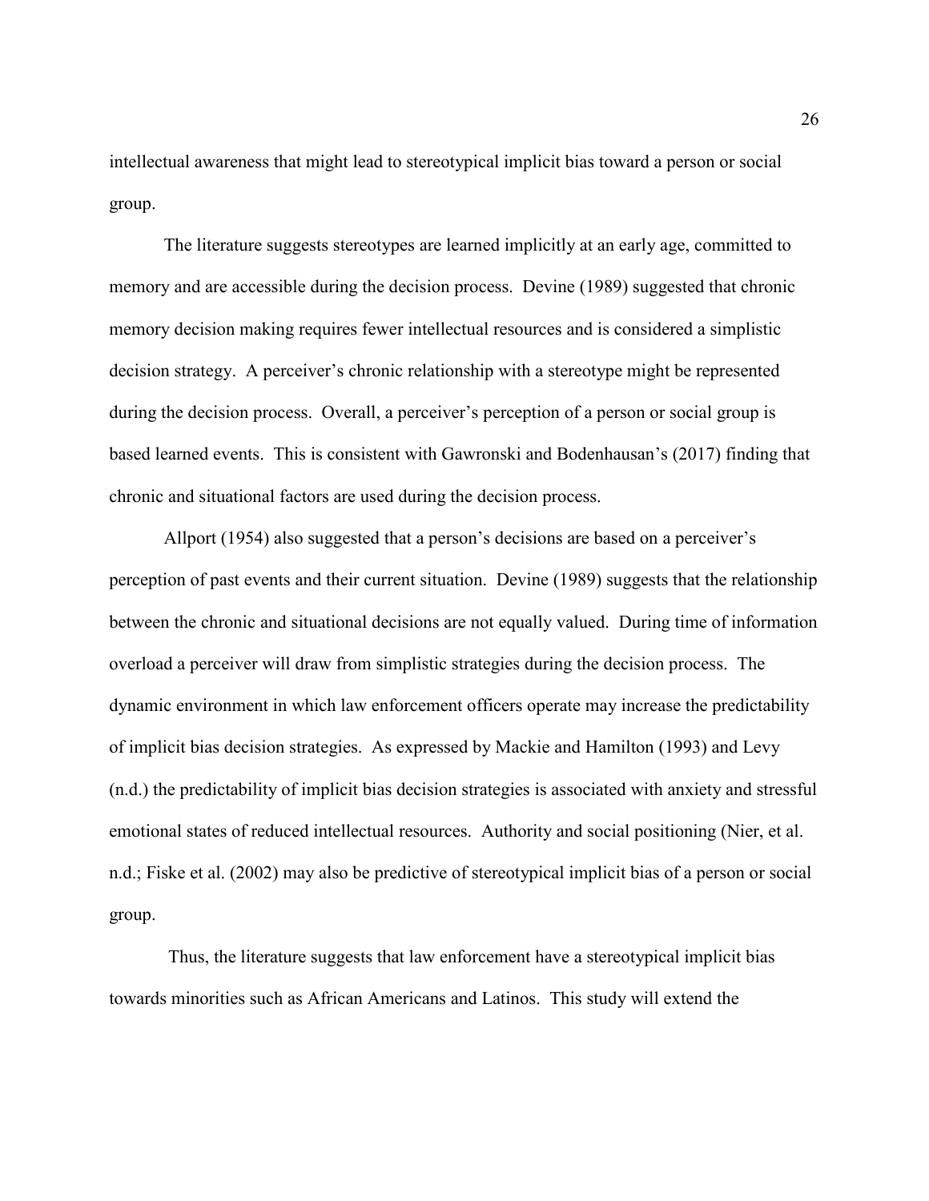intellectual awareness that might lead to stereotypical implicit bias toward a person or social group.

The literature suggests stereotypes are learned implicitly at an early age, committed to memory and are accessible during the decision process. Devine (1989) suggested that chronic memory decision making requires fewer intellectual resources and is considered a simplistic decision strategy. A perceiver's chronic relationship with a stereotype might be represented during the decision process. Overall, a perceiver's perception of a person or social group is based learned events. This is consistent with Gawronski and Bodenhausan's (2017) finding that chronic and situational factors are used during the decision process.

Allport (1954) also suggested that a person's decisions are based on a perceiver's perception of past events and their current situation. Devine (1989) suggests that the relationship between the chronic and situational decisions are not equally valued. During time of information overload a perceiver will draw from simplistic strategies during the decision process. The dynamic environment in which law enforcement officers operate may increase the predictability of implicit bias decision strategies. As expressed by Mackie and Hamilton (1993) and Levy (n.d.) the predictability of implicit bias decision strategies is associated with anxiety and stressful emotional states of reduced intellectual resources. Authority and social positioning (Nier, et al. n.d.; Fiske et al. (2002) may also be predictive of stereotypical implicit bias of a person or social group.

Thus, the literature suggests that law enforcement have a stereotypical implicit bias towards minorities such as African Americans and Latinos. This study will extend the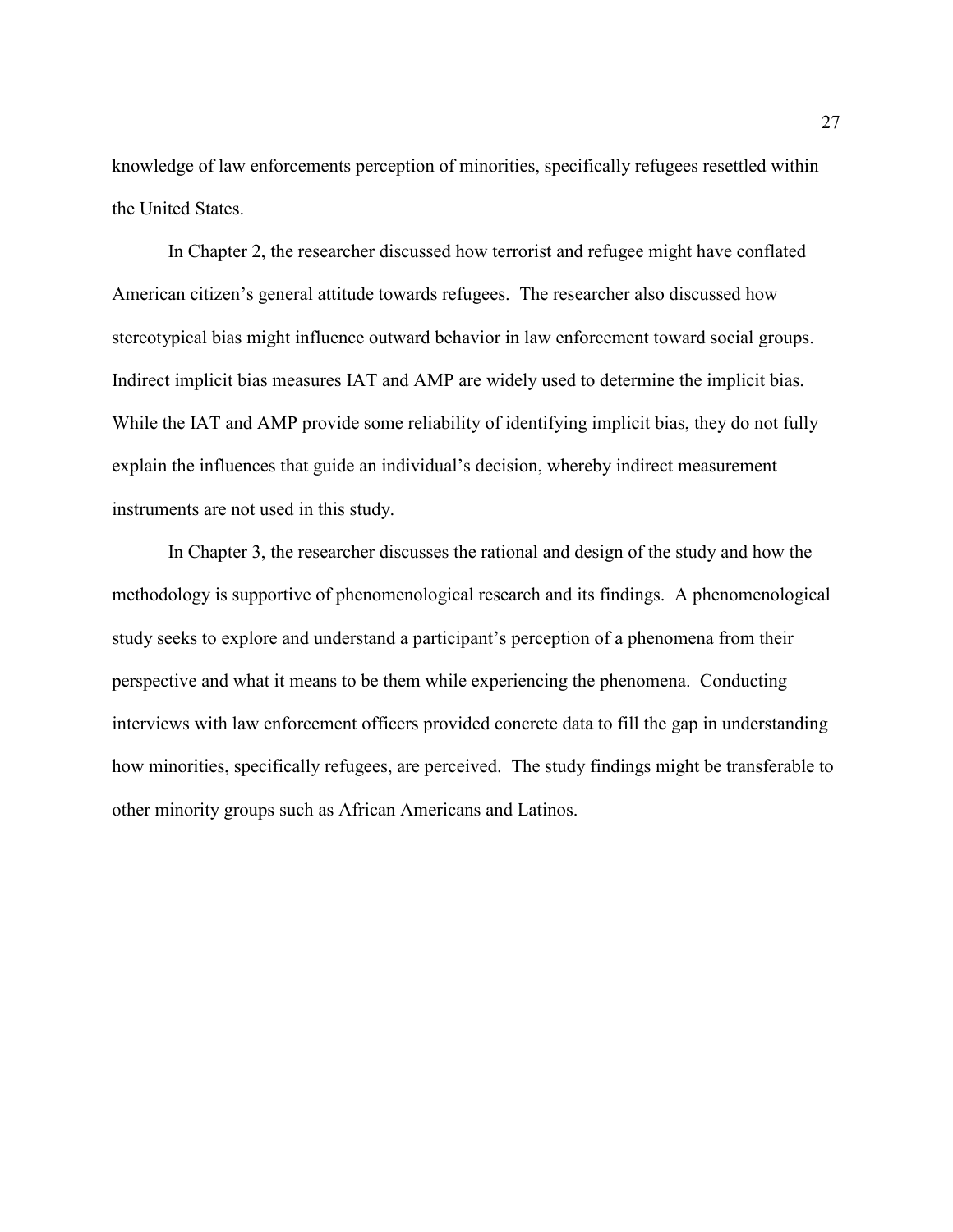knowledge of law enforcements perception of minorities, specifically refugees resettled within the United States.

In Chapter 2, the researcher discussed how terrorist and refugee might have conflated American citizen's general attitude towards refugees. The researcher also discussed how stereotypical bias might influence outward behavior in law enforcement toward social groups. Indirect implicit bias measures IAT and AMP are widely used to determine the implicit bias. While the IAT and AMP provide some reliability of identifying implicit bias, they do not fully explain the influences that guide an individual's decision, whereby indirect measurement instruments are not used in this study.

In Chapter 3, the researcher discusses the rational and design of the study and how the methodology is supportive of phenomenological research and its findings. A phenomenological study seeks to explore and understand a participant's perception of a phenomena from their perspective and what it means to be them while experiencing the phenomena. Conducting interviews with law enforcement officers provided concrete data to fill the gap in understanding how minorities, specifically refugees, are perceived. The study findings might be transferable to other minority groups such as African Americans and Latinos.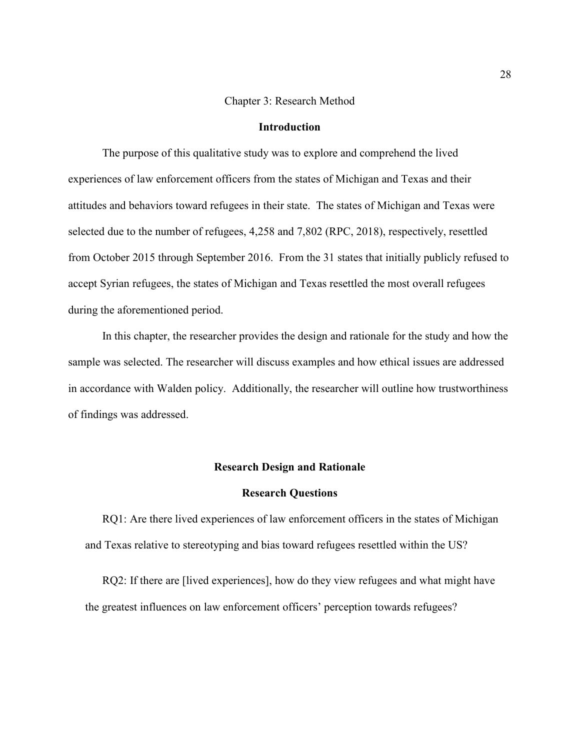# Chapter 3: Research Method

## Introduction

The purpose of this qualitative study was to explore and comprehend the lived experiences of law enforcement officers from the states of Michigan and Texas and their attitudes and behaviors toward refugees in their state. The states of Michigan and Texas were selected due to the number of refugees, 4,258 and 7,802 (RPC, 2018), respectively, resettled from October 2015 through September 2016. From the 31 states that initially publicly refused to accept Syrian refugees, the states of Michigan and Texas resettled the most overall refugees during the aforementioned period.

In this chapter, the researcher provides the design and rationale for the study and how the sample was selected. The researcher will discuss examples and how ethical issues are addressed in accordance with Walden policy. Additionally, the researcher will outline how trustworthiness of findings was addressed.

## Research Design and Rationale

### Research Questions

RQ1: Are there lived experiences of law enforcement officers in the states of Michigan and Texas relative to stereotyping and bias toward refugees resettled within the US?

RQ2: If there are [lived experiences], how do they view refugees and what might have the greatest influences on law enforcement officers' perception towards refugees?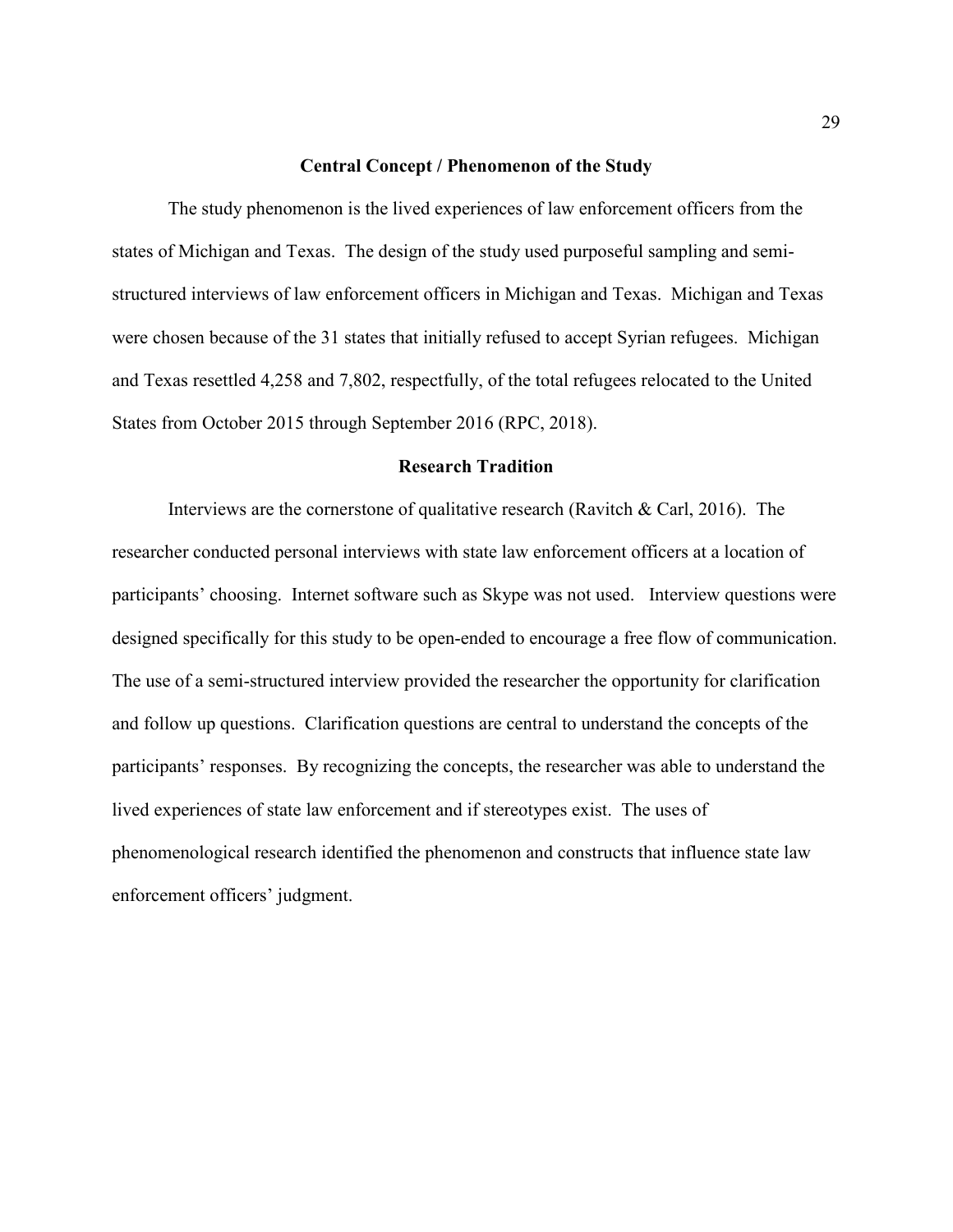## Central Concept / Phenomenon of the Study

The study phenomenon is the lived experiences of law enforcement officers from the states of Michigan and Texas. The design of the study used purposeful sampling and semi-structured interviews of law enforcement officers in Michigan and Texas. Michigan and Texas were chosen because of the 31 states that initially refused to accept Syrian refugees. Michigan and Texas resettled 4,258 and 7,802, respectfully, of the total refugees relocated to the United States from October 2015 through September 2016 (RPC, 2018).

## Research Tradition

Interviews are the cornerstone of qualitative research (Ravitch & Carl, 2016). The researcher conducted personal interviews with state law enforcement officers at a location of participants' choosing. Internet software such as Skype was not used. Interview questions were designed specifically for this study to be open-ended to encourage a free flow of communication. The use of a semi-structured interview provided the researcher the opportunity for clarification and follow up questions. Clarification questions are central to understand the concepts of the participants' responses. By recognizing the concepts, the researcher was able to understand the lived experiences of state law enforcement and if stereotypes exist. The uses of phenomenological research identified the phenomenon and constructs that influence state law enforcement officers' judgment.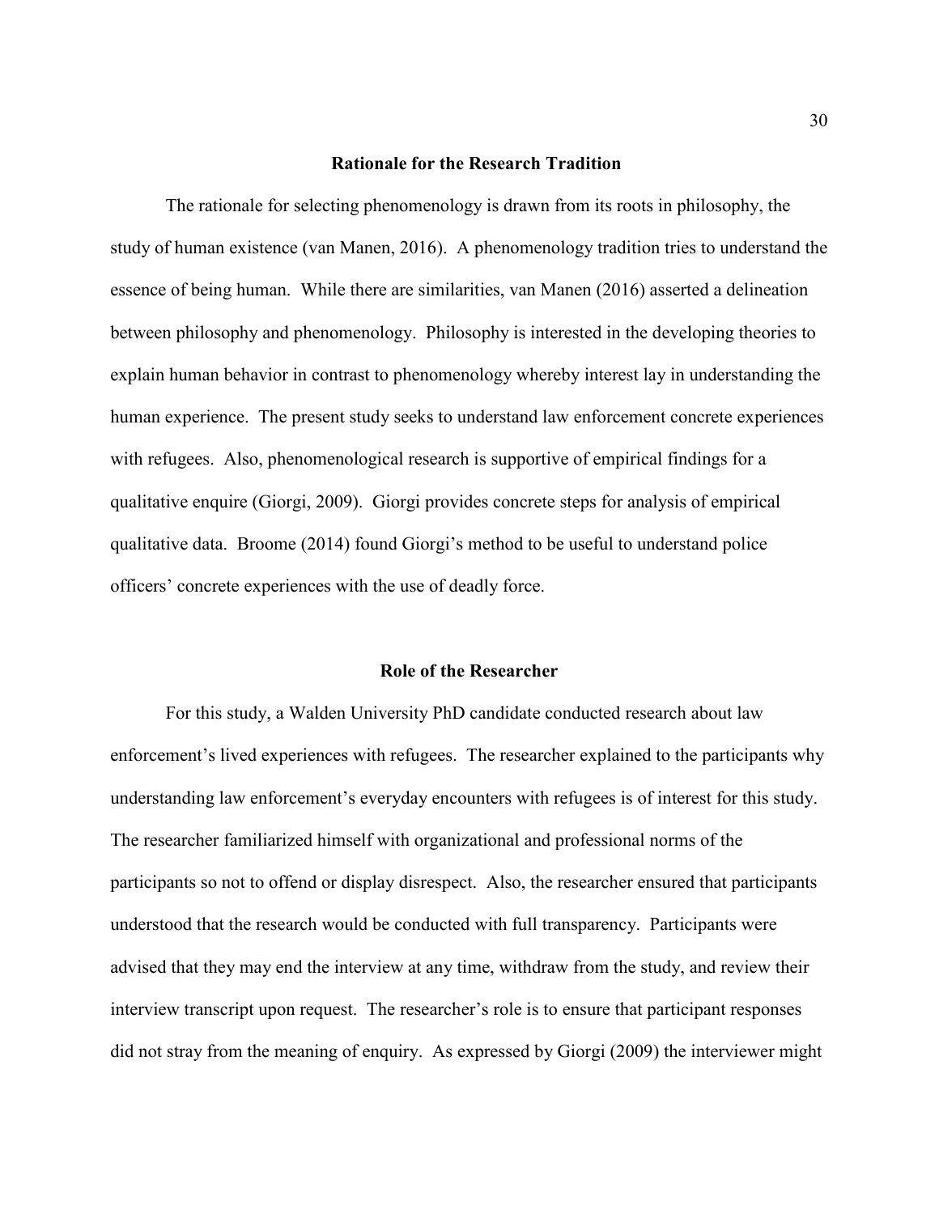## Rationale for the Research Tradition

The rationale for selecting phenomenology is drawn from its roots in philosophy, the study of human existence (van Manen, 2016). A phenomenology tradition tries to understand the essence of being human. While there are similarities, van Manen (2016) asserted a delineation between philosophy and phenomenology. Philosophy is interested in the developing theories to explain human behavior in contrast to phenomenology whereby interest lay in understanding the human experience. The present study seeks to understand law enforcement concrete experiences with refugees. Also, phenomenological research is supportive of empirical findings for a qualitative enquire (Giorgi, 2009). Giorgi provides concrete steps for analysis of empirical qualitative data. Broome (2014) found Giorgi's method to be useful to understand police officers' concrete experiences with the use of deadly force.

## Role of the Researcher

For this study, a Walden University PhD candidate conducted research about law enforcement's lived experiences with refugees. The researcher explained to the participants why understanding law enforcement's everyday encounters with refugees is of interest for this study. The researcher familiarized himself with organizational and professional norms of the participants so not to offend or display disrespect. Also, the researcher ensured that participants understood that the research would be conducted with full transparency. Participants were advised that they may end the interview at any time, withdraw from the study, and review their interview transcript upon request. The researcher's role is to ensure that participant responses did not stray from the meaning of enquiry. As expressed by Giorgi (2009) the interviewer might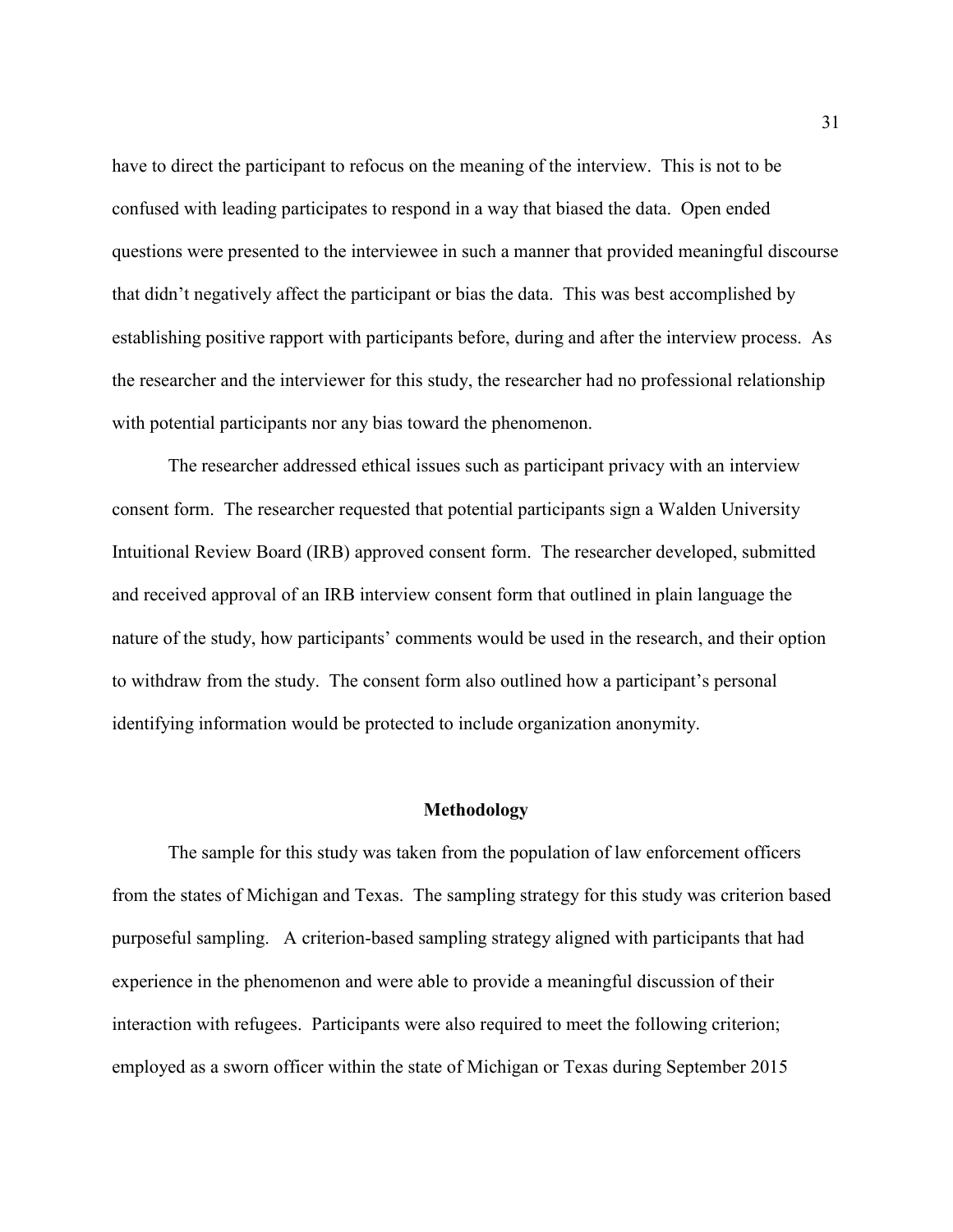have to direct the participant to refocus on the meaning of the interview. This is not to be confused with leading participates to respond in a way that biased the data. Open ended questions were presented to the interviewee in such a manner that provided meaningful discourse that didn't negatively affect the participant or bias the data. This was best accomplished by establishing positive rapport with participants before, during and after the interview process. As the researcher and the interviewer for this study, the researcher had no professional relationship with potential participants nor any bias toward the phenomenon.

The researcher addressed ethical issues such as participant privacy with an interview consent form. The researcher requested that potential participants sign a Walden University Intuitional Review Board (IRB) approved consent form. The researcher developed, submitted and received approval of an IRB interview consent form that outlined in plain language the nature of the study, how participants' comments would be used in the research, and their option to withdraw from the study. The consent form also outlined how a participant's personal identifying information would be protected to include organization anonymity.

## Methodology

The sample for this study was taken from the population of law enforcement officers from the states of Michigan and Texas. The sampling strategy for this study was criterion based purposeful sampling. A criterion-based sampling strategy aligned with participants that had experience in the phenomenon and were able to provide a meaningful discussion of their interaction with refugees. Participants were also required to meet the following criterion; employed as a sworn officer within the state of Michigan or Texas during September 2015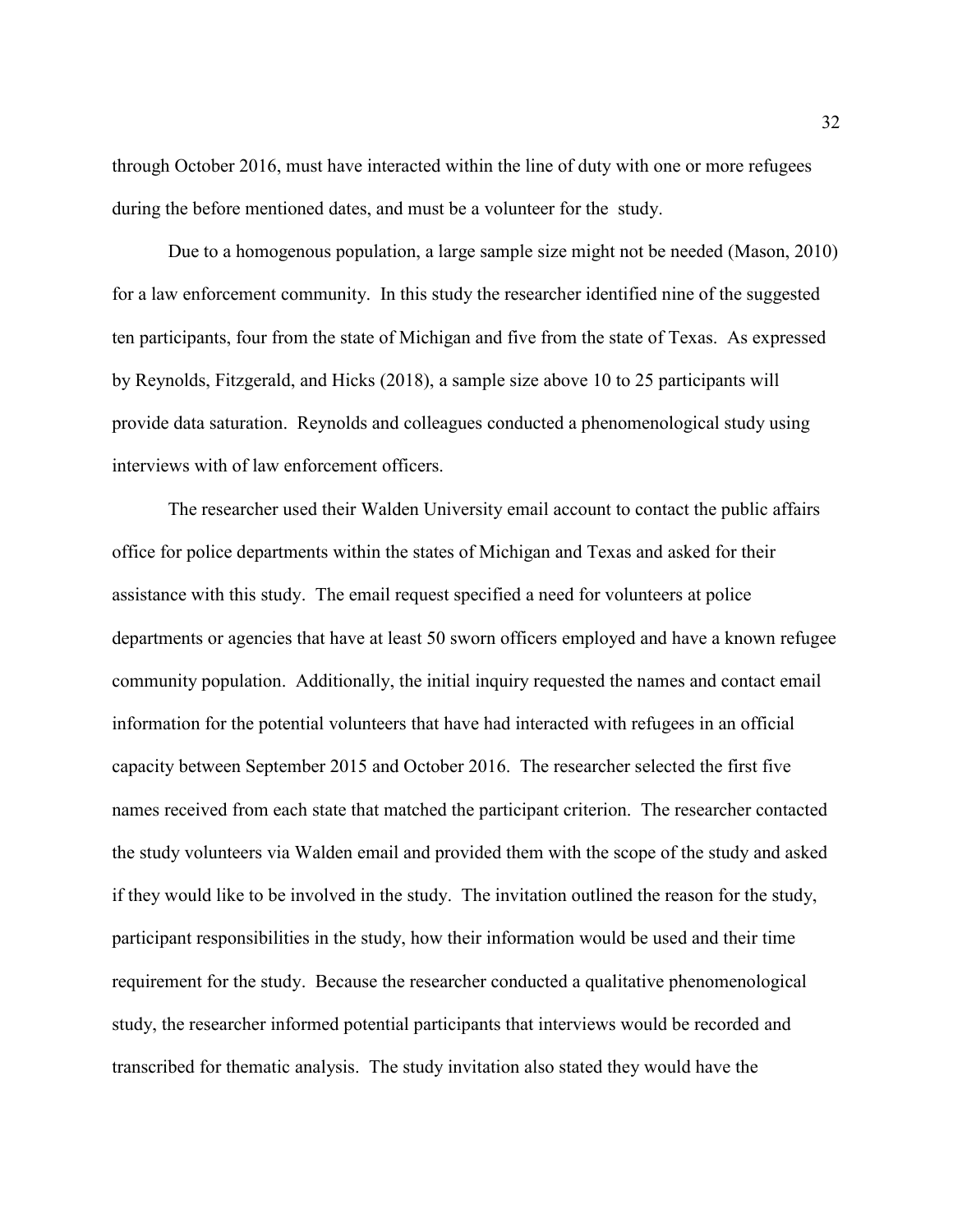through October 2016, must have interacted within the line of duty with one or more refugees during the before mentioned dates, and must be a volunteer for the study.

Due to a homogenous population, a large sample size might not be needed (Mason, 2010) for a law enforcement community. In this study the researcher identified nine of the suggested ten participants, four from the state of Michigan and five from the state of Texas. As expressed by Reynolds, Fitzgerald, and Hicks (2018), a sample size above 10 to 25 participants will provide data saturation. Reynolds and colleagues conducted a phenomenological study using interviews with of law enforcement officers.

The researcher used their Walden University email account to contact the public affairs office for police departments within the states of Michigan and Texas and asked for their assistance with this study. The email request specified a need for volunteers at police departments or agencies that have at least 50 sworn officers employed and have a known refugee community population. Additionally, the initial inquiry requested the names and contact email information for the potential volunteers that have had interacted with refugees in an official capacity between September 2015 and October 2016. The researcher selected the first five names received from each state that matched the participant criterion. The researcher contacted the study volunteers via Walden email and provided them with the scope of the study and asked if they would like to be involved in the study. The invitation outlined the reason for the study, participant responsibilities in the study, how their information would be used and their time requirement for the study. Because the researcher conducted a qualitative phenomenological study, the researcher informed potential participants that interviews would be recorded and transcribed for thematic analysis. The study invitation also stated they would have the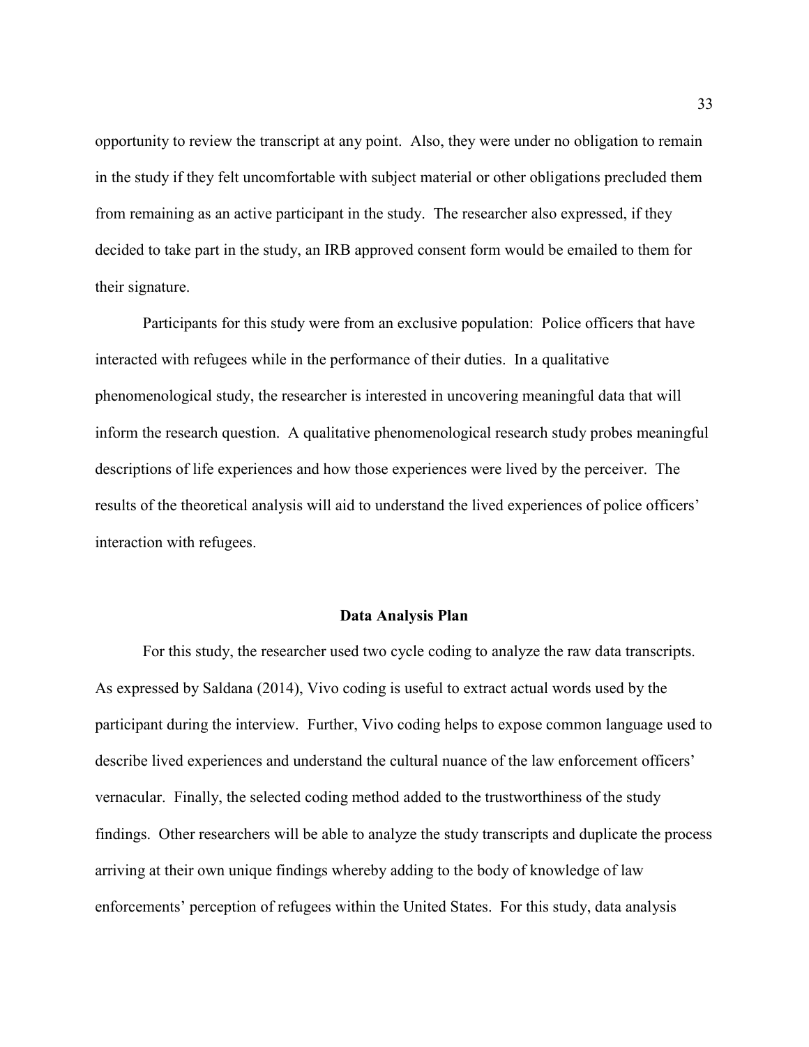opportunity to review the transcript at any point. Also, they were under no obligation to remain in the study if they felt uncomfortable with subject material or other obligations precluded them from remaining as an active participant in the study. The researcher also expressed, if they decided to take part in the study, an IRB approved consent form would be emailed to them for their signature.

Participants for this study were from an exclusive population: Police officers that have interacted with refugees while in the performance of their duties. In a qualitative phenomenological study, the researcher is interested in uncovering meaningful data that will inform the research question. A qualitative phenomenological research study probes meaningful descriptions of life experiences and how those experiences were lived by the perceiver. The results of the theoretical analysis will aid to understand the lived experiences of police officers' interaction with refugees.

## Data Analysis Plan

For this study, the researcher used two cycle coding to analyze the raw data transcripts. As expressed by Saldana (2014), Vivo coding is useful to extract actual words used by the participant during the interview. Further, Vivo coding helps to expose common language used to describe lived experiences and understand the cultural nuance of the law enforcement officers' vernacular. Finally, the selected coding method added to the trustworthiness of the study findings. Other researchers will be able to analyze the study transcripts and duplicate the process arriving at their own unique findings whereby adding to the body of knowledge of law enforcements' perception of refugees within the United States. For this study, data analysis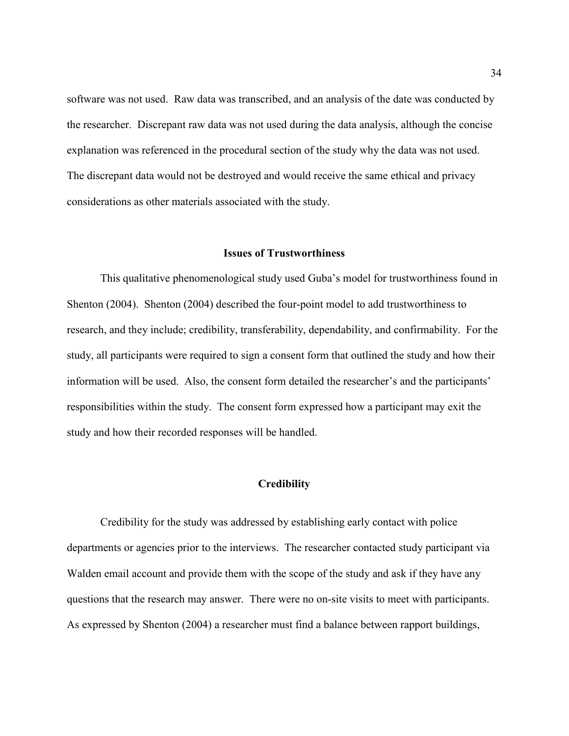software was not used. Raw data was transcribed, and an analysis of the date was conducted by the researcher. Discrepant raw data was not used during the data analysis, although the concise explanation was referenced in the procedural section of the study why the data was not used. The discrepant data would not be destroyed and would receive the same ethical and privacy considerations as other materials associated with the study.

## Issues of Trustworthiness

This qualitative phenomenological study used Guba's model for trustworthiness found in Shenton (2004). Shenton (2004) described the four-point model to add trustworthiness to research, and they include; credibility, transferability, dependability, and confirmability. For the study, all participants were required to sign a consent form that outlined the study and how their information will be used. Also, the consent form detailed the researcher's and the participants' responsibilities within the study. The consent form expressed how a participant may exit the study and how their recorded responses will be handled.

### Credibility

Credibility for the study was addressed by establishing early contact with police departments or agencies prior to the interviews. The researcher contacted study participant via Walden email account and provide them with the scope of the study and ask if they have any questions that the research may answer. There were no on-site visits to meet with participants. As expressed by Shenton (2004) a researcher must find a balance between rapport buildings,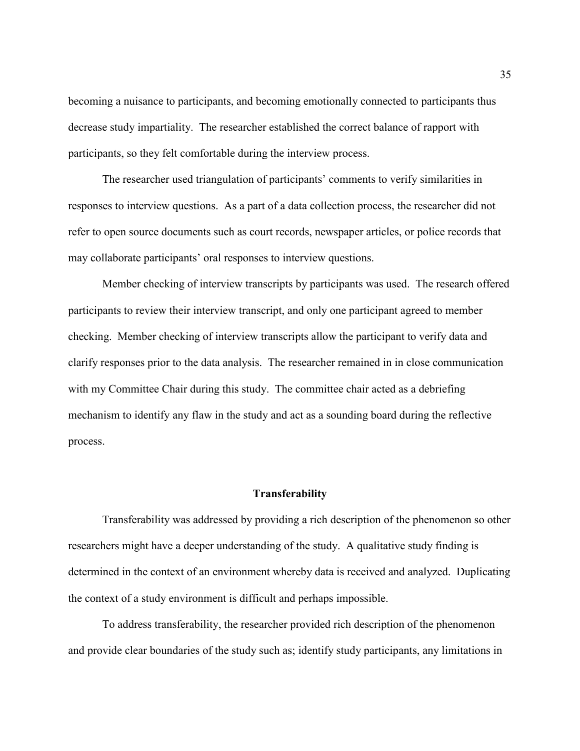becoming a nuisance to participants, and becoming emotionally connected to participants thus decrease study impartiality. The researcher established the correct balance of rapport with participants, so they felt comfortable during the interview process.

The researcher used triangulation of participants' comments to verify similarities in responses to interview questions. As a part of a data collection process, the researcher did not refer to open source documents such as court records, newspaper articles, or police records that may collaborate participants' oral responses to interview questions.

Member checking of interview transcripts by participants was used. The research offered participants to review their interview transcript, and only one participant agreed to member checking. Member checking of interview transcripts allow the participant to verify data and clarify responses prior to the data analysis. The researcher remained in in close communication with my Committee Chair during this study. The committee chair acted as a debriefing mechanism to identify any flaw in the study and act as a sounding board during the reflective process.

## Transferability

Transferability was addressed by providing a rich description of the phenomenon so other researchers might have a deeper understanding of the study. A qualitative study finding is determined in the context of an environment whereby data is received and analyzed. Duplicating the context of a study environment is difficult and perhaps impossible.

To address transferability, the researcher provided rich description of the phenomenon and provide clear boundaries of the study such as; identify study participants, any limitations in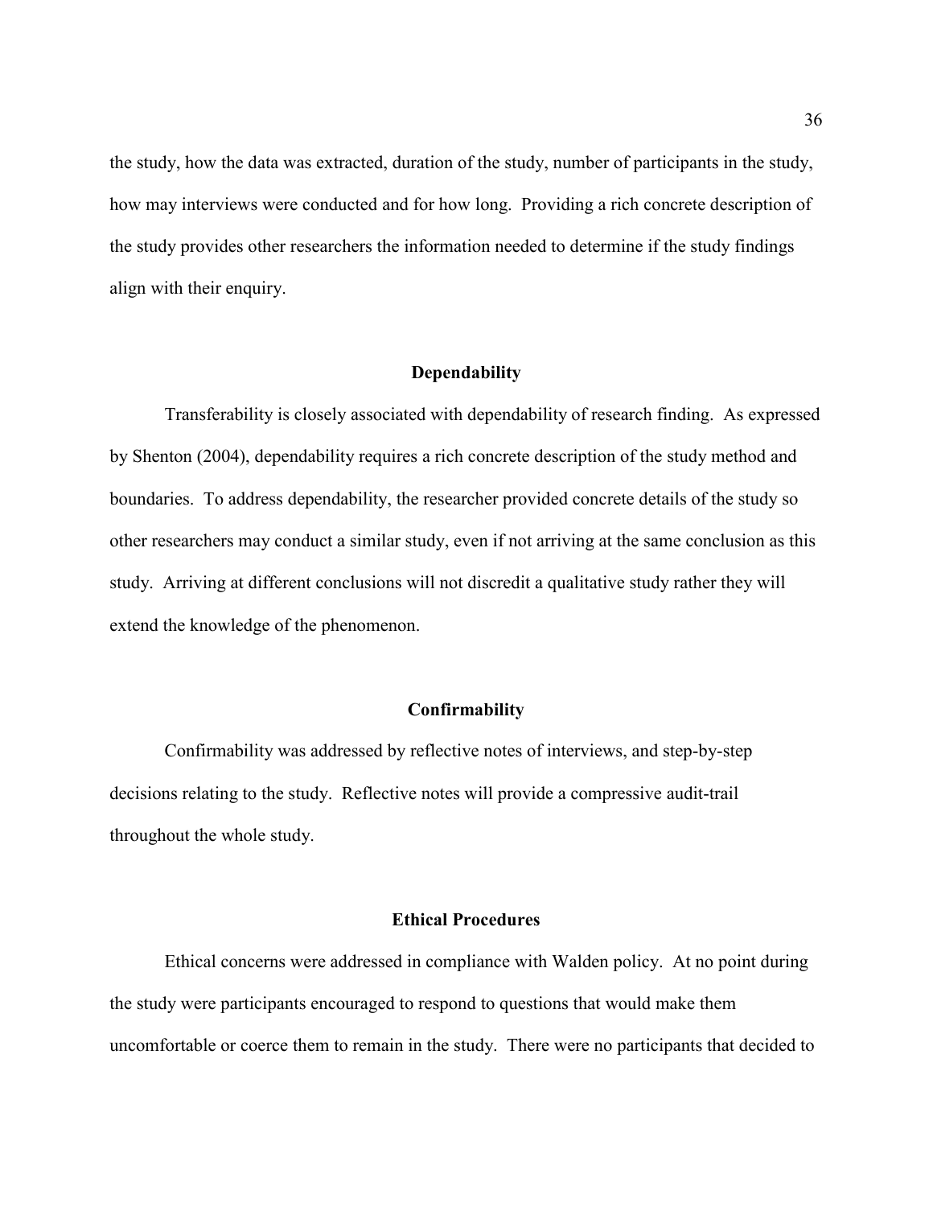the study, how the data was extracted, duration of the study, number of participants in the study, how may interviews were conducted and for how long. Providing a rich concrete description of the study provides other researchers the information needed to determine if the study findings align with their enquiry.

### Dependability

Transferability is closely associated with dependability of research finding. As expressed by Shenton (2004), dependability requires a rich concrete description of the study method and boundaries. To address dependability, the researcher provided concrete details of the study so other researchers may conduct a similar study, even if not arriving at the same conclusion as this study. Arriving at different conclusions will not discredit a qualitative study rather they will extend the knowledge of the phenomenon.

### Confirmability

Confirmability was addressed by reflective notes of interviews, and step-by-step decisions relating to the study. Reflective notes will provide a compressive audit-trail throughout the whole study.

### Ethical Procedures

Ethical concerns were addressed in compliance with Walden policy. At no point during the study were participants encouraged to respond to questions that would make them uncomfortable or coerce them to remain in the study. There were no participants that decided to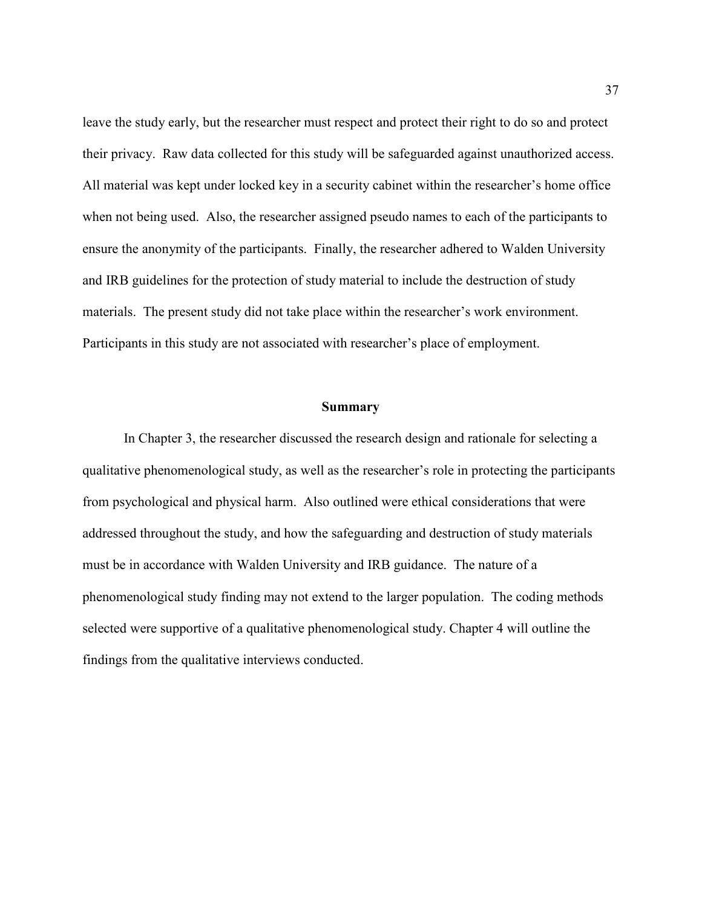leave the study early, but the researcher must respect and protect their right to do so and protect their privacy. Raw data collected for this study will be safeguarded against unauthorized access. All material was kept under locked key in a security cabinet within the researcher's home office when not being used. Also, the researcher assigned pseudo names to each of the participants to ensure the anonymity of the participants. Finally, the researcher adhered to Walden University and IRB guidelines for the protection of study material to include the destruction of study materials. The present study did not take place within the researcher's work environment. Participants in this study are not associated with researcher's place of employment.

## Summary

In Chapter 3, the researcher discussed the research design and rationale for selecting a qualitative phenomenological study, as well as the researcher's role in protecting the participants from psychological and physical harm. Also outlined were ethical considerations that were addressed throughout the study, and how the safeguarding and destruction of study materials must be in accordance with Walden University and IRB guidance. The nature of a phenomenological study finding may not extend to the larger population. The coding methods selected were supportive of a qualitative phenomenological study. Chapter 4 will outline the findings from the qualitative interviews conducted.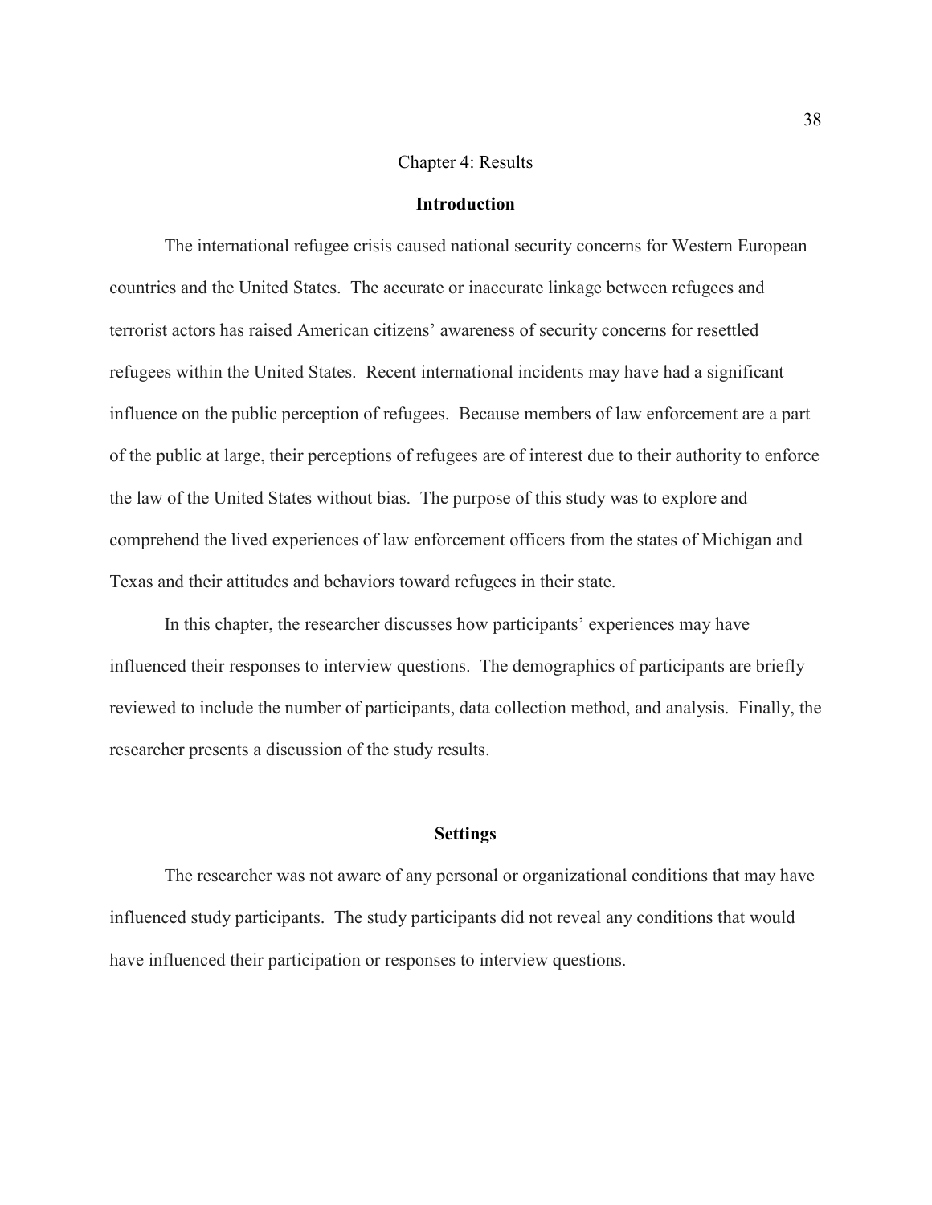# Chapter 4: Results

## Introduction

The international refugee crisis caused national security concerns for Western European countries and the United States. The accurate or inaccurate linkage between refugees and terrorist actors has raised American citizens' awareness of security concerns for resettled refugees within the United States. Recent international incidents may have had a significant influence on the public perception of refugees. Because members of law enforcement are a part of the public at large, their perceptions of refugees are of interest due to their authority to enforce the law of the United States without bias. The purpose of this study was to explore and comprehend the lived experiences of law enforcement officers from the states of Michigan and Texas and their attitudes and behaviors toward refugees in their state.

In this chapter, the researcher discusses how participants' experiences may have influenced their responses to interview questions. The demographics of participants are briefly reviewed to include the number of participants, data collection method, and analysis. Finally, the researcher presents a discussion of the study results.

## Settings

The researcher was not aware of any personal or organizational conditions that may have influenced study participants. The study participants did not reveal any conditions that would have influenced their participation or responses to interview questions.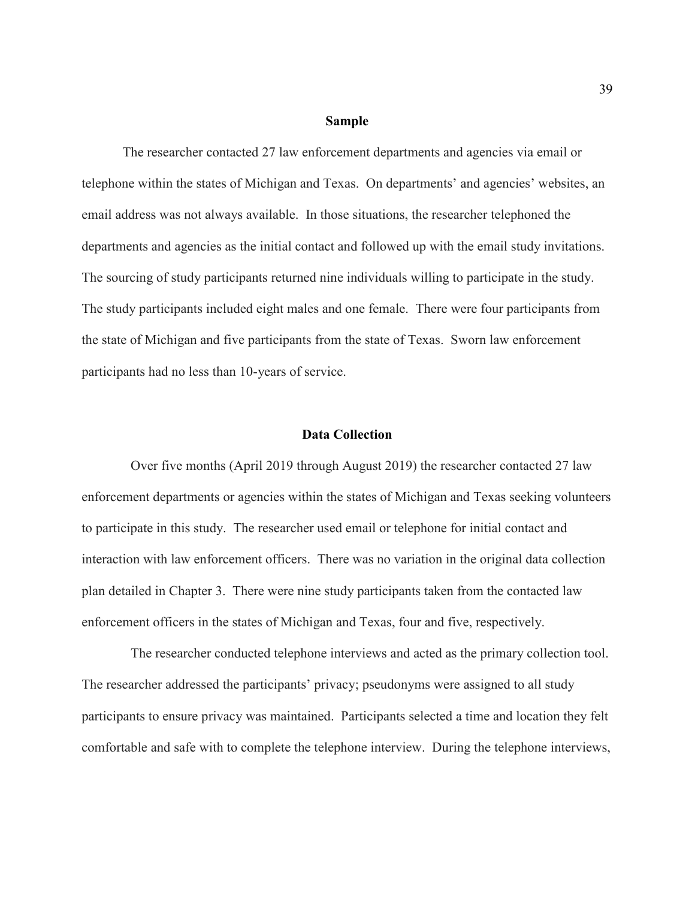## Sample

The researcher contacted 27 law enforcement departments and agencies via email or telephone within the states of Michigan and Texas. On departments' and agencies' websites, an email address was not always available. In those situations, the researcher telephoned the departments and agencies as the initial contact and followed up with the email study invitations. The sourcing of study participants returned nine individuals willing to participate in the study. The study participants included eight males and one female. There were four participants from the state of Michigan and five participants from the state of Texas. Sworn law enforcement participants had no less than 10-years of service.

## Data Collection

Over five months (April 2019 through August 2019) the researcher contacted 27 law enforcement departments or agencies within the states of Michigan and Texas seeking volunteers to participate in this study. The researcher used email or telephone for initial contact and interaction with law enforcement officers. There was no variation in the original data collection plan detailed in Chapter 3. There were nine study participants taken from the contacted law enforcement officers in the states of Michigan and Texas, four and five, respectively.

The researcher conducted telephone interviews and acted as the primary collection tool. The researcher addressed the participants' privacy; pseudonyms were assigned to all study participants to ensure privacy was maintained. Participants selected a time and location they felt comfortable and safe with to complete the telephone interview. During the telephone interviews,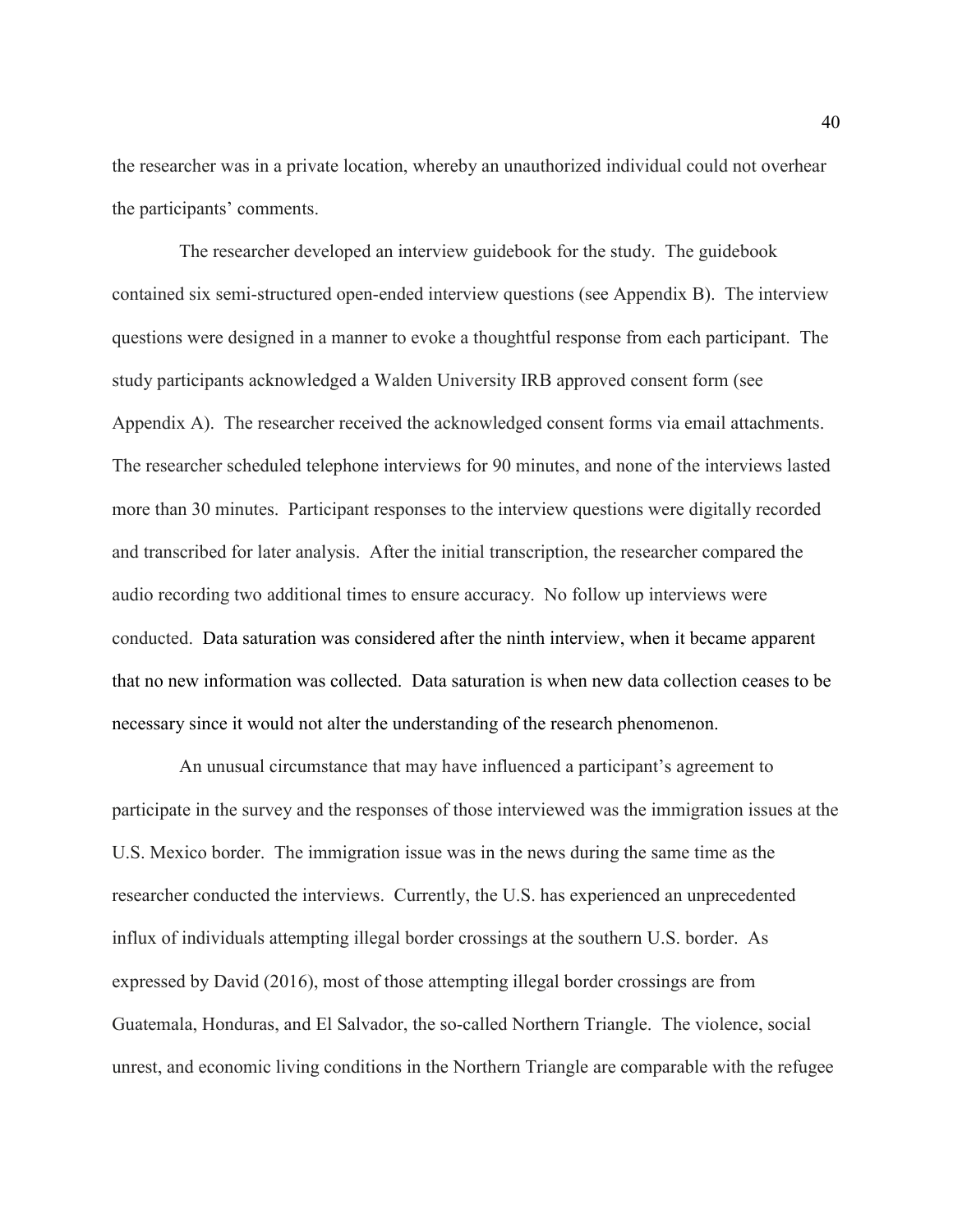the researcher was in a private location, whereby an unauthorized individual could not overhear the participants' comments.

The researcher developed an interview guidebook for the study. The guidebook contained six semi-structured open-ended interview questions (see Appendix B). The interview questions were designed in a manner to evoke a thoughtful response from each participant. The study participants acknowledged a Walden University IRB approved consent form (see Appendix A). The researcher received the acknowledged consent forms via email attachments. The researcher scheduled telephone interviews for 90 minutes, and none of the interviews lasted more than 30 minutes. Participant responses to the interview questions were digitally recorded and transcribed for later analysis. After the initial transcription, the researcher compared the audio recording two additional times to ensure accuracy. No follow up interviews were conducted. Data saturation was considered after the ninth interview, when it became apparent that no new information was collected. Data saturation is when new data collection ceases to be necessary since it would not alter the understanding of the research phenomenon.

An unusual circumstance that may have influenced a participant's agreement to participate in the survey and the responses of those interviewed was the immigration issues at the U.S. Mexico border. The immigration issue was in the news during the same time as the researcher conducted the interviews. Currently, the U.S. has experienced an unprecedented influx of individuals attempting illegal border crossings at the southern U.S. border. As expressed by David (2016), most of those attempting illegal border crossings are from Guatemala, Honduras, and El Salvador, the so-called Northern Triangle. The violence, social unrest, and economic living conditions in the Northern Triangle are comparable with the refugee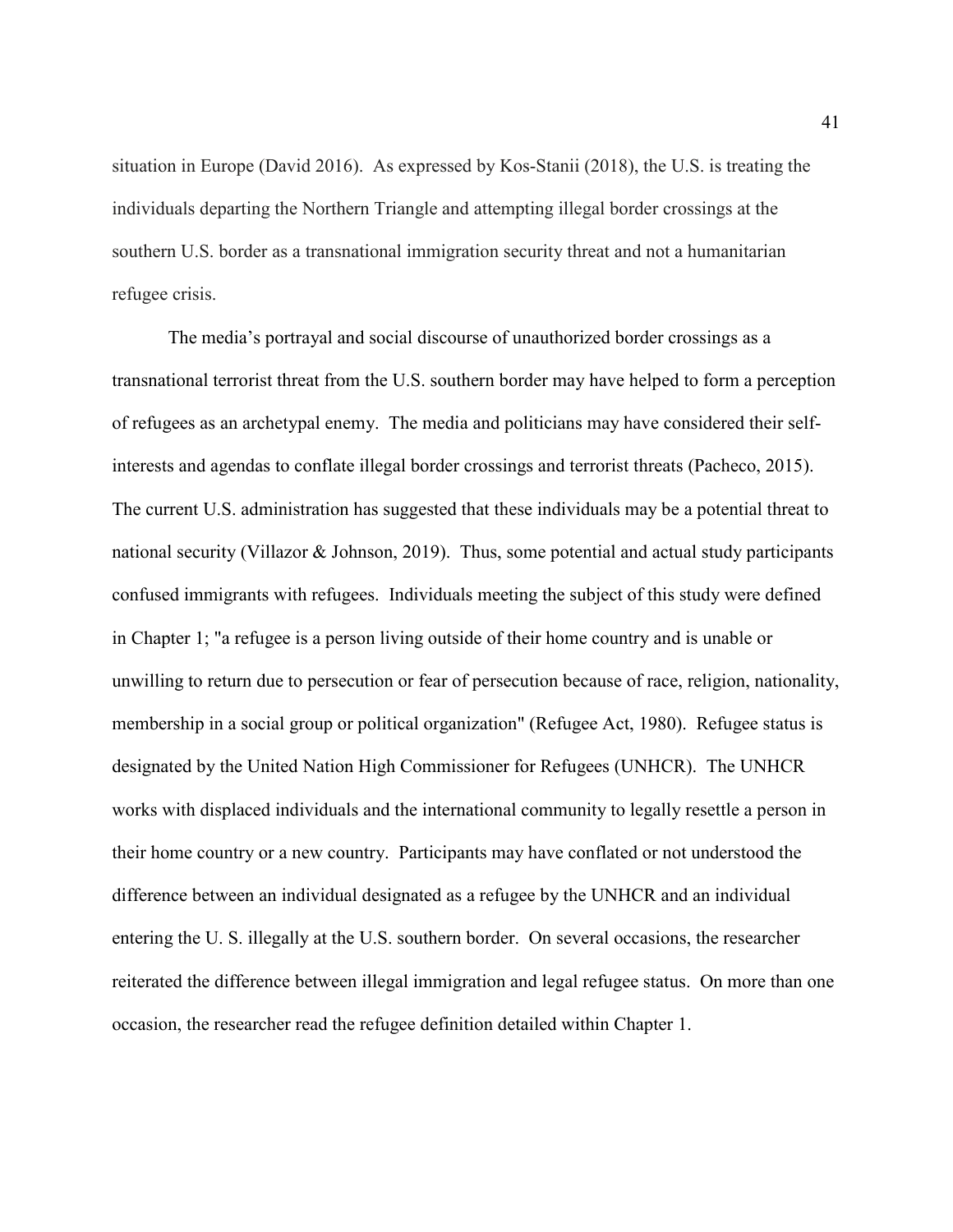situation in Europe (David 2016). As expressed by Kos-Stanii (2018), the U.S. is treating the individuals departing the Northern Triangle and attempting illegal border crossings at the southern U.S. border as a transnational immigration security threat and not a humanitarian refugee crisis.

The media's portrayal and social discourse of unauthorized border crossings as a transnational terrorist threat from the U.S. southern border may have helped to form a perception of refugees as an archetypal enemy. The media and politicians may have considered their self-interests and agendas to conflate illegal border crossings and terrorist threats (Pacheco, 2015). The current U.S. administration has suggested that these individuals may be a potential threat to national security (Villazor & Johnson, 2019). Thus, some potential and actual study participants confused immigrants with refugees. Individuals meeting the subject of this study were defined in Chapter 1; "a refugee is a person living outside of their home country and is unable or unwilling to return due to persecution or fear of persecution because of race, religion, nationality, membership in a social group or political organization" (Refugee Act, 1980). Refugee status is designated by the United Nation High Commissioner for Refugees (UNHCR). The UNHCR works with displaced individuals and the international community to legally resettle a person in their home country or a new country. Participants may have conflated or not understood the difference between an individual designated as a refugee by the UNHCR and an individual entering the U. S. illegally at the U.S. southern border. On several occasions, the researcher reiterated the difference between illegal immigration and legal refugee status. On more than one occasion, the researcher read the refugee definition detailed within Chapter 1.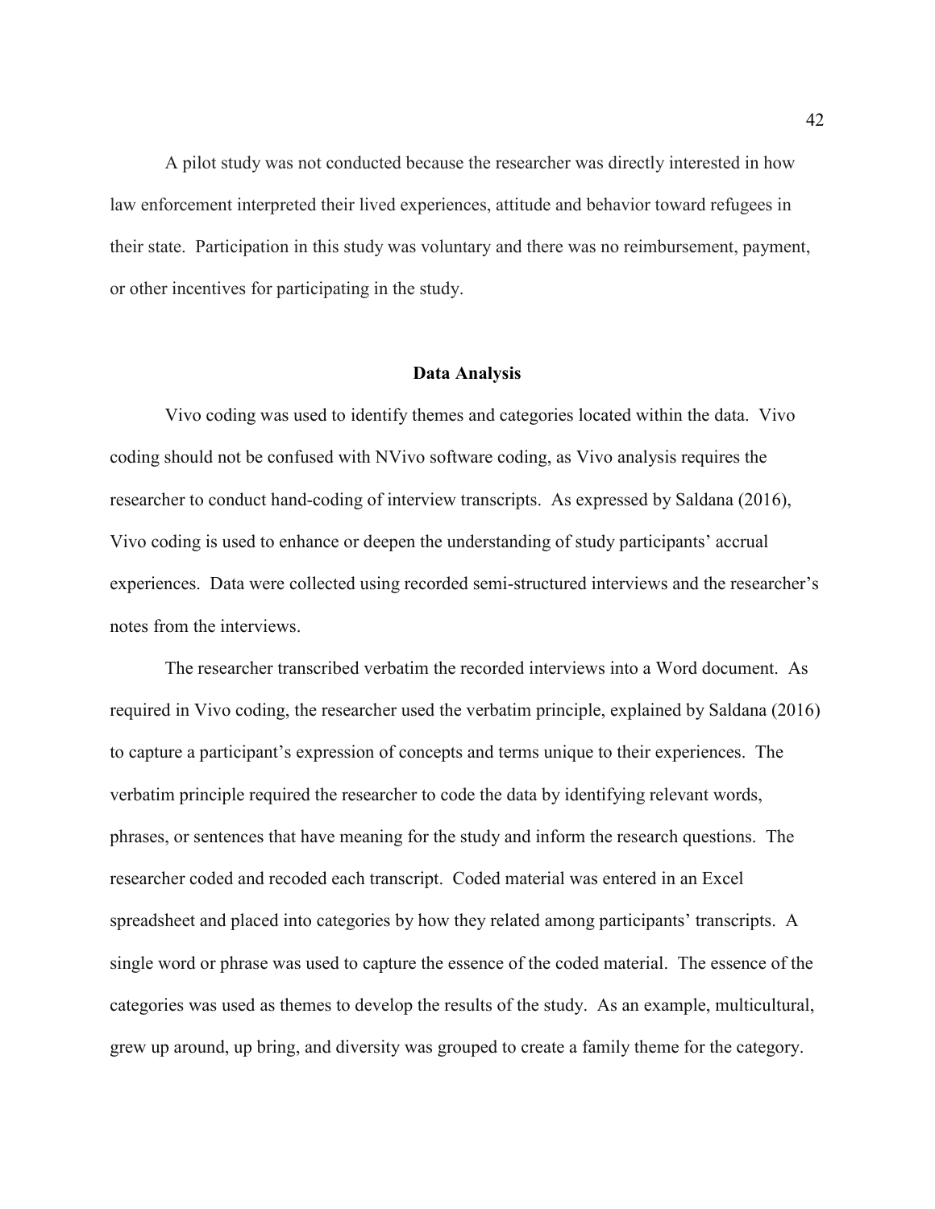A pilot study was not conducted because the researcher was directly interested in how law enforcement interpreted their lived experiences, attitude and behavior toward refugees in their state. Participation in this study was voluntary and there was no reimbursement, payment, or other incentives for participating in the study.

## Data Analysis

Vivo coding was used to identify themes and categories located within the data. Vivo coding should not be confused with NVivo software coding, as Vivo analysis requires the researcher to conduct hand-coding of interview transcripts. As expressed by Saldana (2016), Vivo coding is used to enhance or deepen the understanding of study participants' accrual experiences. Data were collected using recorded semi-structured interviews and the researcher's notes from the interviews.

The researcher transcribed verbatim the recorded interviews into a Word document. As required in Vivo coding, the researcher used the verbatim principle, explained by Saldana (2016) to capture a participant's expression of concepts and terms unique to their experiences. The verbatim principle required the researcher to code the data by identifying relevant words, phrases, or sentences that have meaning for the study and inform the research questions. The researcher coded and recoded each transcript. Coded material was entered in an Excel spreadsheet and placed into categories by how they related among participants' transcripts. A single word or phrase was used to capture the essence of the coded material. The essence of the categories was used as themes to develop the results of the study. As an example, multicultural, grew up around, up bring, and diversity was grouped to create a family theme for the category.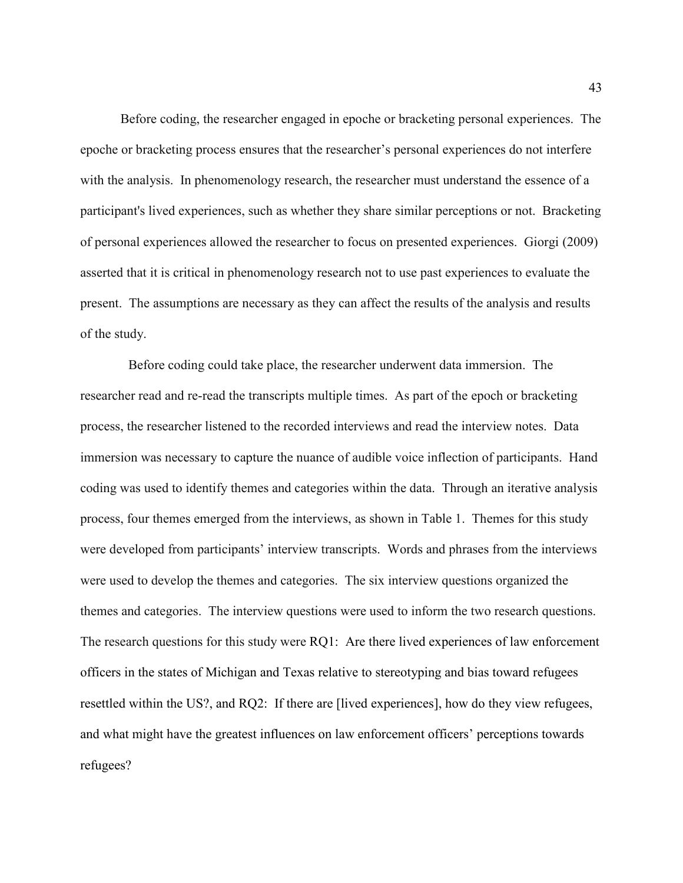Before coding, the researcher engaged in epoche or bracketing personal experiences. The epoche or bracketing process ensures that the researcher's personal experiences do not interfere with the analysis. In phenomenology research, the researcher must understand the essence of a participant's lived experiences, such as whether they share similar perceptions or not. Bracketing of personal experiences allowed the researcher to focus on presented experiences. Giorgi (2009) asserted that it is critical in phenomenology research not to use past experiences to evaluate the present. The assumptions are necessary as they can affect the results of the analysis and results of the study.

Before coding could take place, the researcher underwent data immersion. The researcher read and re-read the transcripts multiple times. As part of the epoch or bracketing process, the researcher listened to the recorded interviews and read the interview notes. Data immersion was necessary to capture the nuance of audible voice inflection of participants. Hand coding was used to identify themes and categories within the data. Through an iterative analysis process, four themes emerged from the interviews, as shown in Table 1. Themes for this study were developed from participants' interview transcripts. Words and phrases from the interviews were used to develop the themes and categories. The six interview questions organized the themes and categories. The interview questions were used to inform the two research questions. The research questions for this study were RQ1: Are there lived experiences of law enforcement officers in the states of Michigan and Texas relative to stereotyping and bias toward refugees resettled within the US?, and RQ2: If there are [lived experiences], how do they view refugees, and what might have the greatest influences on law enforcement officers' perceptions towards refugees?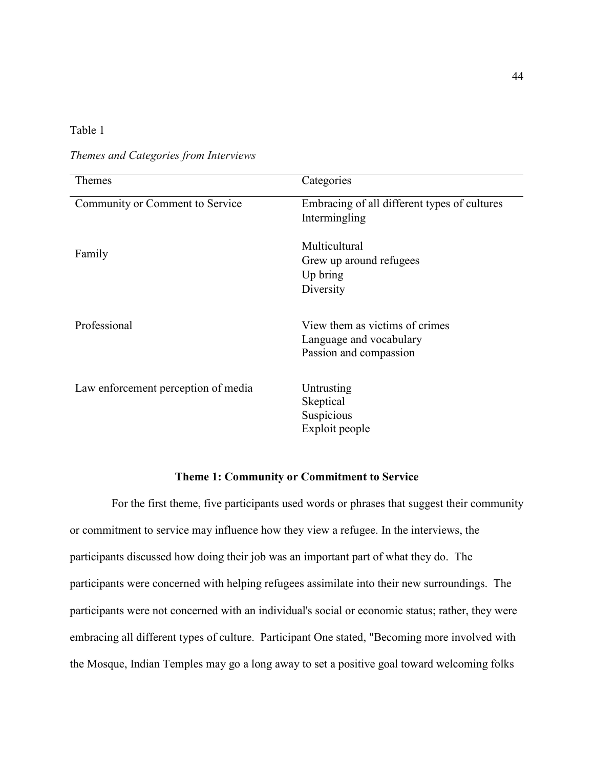Table 1

*Themes and Categories from Interviews*

| Themes | Categories |
|---|---|
| Community or Comment to Service | Embracing of all different types of cultures<br>Intermingling |
| Family | Multicultural<br>Grew up around refugees<br>Up bring<br>Diversity |
| Professional | View them as victims of crimes<br>Language and vocabulary<br>Passion and compassion |
| Law enforcement perception of media | Untrusting<br>Skeptical<br>Suspicious<br>Exploit people |

### Theme 1: Community or Commitment to Service

For the first theme, five participants used words or phrases that suggest their community or commitment to service may influence how they view a refugee. In the interviews, the participants discussed how doing their job was an important part of what they do. The participants were concerned with helping refugees assimilate into their new surroundings. The participants were not concerned with an individual's social or economic status; rather, they were embracing all different types of culture. Participant One stated, "Becoming more involved with the Mosque, Indian Temples may go a long away to set a positive goal toward welcoming folks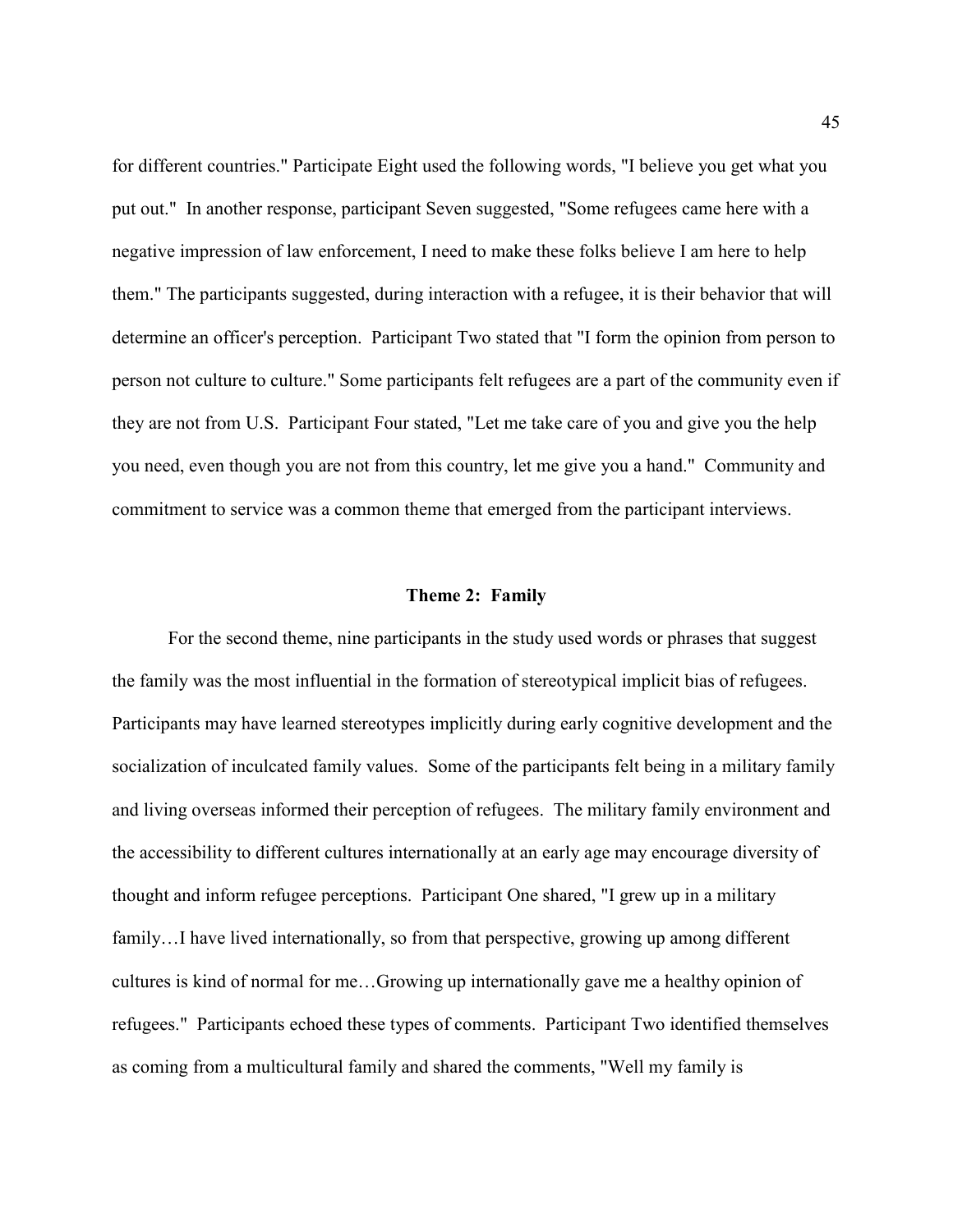for different countries." Participate Eight used the following words, "I believe you get what you put out." In another response, participant Seven suggested, "Some refugees came here with a negative impression of law enforcement, I need to make these folks believe I am here to help them." The participants suggested, during interaction with a refugee, it is their behavior that will determine an officer's perception. Participant Two stated that "I form the opinion from person to person not culture to culture." Some participants felt refugees are a part of the community even if they are not from U.S. Participant Four stated, "Let me take care of you and give you the help you need, even though you are not from this country, let me give you a hand." Community and commitment to service was a common theme that emerged from the participant interviews.

### Theme 2: Family

For the second theme, nine participants in the study used words or phrases that suggest the family was the most influential in the formation of stereotypical implicit bias of refugees. Participants may have learned stereotypes implicitly during early cognitive development and the socialization of inculcated family values. Some of the participants felt being in a military family and living overseas informed their perception of refugees. The military family environment and the accessibility to different cultures internationally at an early age may encourage diversity of thought and inform refugee perceptions. Participant One shared, "I grew up in a military family…I have lived internationally, so from that perspective, growing up among different cultures is kind of normal for me…Growing up internationally gave me a healthy opinion of refugees." Participants echoed these types of comments. Participant Two identified themselves as coming from a multicultural family and shared the comments, "Well my family is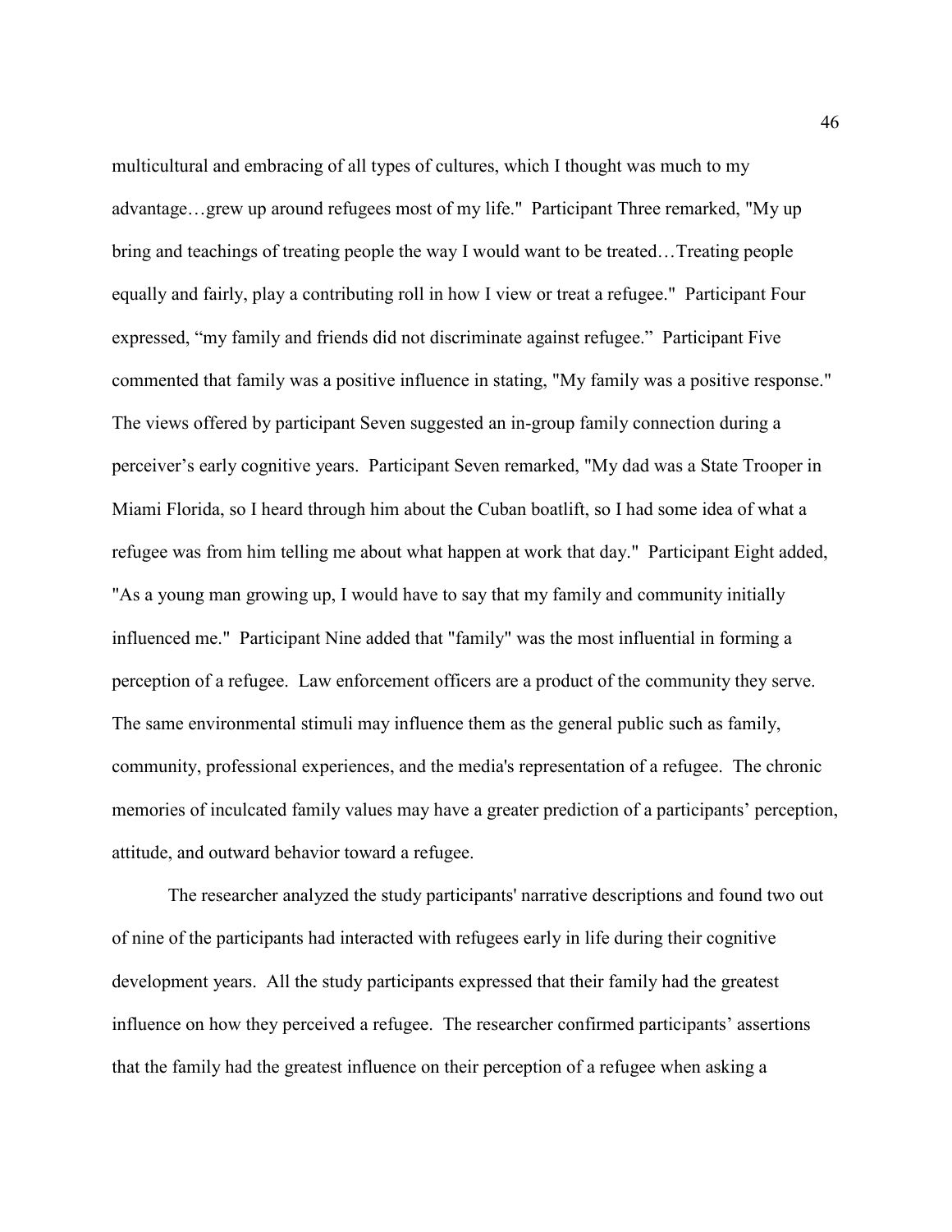multicultural and embracing of all types of cultures, which I thought was much to my advantage…grew up around refugees most of my life." Participant Three remarked, "My up bring and teachings of treating people the way I would want to be treated…Treating people equally and fairly, play a contributing roll in how I view or treat a refugee." Participant Four expressed, "my family and friends did not discriminate against refugee." Participant Five commented that family was a positive influence in stating, "My family was a positive response." The views offered by participant Seven suggested an in-group family connection during a perceiver's early cognitive years. Participant Seven remarked, "My dad was a State Trooper in Miami Florida, so I heard through him about the Cuban boatlift, so I had some idea of what a refugee was from him telling me about what happen at work that day." Participant Eight added, "As a young man growing up, I would have to say that my family and community initially influenced me." Participant Nine added that "family" was the most influential in forming a perception of a refugee. Law enforcement officers are a product of the community they serve. The same environmental stimuli may influence them as the general public such as family, community, professional experiences, and the media's representation of a refugee. The chronic memories of inculcated family values may have a greater prediction of a participants' perception, attitude, and outward behavior toward a refugee.

The researcher analyzed the study participants' narrative descriptions and found two out of nine of the participants had interacted with refugees early in life during their cognitive development years. All the study participants expressed that their family had the greatest influence on how they perceived a refugee. The researcher confirmed participants' assertions that the family had the greatest influence on their perception of a refugee when asking a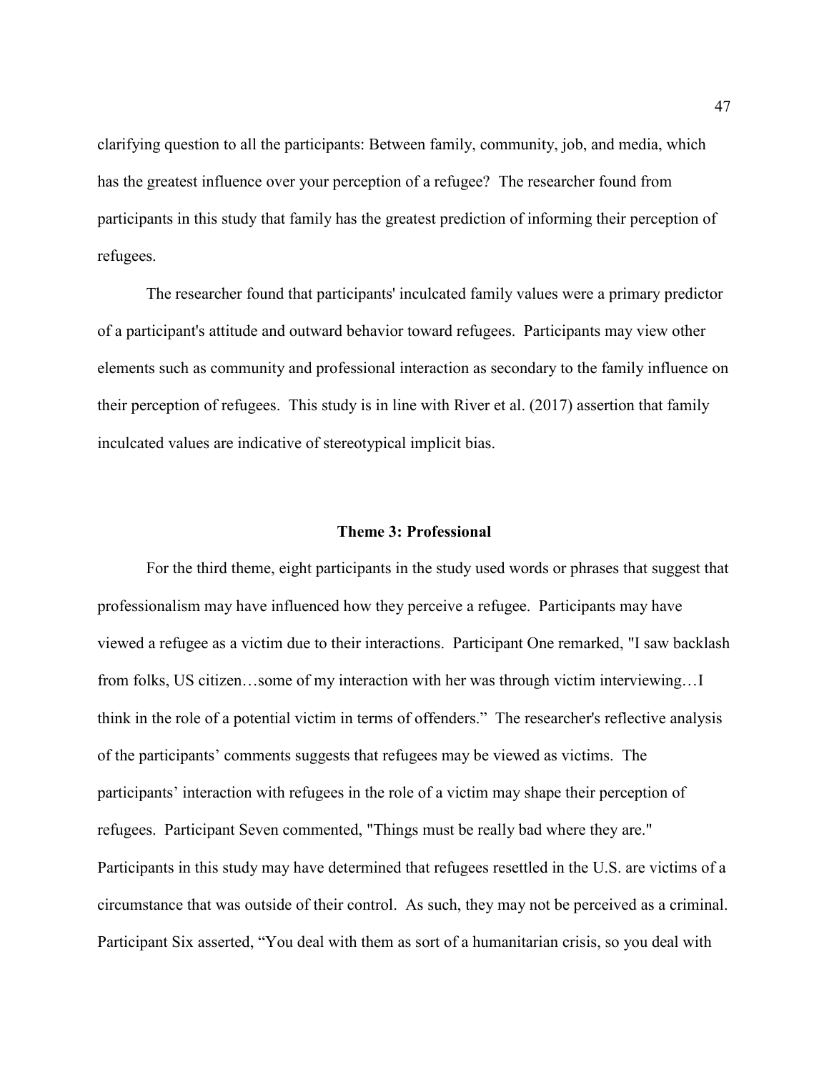clarifying question to all the participants: Between family, community, job, and media, which has the greatest influence over your perception of a refugee? The researcher found from participants in this study that family has the greatest prediction of informing their perception of refugees.

The researcher found that participants' inculcated family values were a primary predictor of a participant's attitude and outward behavior toward refugees. Participants may view other elements such as community and professional interaction as secondary to the family influence on their perception of refugees. This study is in line with River et al. (2017) assertion that family inculcated values are indicative of stereotypical implicit bias.

### Theme 3: Professional

For the third theme, eight participants in the study used words or phrases that suggest that professionalism may have influenced how they perceive a refugee. Participants may have viewed a refugee as a victim due to their interactions. Participant One remarked, "I saw backlash from folks, US citizen…some of my interaction with her was through victim interviewing…I think in the role of a potential victim in terms of offenders." The researcher's reflective analysis of the participants' comments suggests that refugees may be viewed as victims. The participants' interaction with refugees in the role of a victim may shape their perception of refugees. Participant Seven commented, "Things must be really bad where they are." Participants in this study may have determined that refugees resettled in the U.S. are victims of a circumstance that was outside of their control. As such, they may not be perceived as a criminal. Participant Six asserted, "You deal with them as sort of a humanitarian crisis, so you deal with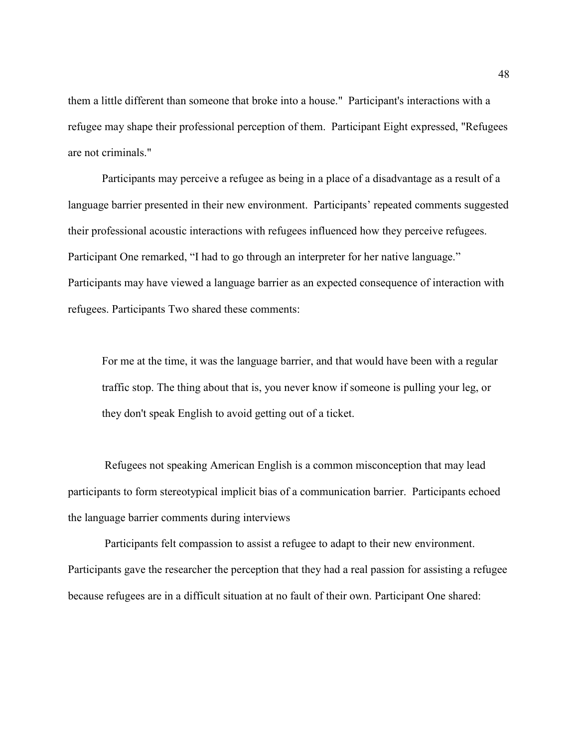them a little different than someone that broke into a house." Participant's interactions with a refugee may shape their professional perception of them. Participant Eight expressed, "Refugees are not criminals."

Participants may perceive a refugee as being in a place of a disadvantage as a result of a language barrier presented in their new environment. Participants' repeated comments suggested their professional acoustic interactions with refugees influenced how they perceive refugees. Participant One remarked, "I had to go through an interpreter for her native language." Participants may have viewed a language barrier as an expected consequence of interaction with refugees. Participants Two shared these comments:

> For me at the time, it was the language barrier, and that would have been with a regular traffic stop. The thing about that is, you never know if someone is pulling your leg, or they don't speak English to avoid getting out of a ticket.

Refugees not speaking American English is a common misconception that may lead participants to form stereotypical implicit bias of a communication barrier. Participants echoed the language barrier comments during interviews

Participants felt compassion to assist a refugee to adapt to their new environment. Participants gave the researcher the perception that they had a real passion for assisting a refugee because refugees are in a difficult situation at no fault of their own. Participant One shared: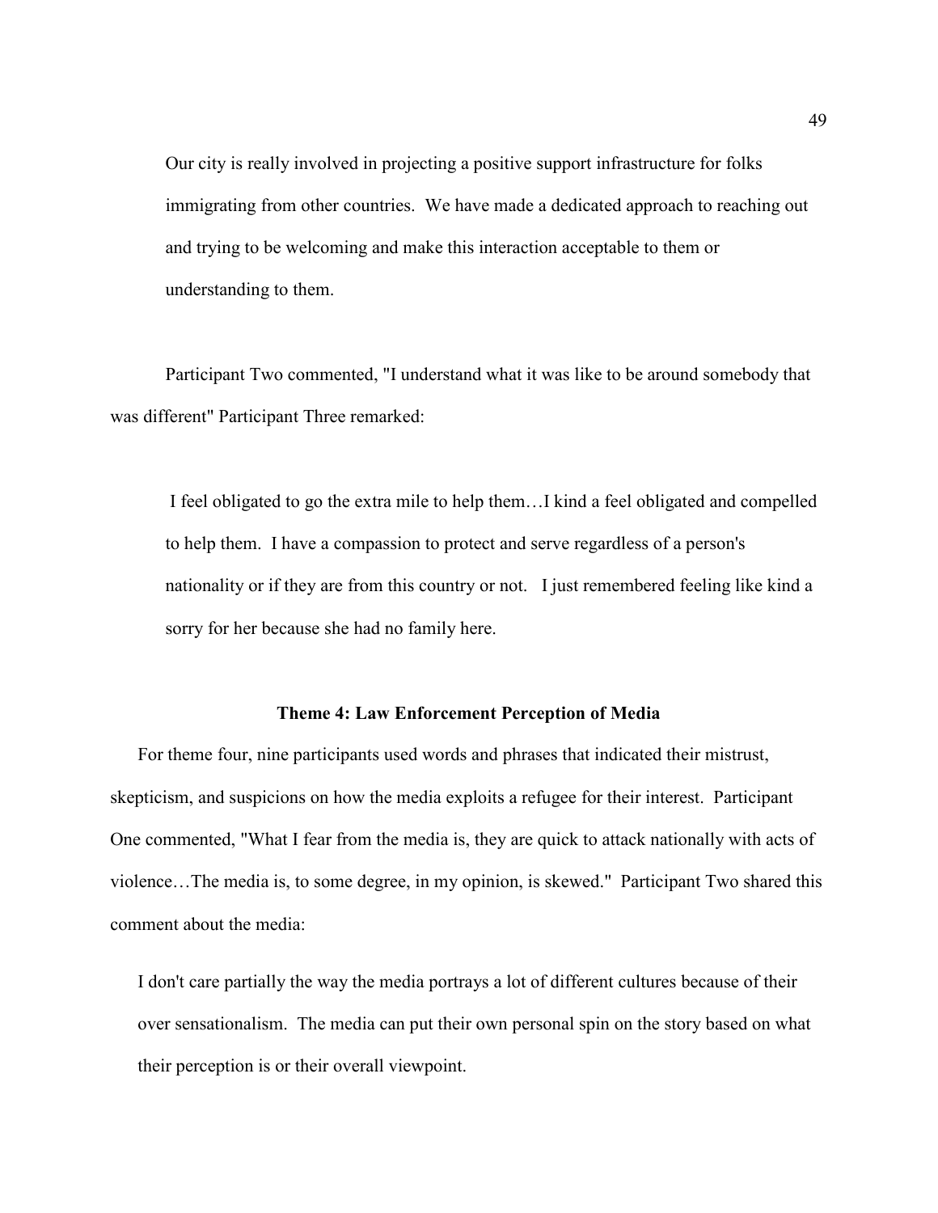> Our city is really involved in projecting a positive support infrastructure for folks immigrating from other countries. We have made a dedicated approach to reaching out and trying to be welcoming and make this interaction acceptable to them or understanding to them.

Participant Two commented, "I understand what it was like to be around somebody that was different" Participant Three remarked:

> I feel obligated to go the extra mile to help them…I kind a feel obligated and compelled to help them. I have a compassion to protect and serve regardless of a person's nationality or if they are from this country or not. I just remembered feeling like kind a sorry for her because she had no family here.

**Theme 4: Law Enforcement Perception of Media**

For theme four, nine participants used words and phrases that indicated their mistrust, skepticism, and suspicions on how the media exploits a refugee for their interest. Participant One commented, "What I fear from the media is, they are quick to attack nationally with acts of violence…The media is, to some degree, in my opinion, is skewed." Participant Two shared this comment about the media:

> I don't care partially the way the media portrays a lot of different cultures because of their over sensationalism. The media can put their own personal spin on the story based on what their perception is or their overall viewpoint.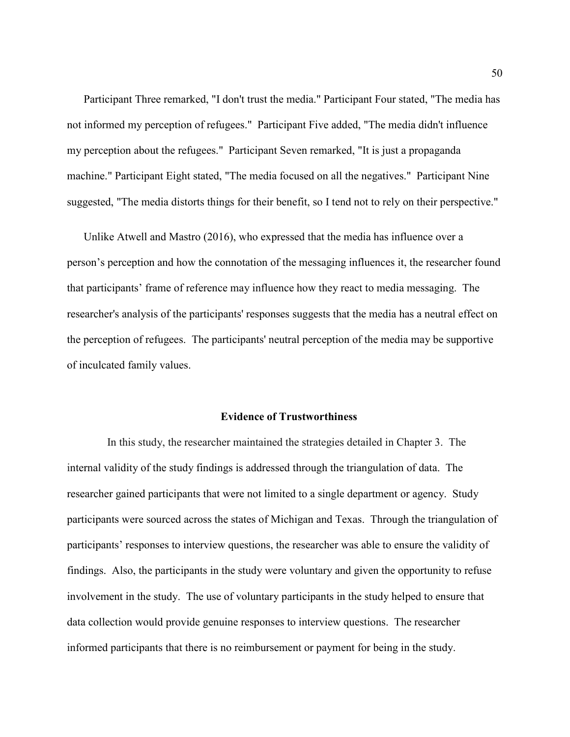Participant Three remarked, "I don't trust the media." Participant Four stated, "The media has not informed my perception of refugees." Participant Five added, "The media didn't influence my perception about the refugees." Participant Seven remarked, "It is just a propaganda machine." Participant Eight stated, "The media focused on all the negatives." Participant Nine suggested, "The media distorts things for their benefit, so I tend not to rely on their perspective."

Unlike Atwell and Mastro (2016), who expressed that the media has influence over a person's perception and how the connotation of the messaging influences it, the researcher found that participants' frame of reference may influence how they react to media messaging. The researcher's analysis of the participants' responses suggests that the media has a neutral effect on the perception of refugees. The participants' neutral perception of the media may be supportive of inculcated family values.

## Evidence of Trustworthiness

In this study, the researcher maintained the strategies detailed in Chapter 3. The internal validity of the study findings is addressed through the triangulation of data. The researcher gained participants that were not limited to a single department or agency. Study participants were sourced across the states of Michigan and Texas. Through the triangulation of participants' responses to interview questions, the researcher was able to ensure the validity of findings. Also, the participants in the study were voluntary and given the opportunity to refuse involvement in the study. The use of voluntary participants in the study helped to ensure that data collection would provide genuine responses to interview questions. The researcher informed participants that there is no reimbursement or payment for being in the study.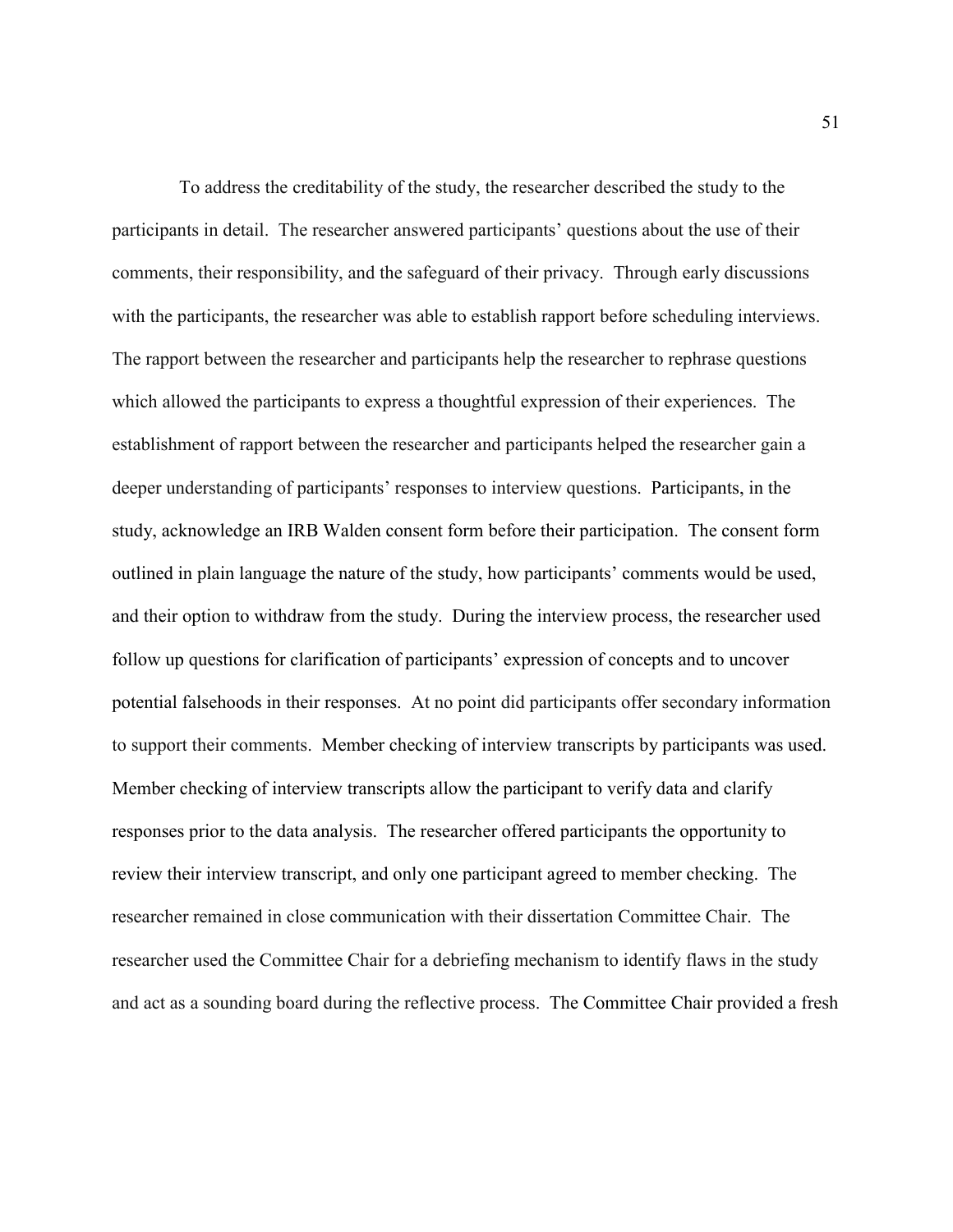To address the creditability of the study, the researcher described the study to the participants in detail. The researcher answered participants' questions about the use of their comments, their responsibility, and the safeguard of their privacy. Through early discussions with the participants, the researcher was able to establish rapport before scheduling interviews. The rapport between the researcher and participants help the researcher to rephrase questions which allowed the participants to express a thoughtful expression of their experiences. The establishment of rapport between the researcher and participants helped the researcher gain a deeper understanding of participants' responses to interview questions. Participants, in the study, acknowledge an IRB Walden consent form before their participation. The consent form outlined in plain language the nature of the study, how participants' comments would be used, and their option to withdraw from the study. During the interview process, the researcher used follow up questions for clarification of participants' expression of concepts and to uncover potential falsehoods in their responses. At no point did participants offer secondary information to support their comments. Member checking of interview transcripts by participants was used. Member checking of interview transcripts allow the participant to verify data and clarify responses prior to the data analysis. The researcher offered participants the opportunity to review their interview transcript, and only one participant agreed to member checking. The researcher remained in close communication with their dissertation Committee Chair. The researcher used the Committee Chair for a debriefing mechanism to identify flaws in the study and act as a sounding board during the reflective process. The Committee Chair provided a fresh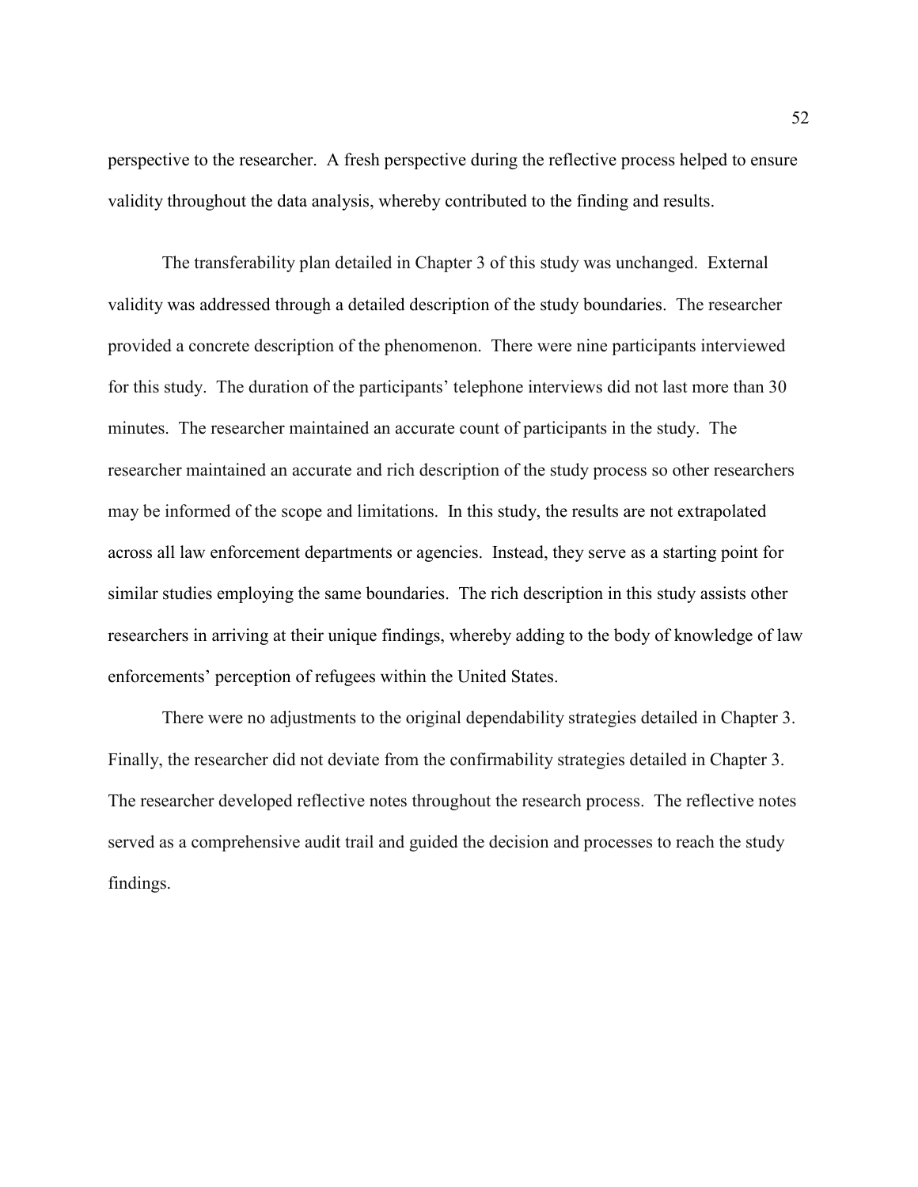perspective to the researcher. A fresh perspective during the reflective process helped to ensure validity throughout the data analysis, whereby contributed to the finding and results.

The transferability plan detailed in Chapter 3 of this study was unchanged. External validity was addressed through a detailed description of the study boundaries. The researcher provided a concrete description of the phenomenon. There were nine participants interviewed for this study. The duration of the participants' telephone interviews did not last more than 30 minutes. The researcher maintained an accurate count of participants in the study. The researcher maintained an accurate and rich description of the study process so other researchers may be informed of the scope and limitations. In this study, the results are not extrapolated across all law enforcement departments or agencies. Instead, they serve as a starting point for similar studies employing the same boundaries. The rich description in this study assists other researchers in arriving at their unique findings, whereby adding to the body of knowledge of law enforcements' perception of refugees within the United States.

There were no adjustments to the original dependability strategies detailed in Chapter 3. Finally, the researcher did not deviate from the confirmability strategies detailed in Chapter 3. The researcher developed reflective notes throughout the research process. The reflective notes served as a comprehensive audit trail and guided the decision and processes to reach the study findings.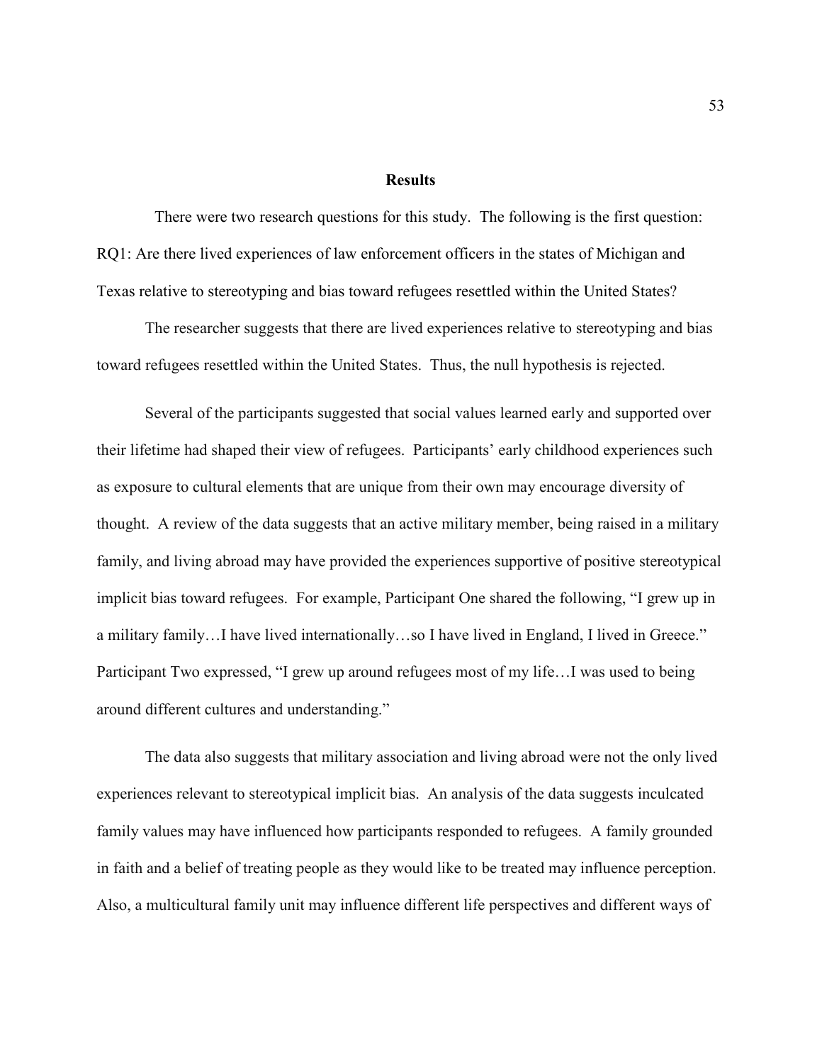## Results

There were two research questions for this study. The following is the first question: RQ1: Are there lived experiences of law enforcement officers in the states of Michigan and Texas relative to stereotyping and bias toward refugees resettled within the United States?

The researcher suggests that there are lived experiences relative to stereotyping and bias toward refugees resettled within the United States. Thus, the null hypothesis is rejected.

Several of the participants suggested that social values learned early and supported over their lifetime had shaped their view of refugees. Participants' early childhood experiences such as exposure to cultural elements that are unique from their own may encourage diversity of thought. A review of the data suggests that an active military member, being raised in a military family, and living abroad may have provided the experiences supportive of positive stereotypical implicit bias toward refugees. For example, Participant One shared the following, "I grew up in a military family…I have lived internationally…so I have lived in England, I lived in Greece." Participant Two expressed, "I grew up around refugees most of my life…I was used to being around different cultures and understanding."

The data also suggests that military association and living abroad were not the only lived experiences relevant to stereotypical implicit bias. An analysis of the data suggests inculcated family values may have influenced how participants responded to refugees. A family grounded in faith and a belief of treating people as they would like to be treated may influence perception. Also, a multicultural family unit may influence different life perspectives and different ways of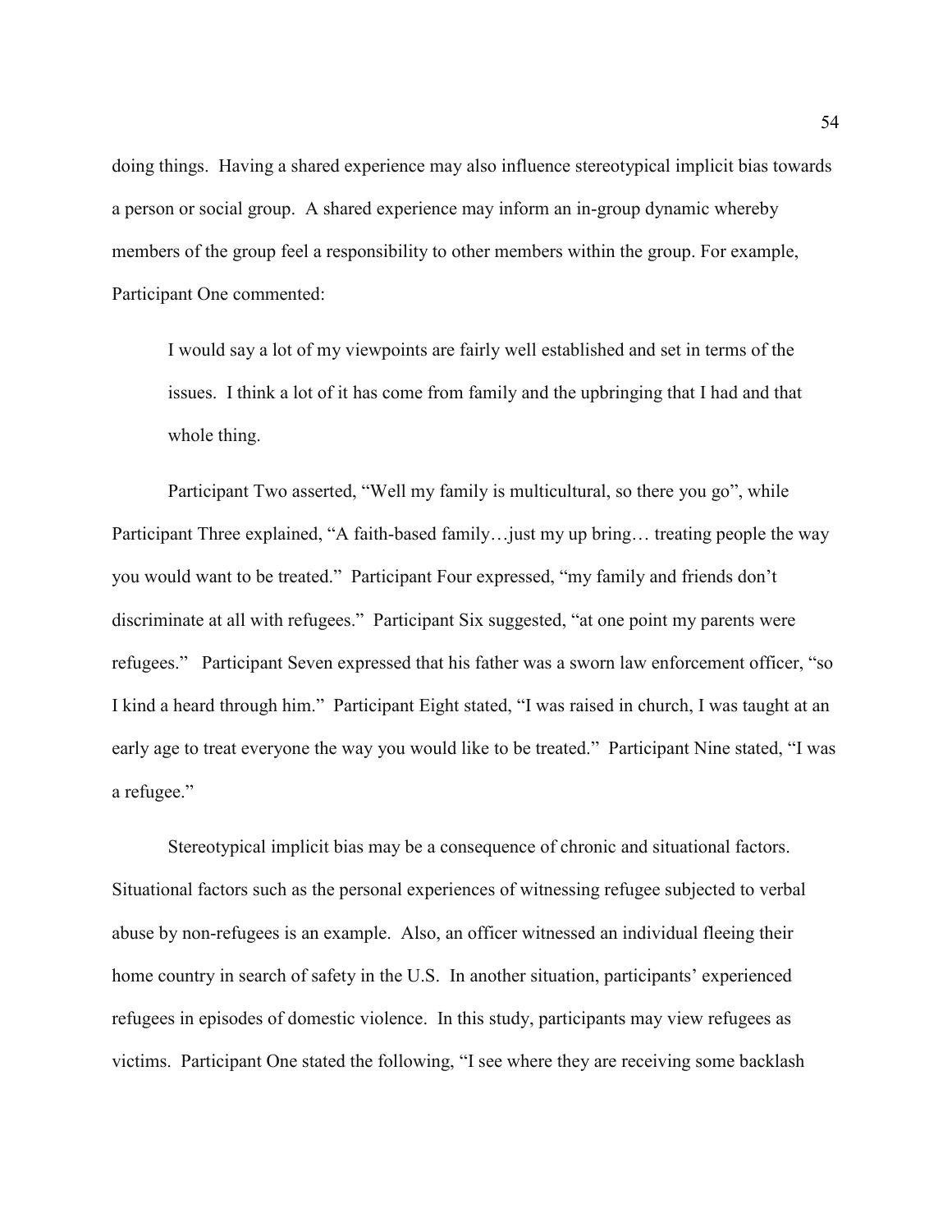doing things. Having a shared experience may also influence stereotypical implicit bias towards a person or social group. A shared experience may inform an in-group dynamic whereby members of the group feel a responsibility to other members within the group. For example, Participant One commented:

> I would say a lot of my viewpoints are fairly well established and set in terms of the issues. I think a lot of it has come from family and the upbringing that I had and that whole thing.

Participant Two asserted, "Well my family is multicultural, so there you go", while Participant Three explained, "A faith-based family…just my up bring… treating people the way you would want to be treated." Participant Four expressed, "my family and friends don't discriminate at all with refugees." Participant Six suggested, "at one point my parents were refugees." Participant Seven expressed that his father was a sworn law enforcement officer, "so I kind a heard through him." Participant Eight stated, "I was raised in church, I was taught at an early age to treat everyone the way you would like to be treated." Participant Nine stated, "I was a refugee."

Stereotypical implicit bias may be a consequence of chronic and situational factors. Situational factors such as the personal experiences of witnessing refugee subjected to verbal abuse by non-refugees is an example. Also, an officer witnessed an individual fleeing their home country in search of safety in the U.S. In another situation, participants' experienced refugees in episodes of domestic violence. In this study, participants may view refugees as victims. Participant One stated the following, "I see where they are receiving some backlash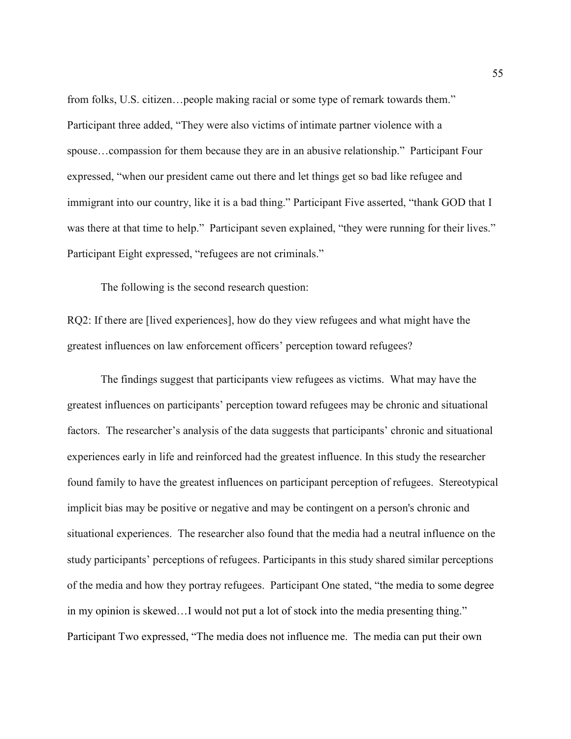from folks, U.S. citizen…people making racial or some type of remark towards them." Participant three added, "They were also victims of intimate partner violence with a spouse…compassion for them because they are in an abusive relationship." Participant Four expressed, "when our president came out there and let things get so bad like refugee and immigrant into our country, like it is a bad thing." Participant Five asserted, "thank GOD that I was there at that time to help." Participant seven explained, "they were running for their lives." Participant Eight expressed, "refugees are not criminals."

The following is the second research question:

RQ2: If there are [lived experiences], how do they view refugees and what might have the greatest influences on law enforcement officers' perception toward refugees?

The findings suggest that participants view refugees as victims. What may have the greatest influences on participants' perception toward refugees may be chronic and situational factors. The researcher's analysis of the data suggests that participants' chronic and situational experiences early in life and reinforced had the greatest influence. In this study the researcher found family to have the greatest influences on participant perception of refugees. Stereotypical implicit bias may be positive or negative and may be contingent on a person's chronic and situational experiences. The researcher also found that the media had a neutral influence on the study participants' perceptions of refugees. Participants in this study shared similar perceptions of the media and how they portray refugees. Participant One stated, "the media to some degree in my opinion is skewed…I would not put a lot of stock into the media presenting thing." Participant Two expressed, "The media does not influence me. The media can put their own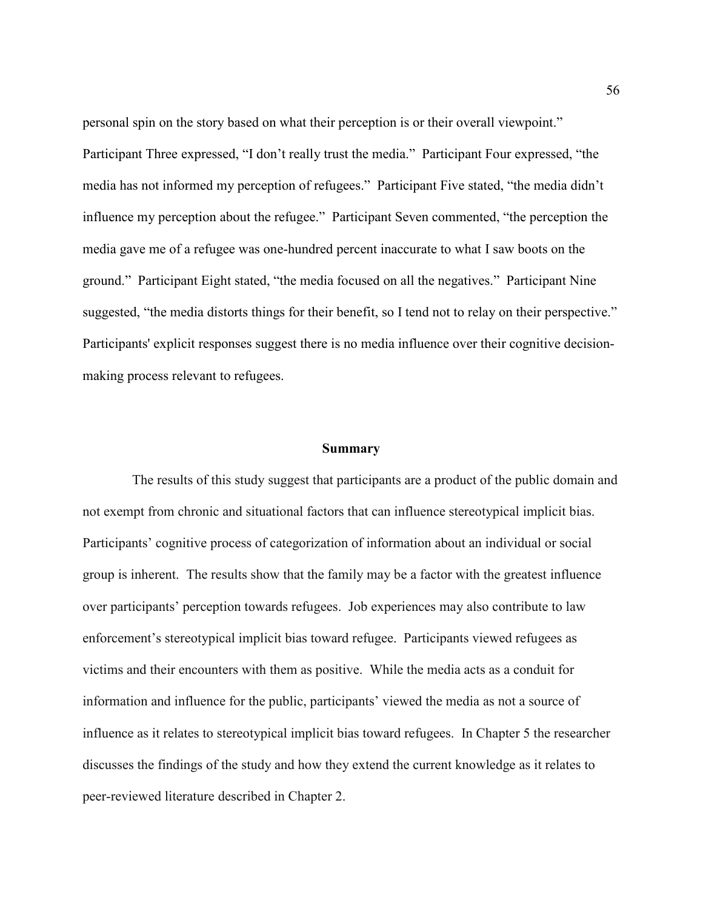personal spin on the story based on what their perception is or their overall viewpoint." Participant Three expressed, "I don't really trust the media." Participant Four expressed, "the media has not informed my perception of refugees." Participant Five stated, "the media didn't influence my perception about the refugee." Participant Seven commented, "the perception the media gave me of a refugee was one-hundred percent inaccurate to what I saw boots on the ground." Participant Eight stated, "the media focused on all the negatives." Participant Nine suggested, "the media distorts things for their benefit, so I tend not to relay on their perspective." Participants' explicit responses suggest there is no media influence over their cognitive decision-making process relevant to refugees.

## Summary

The results of this study suggest that participants are a product of the public domain and not exempt from chronic and situational factors that can influence stereotypical implicit bias. Participants' cognitive process of categorization of information about an individual or social group is inherent. The results show that the family may be a factor with the greatest influence over participants' perception towards refugees. Job experiences may also contribute to law enforcement's stereotypical implicit bias toward refugee. Participants viewed refugees as victims and their encounters with them as positive. While the media acts as a conduit for information and influence for the public, participants' viewed the media as not a source of influence as it relates to stereotypical implicit bias toward refugees. In Chapter 5 the researcher discusses the findings of the study and how they extend the current knowledge as it relates to peer-reviewed literature described in Chapter 2.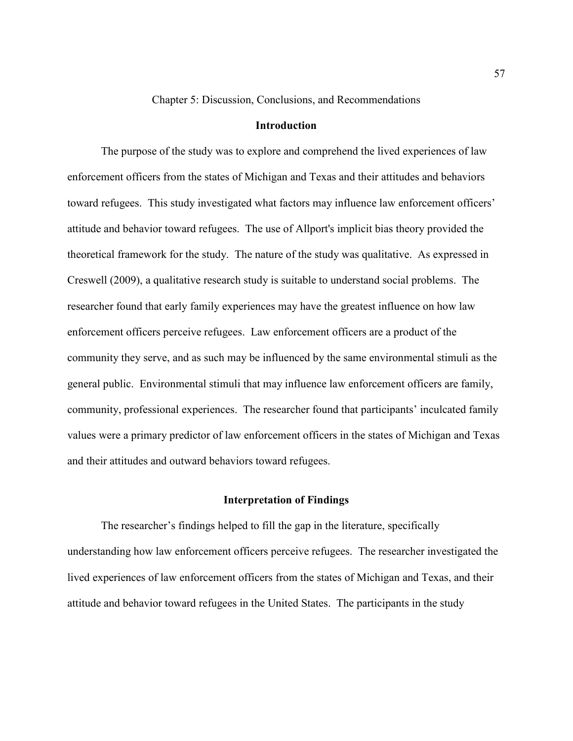# Chapter 5: Discussion, Conclusions, and Recommendations

## Introduction

The purpose of the study was to explore and comprehend the lived experiences of law enforcement officers from the states of Michigan and Texas and their attitudes and behaviors toward refugees. This study investigated what factors may influence law enforcement officers' attitude and behavior toward refugees. The use of Allport's implicit bias theory provided the theoretical framework for the study. The nature of the study was qualitative. As expressed in Creswell (2009), a qualitative research study is suitable to understand social problems. The researcher found that early family experiences may have the greatest influence on how law enforcement officers perceive refugees. Law enforcement officers are a product of the community they serve, and as such may be influenced by the same environmental stimuli as the general public. Environmental stimuli that may influence law enforcement officers are family, community, professional experiences. The researcher found that participants' inculcated family values were a primary predictor of law enforcement officers in the states of Michigan and Texas and their attitudes and outward behaviors toward refugees.

## Interpretation of Findings

The researcher's findings helped to fill the gap in the literature, specifically understanding how law enforcement officers perceive refugees. The researcher investigated the lived experiences of law enforcement officers from the states of Michigan and Texas, and their attitude and behavior toward refugees in the United States. The participants in the study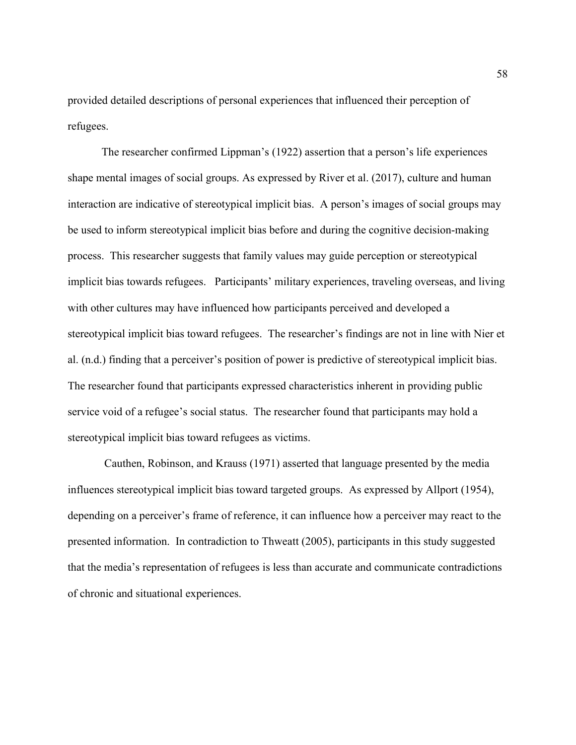provided detailed descriptions of personal experiences that influenced their perception of refugees.

The researcher confirmed Lippman's (1922) assertion that a person's life experiences shape mental images of social groups. As expressed by River et al. (2017), culture and human interaction are indicative of stereotypical implicit bias. A person's images of social groups may be used to inform stereotypical implicit bias before and during the cognitive decision-making process. This researcher suggests that family values may guide perception or stereotypical implicit bias towards refugees. Participants' military experiences, traveling overseas, and living with other cultures may have influenced how participants perceived and developed a stereotypical implicit bias toward refugees. The researcher's findings are not in line with Nier et al. (n.d.) finding that a perceiver's position of power is predictive of stereotypical implicit bias. The researcher found that participants expressed characteristics inherent in providing public service void of a refugee's social status. The researcher found that participants may hold a stereotypical implicit bias toward refugees as victims.

Cauthen, Robinson, and Krauss (1971) asserted that language presented by the media influences stereotypical implicit bias toward targeted groups. As expressed by Allport (1954), depending on a perceiver's frame of reference, it can influence how a perceiver may react to the presented information. In contradiction to Thweatt (2005), participants in this study suggested that the media's representation of refugees is less than accurate and communicate contradictions of chronic and situational experiences.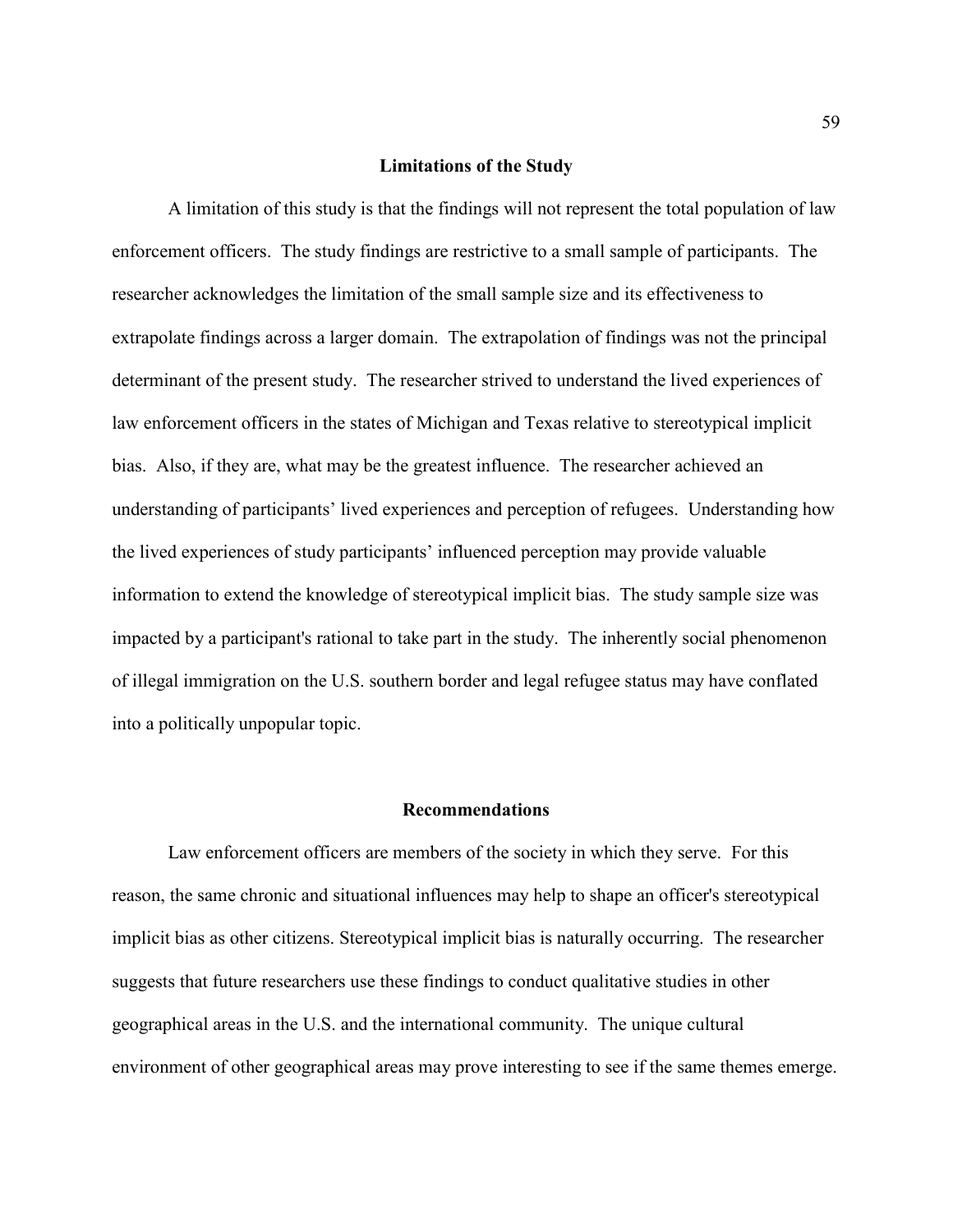## Limitations of the Study

A limitation of this study is that the findings will not represent the total population of law enforcement officers. The study findings are restrictive to a small sample of participants. The researcher acknowledges the limitation of the small sample size and its effectiveness to extrapolate findings across a larger domain. The extrapolation of findings was not the principal determinant of the present study. The researcher strived to understand the lived experiences of law enforcement officers in the states of Michigan and Texas relative to stereotypical implicit bias. Also, if they are, what may be the greatest influence. The researcher achieved an understanding of participants' lived experiences and perception of refugees. Understanding how the lived experiences of study participants' influenced perception may provide valuable information to extend the knowledge of stereotypical implicit bias. The study sample size was impacted by a participant's rational to take part in the study. The inherently social phenomenon of illegal immigration on the U.S. southern border and legal refugee status may have conflated into a politically unpopular topic.

## Recommendations

Law enforcement officers are members of the society in which they serve. For this reason, the same chronic and situational influences may help to shape an officer's stereotypical implicit bias as other citizens. Stereotypical implicit bias is naturally occurring. The researcher suggests that future researchers use these findings to conduct qualitative studies in other geographical areas in the U.S. and the international community. The unique cultural environment of other geographical areas may prove interesting to see if the same themes emerge.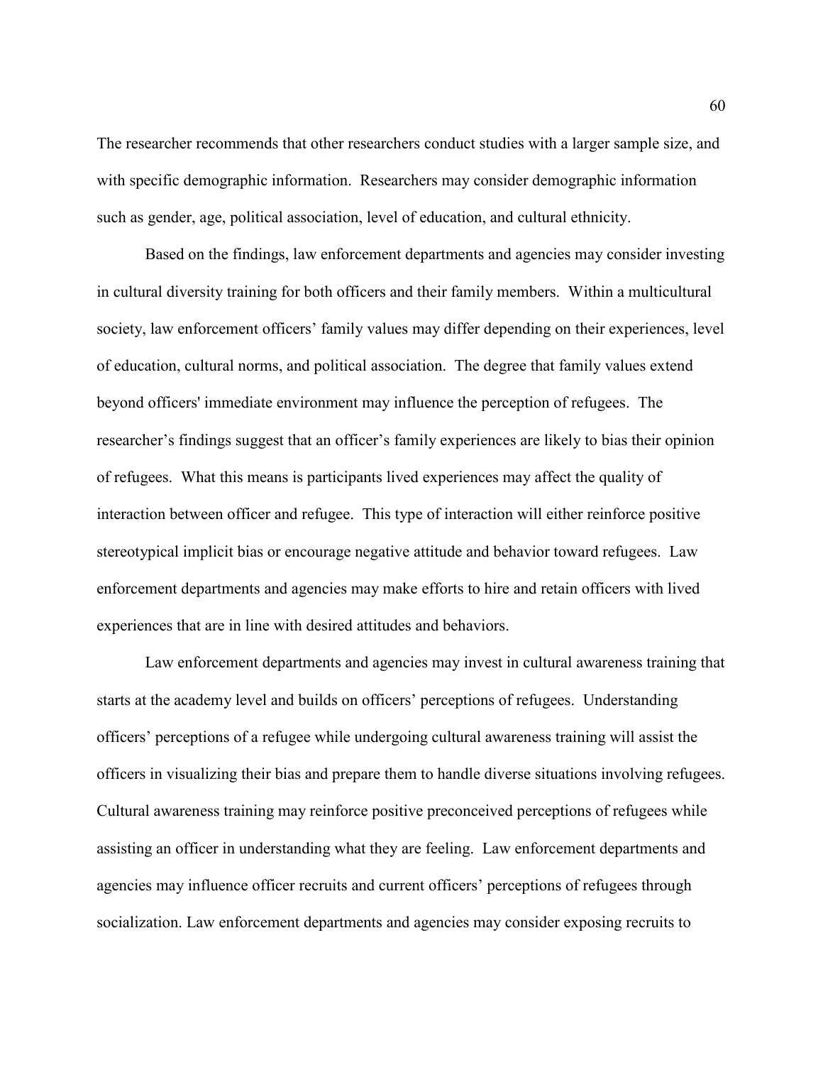The researcher recommends that other researchers conduct studies with a larger sample size, and with specific demographic information. Researchers may consider demographic information such as gender, age, political association, level of education, and cultural ethnicity.

Based on the findings, law enforcement departments and agencies may consider investing in cultural diversity training for both officers and their family members. Within a multicultural society, law enforcement officers' family values may differ depending on their experiences, level of education, cultural norms, and political association. The degree that family values extend beyond officers' immediate environment may influence the perception of refugees. The researcher's findings suggest that an officer's family experiences are likely to bias their opinion of refugees. What this means is participants lived experiences may affect the quality of interaction between officer and refugee. This type of interaction will either reinforce positive stereotypical implicit bias or encourage negative attitude and behavior toward refugees. Law enforcement departments and agencies may make efforts to hire and retain officers with lived experiences that are in line with desired attitudes and behaviors.

Law enforcement departments and agencies may invest in cultural awareness training that starts at the academy level and builds on officers' perceptions of refugees. Understanding officers' perceptions of a refugee while undergoing cultural awareness training will assist the officers in visualizing their bias and prepare them to handle diverse situations involving refugees. Cultural awareness training may reinforce positive preconceived perceptions of refugees while assisting an officer in understanding what they are feeling. Law enforcement departments and agencies may influence officer recruits and current officers' perceptions of refugees through socialization. Law enforcement departments and agencies may consider exposing recruits to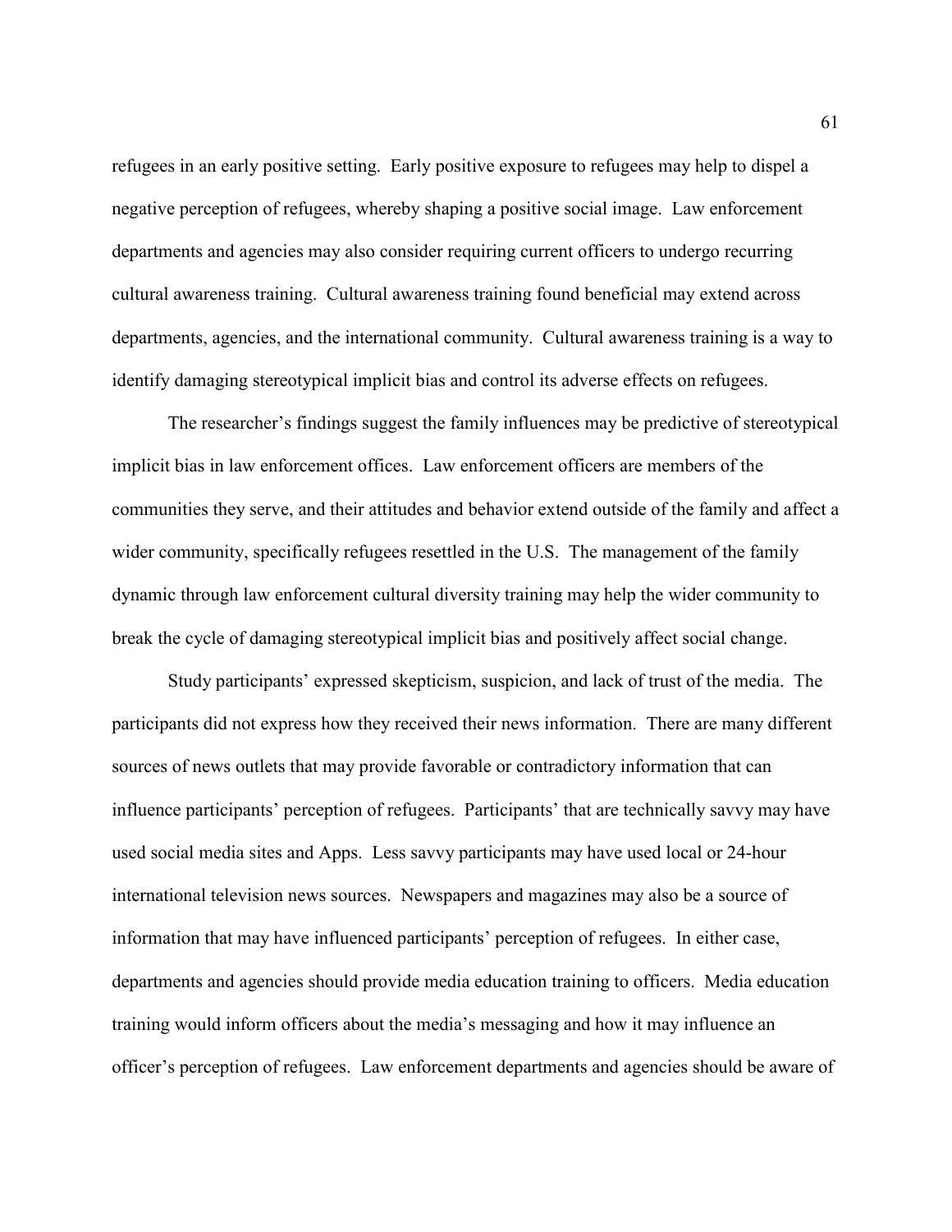refugees in an early positive setting. Early positive exposure to refugees may help to dispel a negative perception of refugees, whereby shaping a positive social image. Law enforcement departments and agencies may also consider requiring current officers to undergo recurring cultural awareness training. Cultural awareness training found beneficial may extend across departments, agencies, and the international community. Cultural awareness training is a way to identify damaging stereotypical implicit bias and control its adverse effects on refugees.

The researcher's findings suggest the family influences may be predictive of stereotypical implicit bias in law enforcement offices. Law enforcement officers are members of the communities they serve, and their attitudes and behavior extend outside of the family and affect a wider community, specifically refugees resettled in the U.S. The management of the family dynamic through law enforcement cultural diversity training may help the wider community to break the cycle of damaging stereotypical implicit bias and positively affect social change.

Study participants' expressed skepticism, suspicion, and lack of trust of the media. The participants did not express how they received their news information. There are many different sources of news outlets that may provide favorable or contradictory information that can influence participants' perception of refugees. Participants' that are technically savvy may have used social media sites and Apps. Less savvy participants may have used local or 24-hour international television news sources. Newspapers and magazines may also be a source of information that may have influenced participants' perception of refugees. In either case, departments and agencies should provide media education training to officers. Media education training would inform officers about the media's messaging and how it may influence an officer's perception of refugees. Law enforcement departments and agencies should be aware of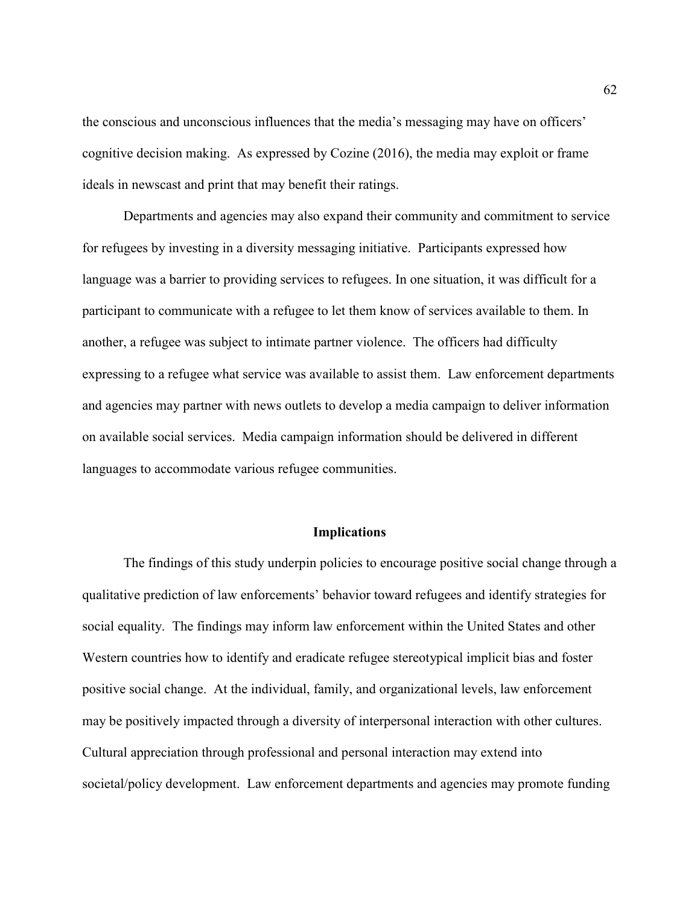the conscious and unconscious influences that the media's messaging may have on officers' cognitive decision making. As expressed by Cozine (2016), the media may exploit or frame ideals in newscast and print that may benefit their ratings.

Departments and agencies may also expand their community and commitment to service for refugees by investing in a diversity messaging initiative. Participants expressed how language was a barrier to providing services to refugees. In one situation, it was difficult for a participant to communicate with a refugee to let them know of services available to them. In another, a refugee was subject to intimate partner violence. The officers had difficulty expressing to a refugee what service was available to assist them. Law enforcement departments and agencies may partner with news outlets to develop a media campaign to deliver information on available social services. Media campaign information should be delivered in different languages to accommodate various refugee communities.

## Implications

The findings of this study underpin policies to encourage positive social change through a qualitative prediction of law enforcements' behavior toward refugees and identify strategies for social equality. The findings may inform law enforcement within the United States and other Western countries how to identify and eradicate refugee stereotypical implicit bias and foster positive social change. At the individual, family, and organizational levels, law enforcement may be positively impacted through a diversity of interpersonal interaction with other cultures. Cultural appreciation through professional and personal interaction may extend into societal/policy development. Law enforcement departments and agencies may promote funding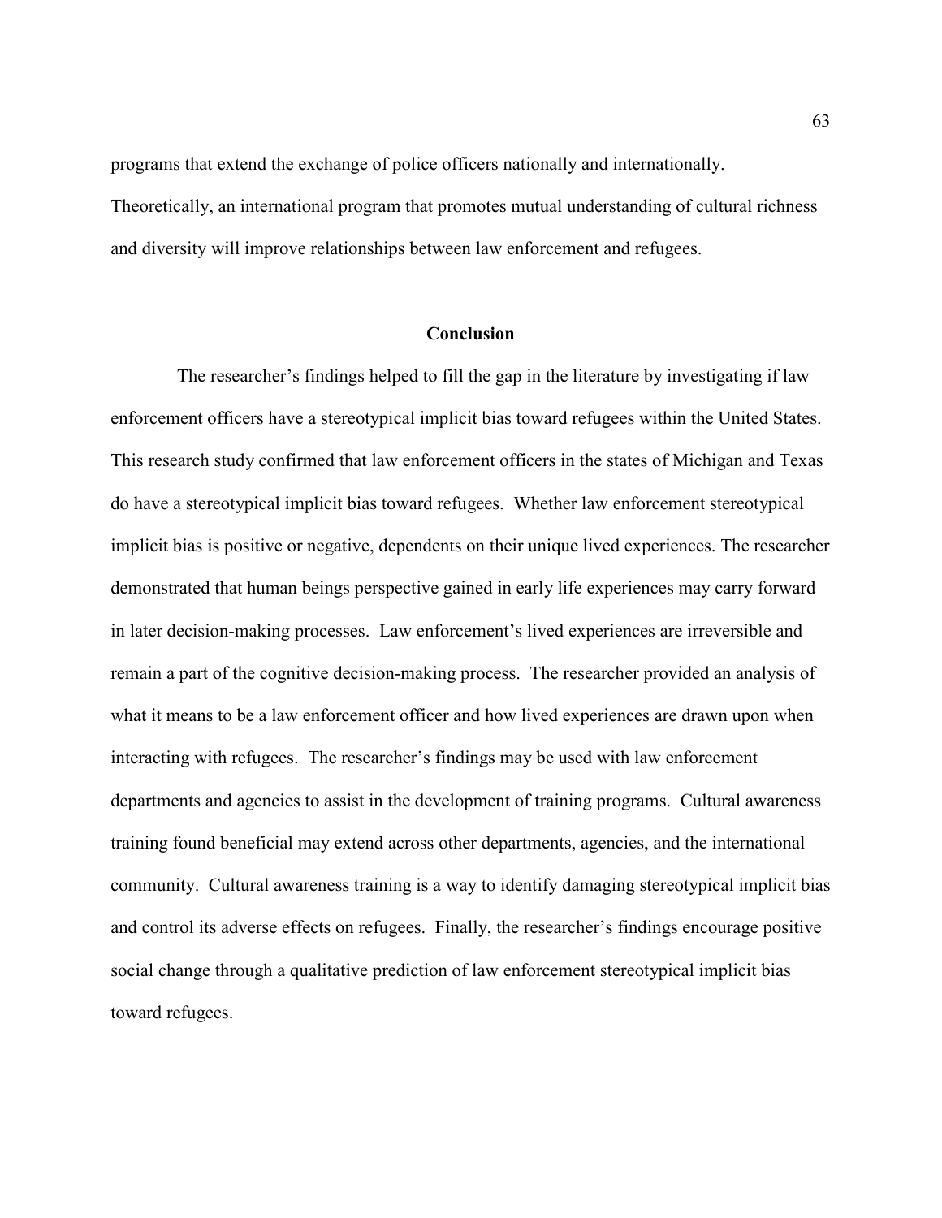programs that extend the exchange of police officers nationally and internationally. Theoretically, an international program that promotes mutual understanding of cultural richness and diversity will improve relationships between law enforcement and refugees.

## Conclusion

The researcher's findings helped to fill the gap in the literature by investigating if law enforcement officers have a stereotypical implicit bias toward refugees within the United States. This research study confirmed that law enforcement officers in the states of Michigan and Texas do have a stereotypical implicit bias toward refugees. Whether law enforcement stereotypical implicit bias is positive or negative, dependents on their unique lived experiences. The researcher demonstrated that human beings perspective gained in early life experiences may carry forward in later decision-making processes. Law enforcement's lived experiences are irreversible and remain a part of the cognitive decision-making process. The researcher provided an analysis of what it means to be a law enforcement officer and how lived experiences are drawn upon when interacting with refugees. The researcher's findings may be used with law enforcement departments and agencies to assist in the development of training programs. Cultural awareness training found beneficial may extend across other departments, agencies, and the international community. Cultural awareness training is a way to identify damaging stereotypical implicit bias and control its adverse effects on refugees. Finally, the researcher's findings encourage positive social change through a qualitative prediction of law enforcement stereotypical implicit bias toward refugees.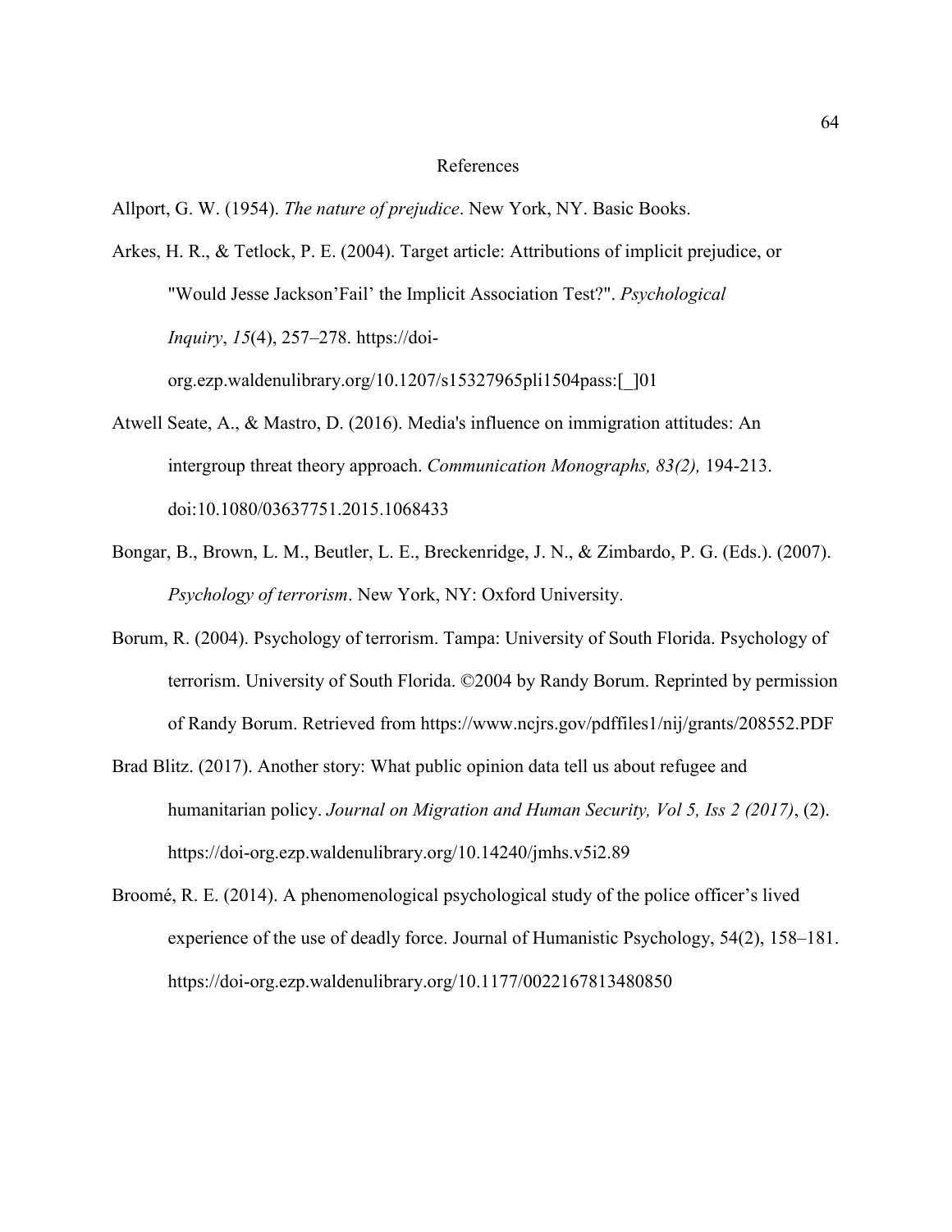# References

Allport, G. W. (1954). *The nature of prejudice*. New York, NY. Basic Books.

Arkes, H. R., & Tetlock, P. E. (2004). Target article: Attributions of implicit prejudice, or "Would Jesse Jackson'Fail' the Implicit Association Test?". *Psychological Inquiry*, *15*(4), 257–278. https://doi-org.ezp.waldenulibrary.org/10.1207/s15327965pli1504pass:[_]01

Atwell Seate, A., & Mastro, D. (2016). Media's influence on immigration attitudes: An intergroup threat theory approach. *Communication Monographs, 83(2),* 194-213. doi:10.1080/03637751.2015.1068433

Bongar, B., Brown, L. M., Beutler, L. E., Breckenridge, J. N., & Zimbardo, P. G. (Eds.). (2007). *Psychology of terrorism*. New York, NY: Oxford University.

Borum, R. (2004). Psychology of terrorism. Tampa: University of South Florida. Psychology of terrorism. University of South Florida. ©2004 by Randy Borum. Reprinted by permission of Randy Borum. Retrieved from https://www.ncjrs.gov/pdffiles1/nij/grants/208552.PDF

Brad Blitz. (2017). Another story: What public opinion data tell us about refugee and humanitarian policy. *Journal on Migration and Human Security, Vol 5, Iss 2 (2017)*, (2). https://doi-org.ezp.waldenulibrary.org/10.14240/jmhs.v5i2.89

Broomé, R. E. (2014). A phenomenological psychological study of the police officer's lived experience of the use of deadly force. Journal of Humanistic Psychology, 54(2), 158–181. https://doi-org.ezp.waldenulibrary.org/10.1177/0022167813480850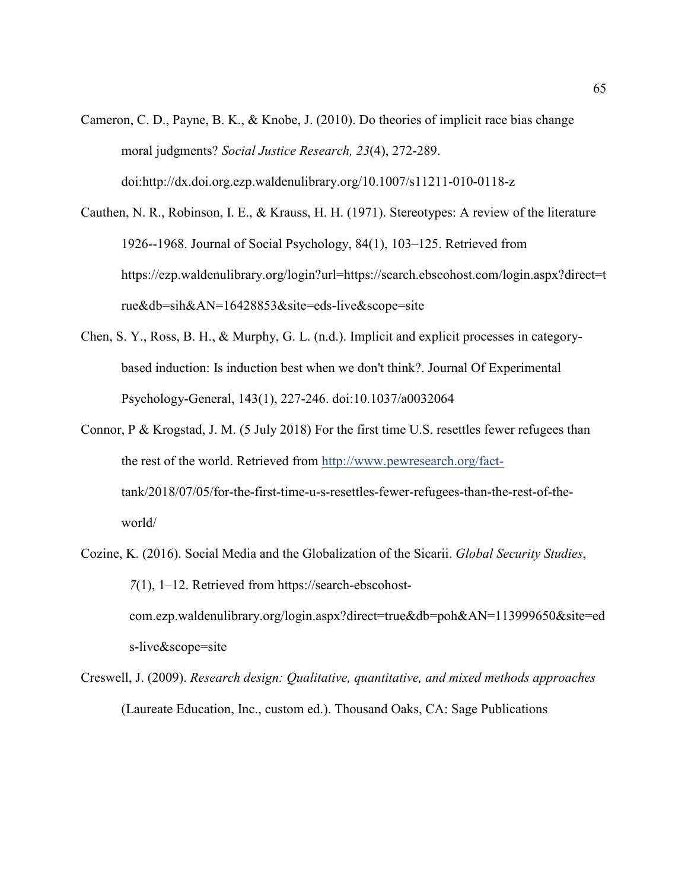Cameron, C. D., Payne, B. K., & Knobe, J. (2010). Do theories of implicit race bias change moral judgments? *Social Justice Research, 23*(4), 272-289. doi:http://dx.doi.org.ezp.waldenulibrary.org/10.1007/s11211-010-0118-z

Cauthen, N. R., Robinson, I. E., & Krauss, H. H. (1971). Stereotypes: A review of the literature 1926--1968. Journal of Social Psychology, 84(1), 103–125. Retrieved from https://ezp.waldenulibrary.org/login?url=https://search.ebscohost.com/login.aspx?direct=true&db=sih&AN=16428853&site=eds-live&scope=site

Chen, S. Y., Ross, B. H., & Murphy, G. L. (n.d.). Implicit and explicit processes in category-based induction: Is induction best when we don't think?. Journal Of Experimental Psychology-General, 143(1), 227-246. doi:10.1037/a0032064

Connor, P & Krogstad, J. M. (5 July 2018) For the first time U.S. resettles fewer refugees than the rest of the world. Retrieved from http://www.pewresearch.org/fact-tank/2018/07/05/for-the-first-time-u-s-resettles-fewer-refugees-than-the-rest-of-the-world/

Cozine, K. (2016). Social Media and the Globalization of the Sicarii. *Global Security Studies*, *7*(1), 1–12. Retrieved from https://search-ebscohost-com.ezp.waldenulibrary.org/login.aspx?direct=true&db=poh&AN=113999650&site=eds-live&scope=site

Creswell, J. (2009). *Research design: Qualitative, quantitative, and mixed methods approaches* (Laureate Education, Inc., custom ed.). Thousand Oaks, CA: Sage Publications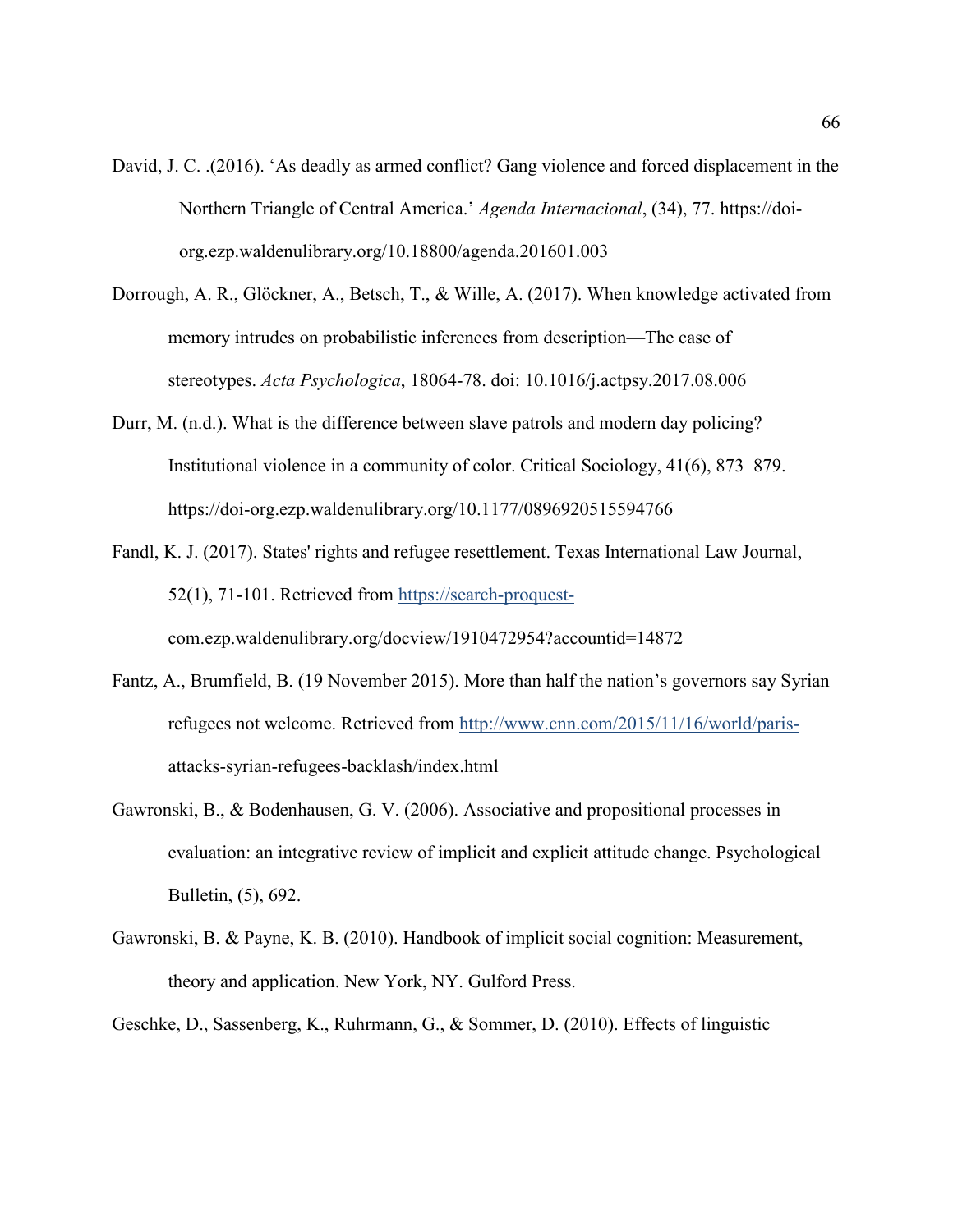David, J. C. .(2016). 'As deadly as armed conflict? Gang violence and forced displacement in the Northern Triangle of Central America.' *Agenda Internacional*, (34), 77. https://doi-org.ezp.waldenulibrary.org/10.18800/agenda.201601.003

Dorrough, A. R., Glöckner, A., Betsch, T., & Wille, A. (2017). When knowledge activated from memory intrudes on probabilistic inferences from description—The case of stereotypes. *Acta Psychologica*, 18064-78. doi: 10.1016/j.actpsy.2017.08.006

Durr, M. (n.d.). What is the difference between slave patrols and modern day policing? Institutional violence in a community of color. Critical Sociology, 41(6), 873–879. https://doi-org.ezp.waldenulibrary.org/10.1177/0896920515594766

Fandl, K. J. (2017). States' rights and refugee resettlement. Texas International Law Journal, 52(1), 71-101. Retrieved from https://search-proquest-com.ezp.waldenulibrary.org/docview/1910472954?accountid=14872

Fantz, A., Brumfield, B. (19 November 2015). More than half the nation's governors say Syrian refugees not welcome. Retrieved from http://www.cnn.com/2015/11/16/world/paris-attacks-syrian-refugees-backlash/index.html

Gawronski, B., & Bodenhausen, G. V. (2006). Associative and propositional processes in evaluation: an integrative review of implicit and explicit attitude change. Psychological Bulletin, (5), 692.

Gawronski, B. & Payne, K. B. (2010). Handbook of implicit social cognition: Measurement, theory and application. New York, NY. Gulford Press.

Geschke, D., Sassenberg, K., Ruhrmann, G., & Sommer, D. (2010). Effects of linguistic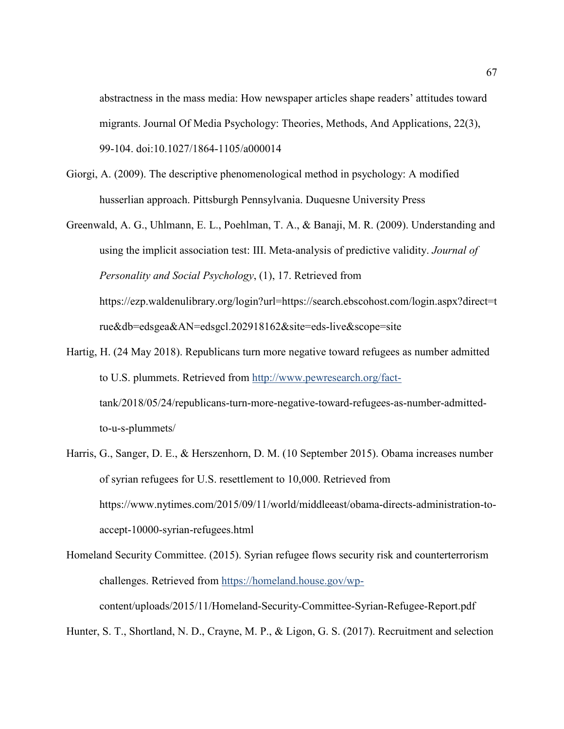abstractness in the mass media: How newspaper articles shape readers' attitudes toward migrants. Journal Of Media Psychology: Theories, Methods, And Applications, 22(3), 99-104. doi:10.1027/1864-1105/a000014

Giorgi, A. (2009). The descriptive phenomenological method in psychology: A modified husserlian approach. Pittsburgh Pennsylvania. Duquesne University Press

Greenwald, A. G., Uhlmann, E. L., Poehlman, T. A., & Banaji, M. R. (2009). Understanding and using the implicit association test: III. Meta-analysis of predictive validity. *Journal of Personality and Social Psychology*, (1), 17. Retrieved from https://ezp.waldenulibrary.org/login?url=https://search.ebscohost.com/login.aspx?direct=true&db=edsgea&AN=edsgcl.202918162&site=eds-live&scope=site

Hartig, H. (24 May 2018). Republicans turn more negative toward refugees as number admitted to U.S. plummets. Retrieved from http://www.pewresearch.org/fact-tank/2018/05/24/republicans-turn-more-negative-toward-refugees-as-number-admitted-to-u-s-plummets/

Harris, G., Sanger, D. E., & Herszenhorn, D. M. (10 September 2015). Obama increases number of syrian refugees for U.S. resettlement to 10,000. Retrieved from https://www.nytimes.com/2015/09/11/world/middleeast/obama-directs-administration-to-accept-10000-syrian-refugees.html

Homeland Security Committee. (2015). Syrian refugee flows security risk and counterterrorism challenges. Retrieved from https://homeland.house.gov/wp-content/uploads/2015/11/Homeland-Security-Committee-Syrian-Refugee-Report.pdf

Hunter, S. T., Shortland, N. D., Crayne, M. P., & Ligon, G. S. (2017). Recruitment and selection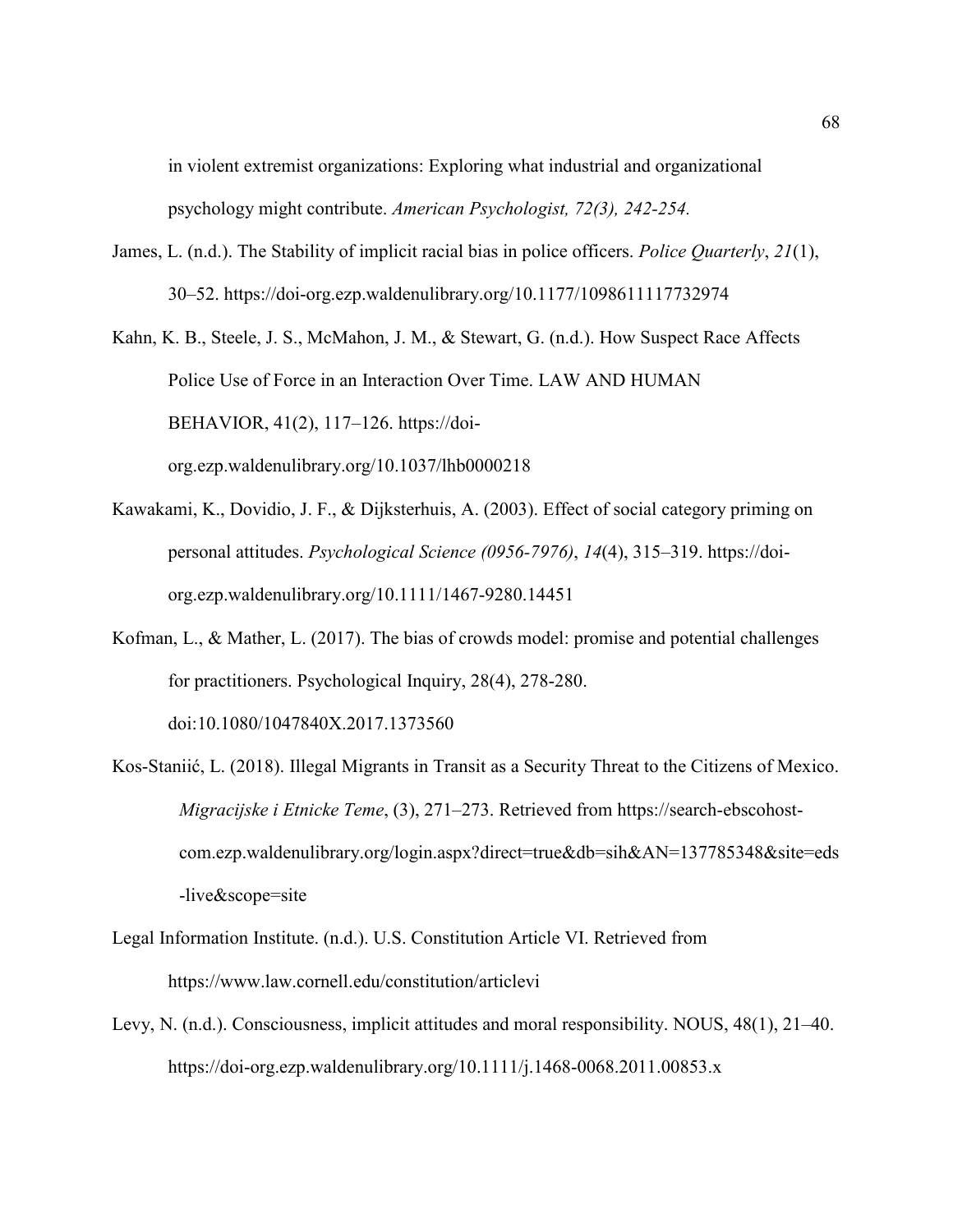in violent extremist organizations: Exploring what industrial and organizational psychology might contribute. *American Psychologist, 72(3), 242-254.*

James, L. (n.d.). The Stability of implicit racial bias in police officers. *Police Quarterly*, *21*(1), 30–52. https://doi-org.ezp.waldenulibrary.org/10.1177/1098611117732974

Kahn, K. B., Steele, J. S., McMahon, J. M., & Stewart, G. (n.d.). How Suspect Race Affects Police Use of Force in an Interaction Over Time. LAW AND HUMAN BEHAVIOR, 41(2), 117–126. https://doi-org.ezp.waldenulibrary.org/10.1037/lhb0000218

Kawakami, K., Dovidio, J. F., & Dijksterhuis, A. (2003). Effect of social category priming on personal attitudes. *Psychological Science (0956-7976)*, *14*(4), 315–319. https://doi-org.ezp.waldenulibrary.org/10.1111/1467-9280.14451

Kofman, L., & Mather, L. (2017). The bias of crowds model: promise and potential challenges for practitioners. Psychological Inquiry, 28(4), 278-280. doi:10.1080/1047840X.2017.1373560

Kos-Staniić, L. (2018). Illegal Migrants in Transit as a Security Threat to the Citizens of Mexico. *Migracijske i Etnicke Teme*, (3), 271–273. Retrieved from https://search-ebscohost-com.ezp.waldenulibrary.org/login.aspx?direct=true&db=sih&AN=137785348&site=eds-live&scope=site

Legal Information Institute. (n.d.). U.S. Constitution Article VI. Retrieved from https://www.law.cornell.edu/constitution/articlevi

Levy, N. (n.d.). Consciousness, implicit attitudes and moral responsibility. NOUS, 48(1), 21–40. https://doi-org.ezp.waldenulibrary.org/10.1111/j.1468-0068.2011.00853.x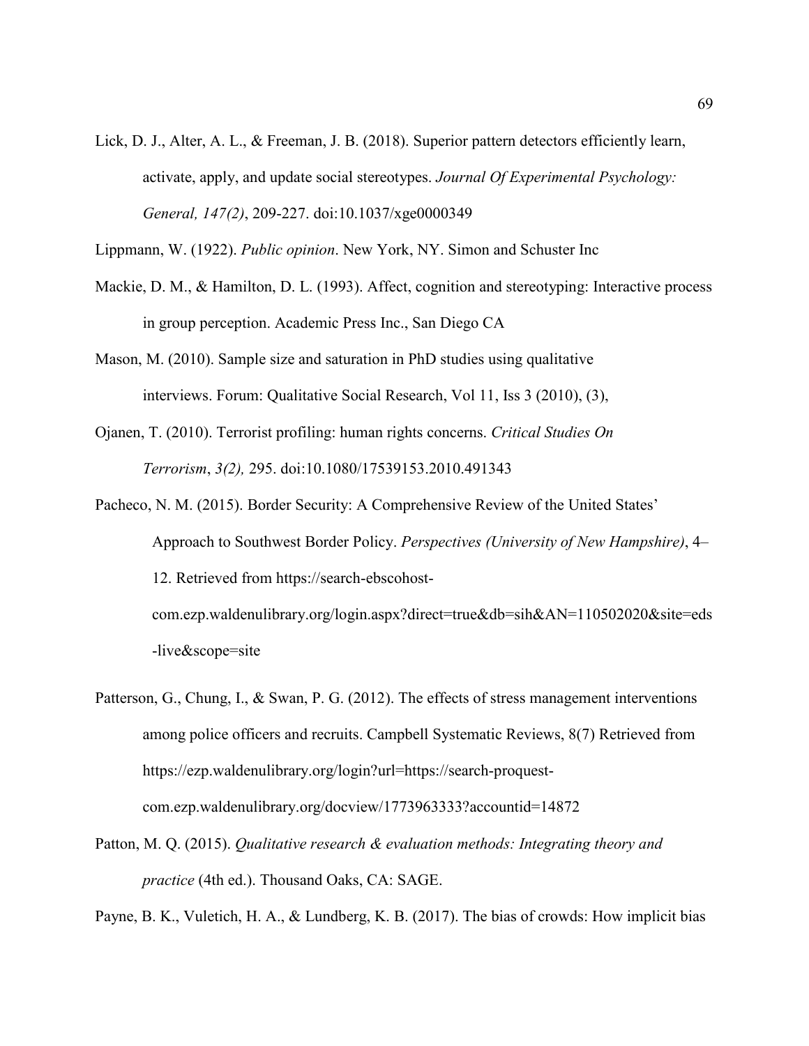Lick, D. J., Alter, A. L., & Freeman, J. B. (2018). Superior pattern detectors efficiently learn, activate, apply, and update social stereotypes. *Journal Of Experimental Psychology: General, 147(2)*, 209-227. doi:10.1037/xge0000349

Lippmann, W. (1922). *Public opinion*. New York, NY. Simon and Schuster Inc

Mackie, D. M., & Hamilton, D. L. (1993). Affect, cognition and stereotyping: Interactive process in group perception. Academic Press Inc., San Diego CA

Mason, M. (2010). Sample size and saturation in PhD studies using qualitative interviews. Forum: Qualitative Social Research, Vol 11, Iss 3 (2010), (3),

Ojanen, T. (2010). Terrorist profiling: human rights concerns. *Critical Studies On Terrorism*, *3(2),* 295. doi:10.1080/17539153.2010.491343

Pacheco, N. M. (2015). Border Security: A Comprehensive Review of the United States' Approach to Southwest Border Policy. *Perspectives (University of New Hampshire)*, 4–12. Retrieved from https://search-ebscohost-com.ezp.waldenulibrary.org/login.aspx?direct=true&db=sih&AN=110502020&site=eds-live&scope=site

Patterson, G., Chung, I., & Swan, P. G. (2012). The effects of stress management interventions among police officers and recruits. Campbell Systematic Reviews, 8(7) Retrieved from https://ezp.waldenulibrary.org/login?url=https://search-proquest-com.ezp.waldenulibrary.org/docview/1773963333?accountid=14872

Patton, M. Q. (2015). *Qualitative research & evaluation methods: Integrating theory and practice* (4th ed.). Thousand Oaks, CA: SAGE.

Payne, B. K., Vuletich, H. A., & Lundberg, K. B. (2017). The bias of crowds: How implicit bias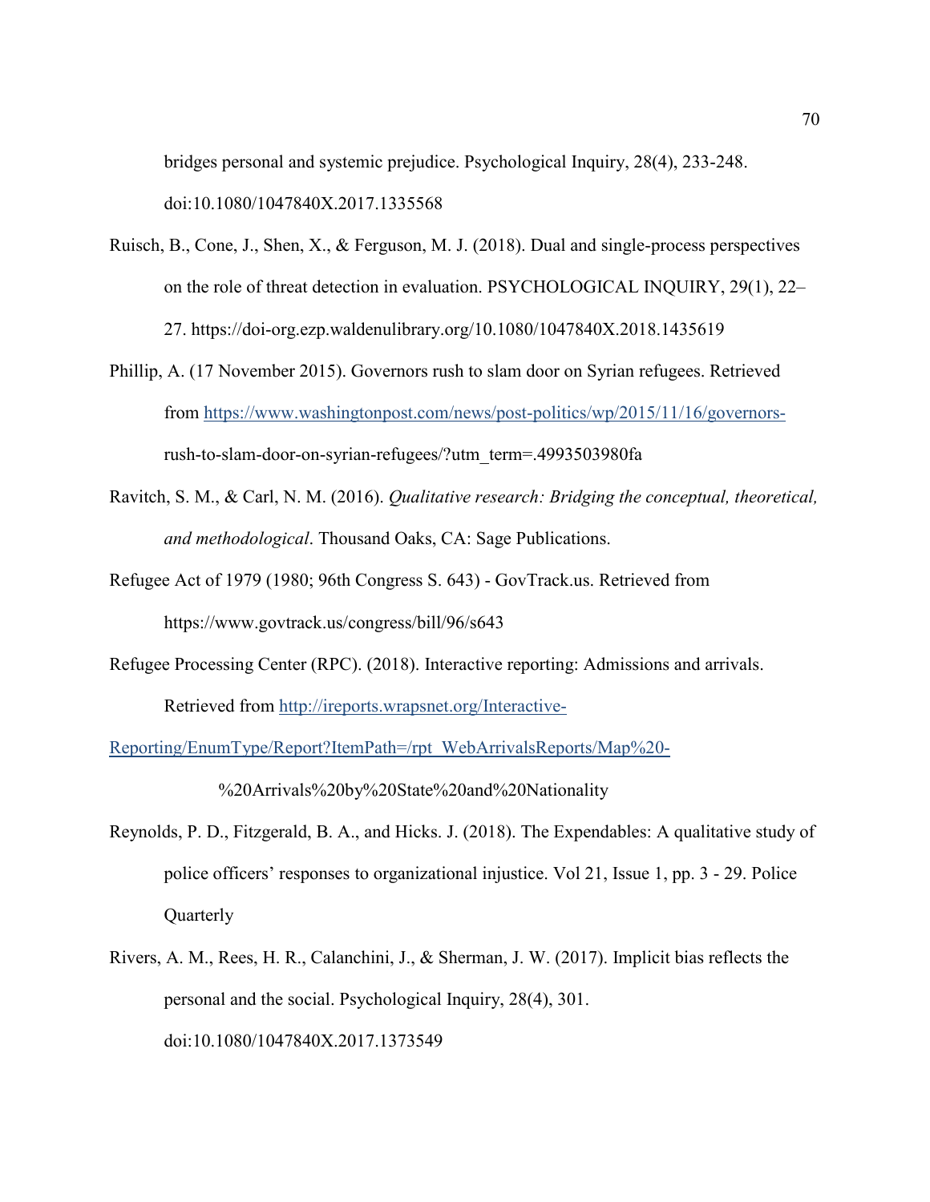bridges personal and systemic prejudice. Psychological Inquiry, 28(4), 233-248. doi:10.1080/1047840X.2017.1335568

Ruisch, B., Cone, J., Shen, X., & Ferguson, M. J. (2018). Dual and single-process perspectives on the role of threat detection in evaluation. PSYCHOLOGICAL INQUIRY, 29(1), 22–27. https://doi-org.ezp.waldenulibrary.org/10.1080/1047840X.2018.1435619

Phillip, A. (17 November 2015). Governors rush to slam door on Syrian refugees. Retrieved from https://www.washingtonpost.com/news/post-politics/wp/2015/11/16/governors-rush-to-slam-door-on-syrian-refugees/?utm_term=.4993503980fa

Ravitch, S. M., & Carl, N. M. (2016). *Qualitative research: Bridging the conceptual, theoretical, and methodological*. Thousand Oaks, CA: Sage Publications.

Refugee Act of 1979 (1980; 96th Congress S. 643) - GovTrack.us. Retrieved from https://www.govtrack.us/congress/bill/96/s643

Refugee Processing Center (RPC). (2018). Interactive reporting: Admissions and arrivals. Retrieved from http://ireports.wrapsnet.org/Interactive-Reporting/EnumType/Report?ItemPath=/rpt_WebArrivalsReports/Map%20-%20Arrivals%20by%20State%20and%20Nationality

Reynolds, P. D., Fitzgerald, B. A., and Hicks. J. (2018). The Expendables: A qualitative study of police officers' responses to organizational injustice. Vol 21, Issue 1, pp. 3 - 29. Police Quarterly

Rivers, A. M., Rees, H. R., Calanchini, J., & Sherman, J. W. (2017). Implicit bias reflects the personal and the social. Psychological Inquiry, 28(4), 301. doi:10.1080/1047840X.2017.1373549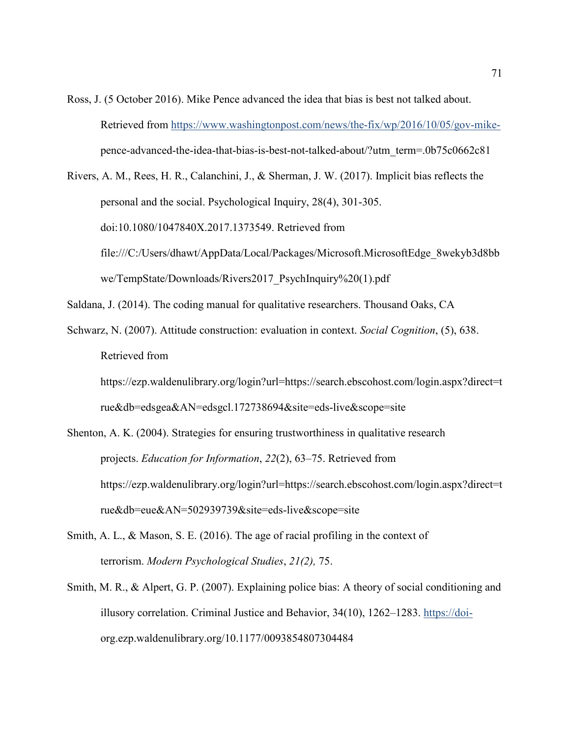Ross, J. (5 October 2016). Mike Pence advanced the idea that bias is best not talked about. Retrieved from https://www.washingtonpost.com/news/the-fix/wp/2016/10/05/gov-mike-pence-advanced-the-idea-that-bias-is-best-not-talked-about/?utm_term=.0b75c0662c81

Rivers, A. M., Rees, H. R., Calanchini, J., & Sherman, J. W. (2017). Implicit bias reflects the personal and the social. Psychological Inquiry, 28(4), 301-305. doi:10.1080/1047840X.2017.1373549. Retrieved from file:///C:/Users/dhawt/AppData/Local/Packages/Microsoft.MicrosoftEdge_8wekyb3d8bbwe/TempState/Downloads/Rivers2017_PsychInquiry%20(1).pdf

Saldana, J. (2014). The coding manual for qualitative researchers. Thousand Oaks, CA

Schwarz, N. (2007). Attitude construction: evaluation in context. *Social Cognition*, (5), 638. Retrieved from https://ezp.waldenulibrary.org/login?url=https://search.ebscohost.com/login.aspx?direct=true&db=edsgea&AN=edsgcl.172738694&site=eds-live&scope=site

Shenton, A. K. (2004). Strategies for ensuring trustworthiness in qualitative research projects. *Education for Information*, *22*(2), 63–75. Retrieved from https://ezp.waldenulibrary.org/login?url=https://search.ebscohost.com/login.aspx?direct=true&db=eue&AN=502939739&site=eds-live&scope=site

Smith, A. L., & Mason, S. E. (2016). The age of racial profiling in the context of terrorism. *Modern Psychological Studies*, *21(2),* 75.

Smith, M. R., & Alpert, G. P. (2007). Explaining police bias: A theory of social conditioning and illusory correlation. Criminal Justice and Behavior, 34(10), 1262–1283. https://doi-org.ezp.waldenulibrary.org/10.1177/0093854807304484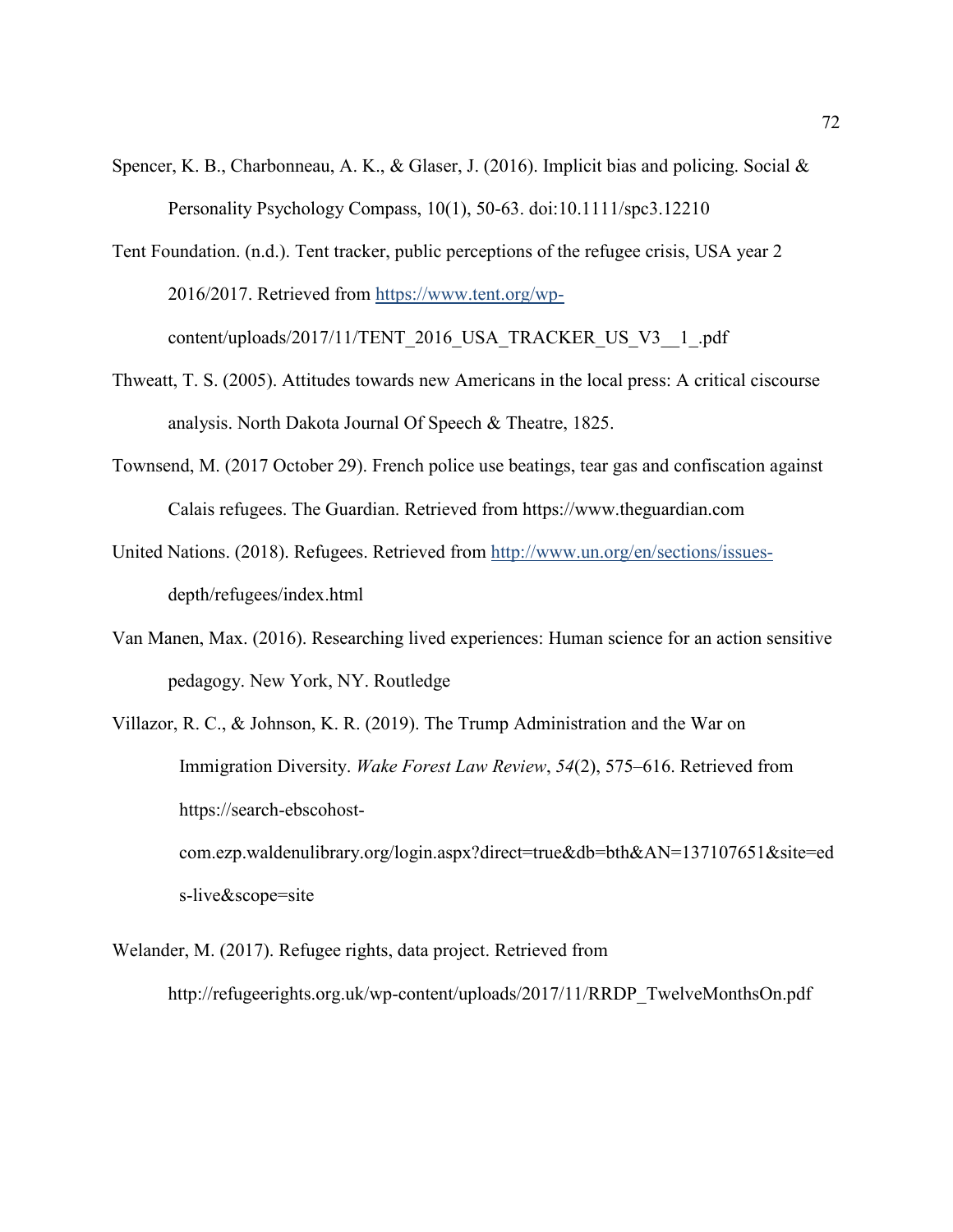Spencer, K. B., Charbonneau, A. K., & Glaser, J. (2016). Implicit bias and policing. Social & Personality Psychology Compass, 10(1), 50-63. doi:10.1111/spc3.12210

Tent Foundation. (n.d.). Tent tracker, public perceptions of the refugee crisis, USA year 2 2016/2017. Retrieved from https://www.tent.org/wp-content/uploads/2017/11/TENT_2016_USA_TRACKER_US_V3__1_.pdf

Thweatt, T. S. (2005). Attitudes towards new Americans in the local press: A critical ciscourse analysis. North Dakota Journal Of Speech & Theatre, 1825.

Townsend, M. (2017 October 29). French police use beatings, tear gas and confiscation against Calais refugees. The Guardian. Retrieved from https://www.theguardian.com

United Nations. (2018). Refugees. Retrieved from http://www.un.org/en/sections/issues-depth/refugees/index.html

Van Manen, Max. (2016). Researching lived experiences: Human science for an action sensitive pedagogy. New York, NY. Routledge

Villazor, R. C., & Johnson, K. R. (2019). The Trump Administration and the War on Immigration Diversity. *Wake Forest Law Review*, *54*(2), 575–616. Retrieved from https://search-ebscohost-com.ezp.waldenulibrary.org/login.aspx?direct=true&db=bth&AN=137107651&site=eds-live&scope=site

Welander, M. (2017). Refugee rights, data project. Retrieved from http://refugeerights.org.uk/wp-content/uploads/2017/11/RRDP_TwelveMonthsOn.pdf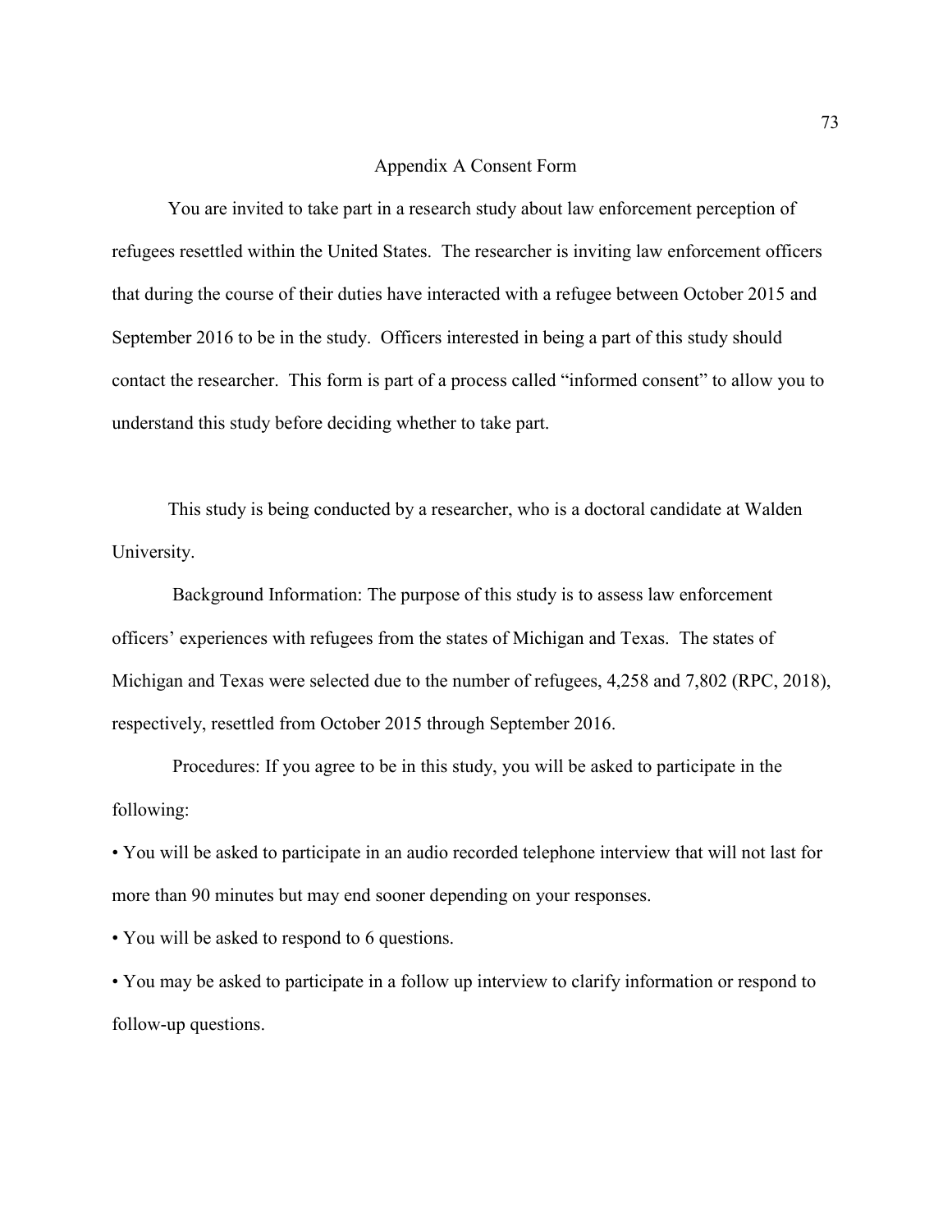## Appendix A Consent Form

You are invited to take part in a research study about law enforcement perception of refugees resettled within the United States. The researcher is inviting law enforcement officers that during the course of their duties have interacted with a refugee between October 2015 and September 2016 to be in the study. Officers interested in being a part of this study should contact the researcher. This form is part of a process called “informed consent” to allow you to understand this study before deciding whether to take part.

This study is being conducted by a researcher, who is a doctoral candidate at Walden University.

Background Information: The purpose of this study is to assess law enforcement officers’ experiences with refugees from the states of Michigan and Texas. The states of Michigan and Texas were selected due to the number of refugees, 4,258 and 7,802 (RPC, 2018), respectively, resettled from October 2015 through September 2016.

Procedures: If you agree to be in this study, you will be asked to participate in the following:

- You will be asked to participate in an audio recorded telephone interview that will not last for more than 90 minutes but may end sooner depending on your responses.
- You will be asked to respond to 6 questions.
- You may be asked to participate in a follow up interview to clarify information or respond to follow-up questions.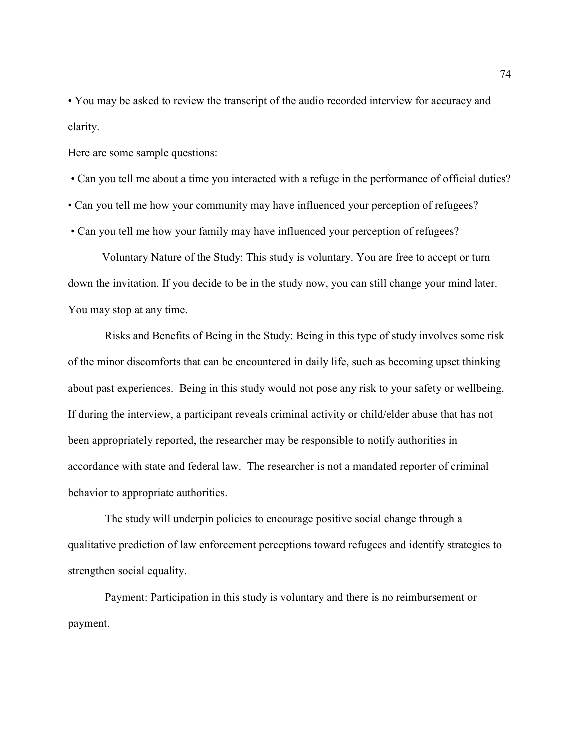• You may be asked to review the transcript of the audio recorded interview for accuracy and clarity.

Here are some sample questions:

• Can you tell me about a time you interacted with a refuge in the performance of official duties?

• Can you tell me how your community may have influenced your perception of refugees?

• Can you tell me how your family may have influenced your perception of refugees?

Voluntary Nature of the Study: This study is voluntary. You are free to accept or turn down the invitation. If you decide to be in the study now, you can still change your mind later. You may stop at any time.

Risks and Benefits of Being in the Study: Being in this type of study involves some risk of the minor discomforts that can be encountered in daily life, such as becoming upset thinking about past experiences. Being in this study would not pose any risk to your safety or wellbeing. If during the interview, a participant reveals criminal activity or child/elder abuse that has not been appropriately reported, the researcher may be responsible to notify authorities in accordance with state and federal law. The researcher is not a mandated reporter of criminal behavior to appropriate authorities.

The study will underpin policies to encourage positive social change through a qualitative prediction of law enforcement perceptions toward refugees and identify strategies to strengthen social equality.

Payment: Participation in this study is voluntary and there is no reimbursement or payment.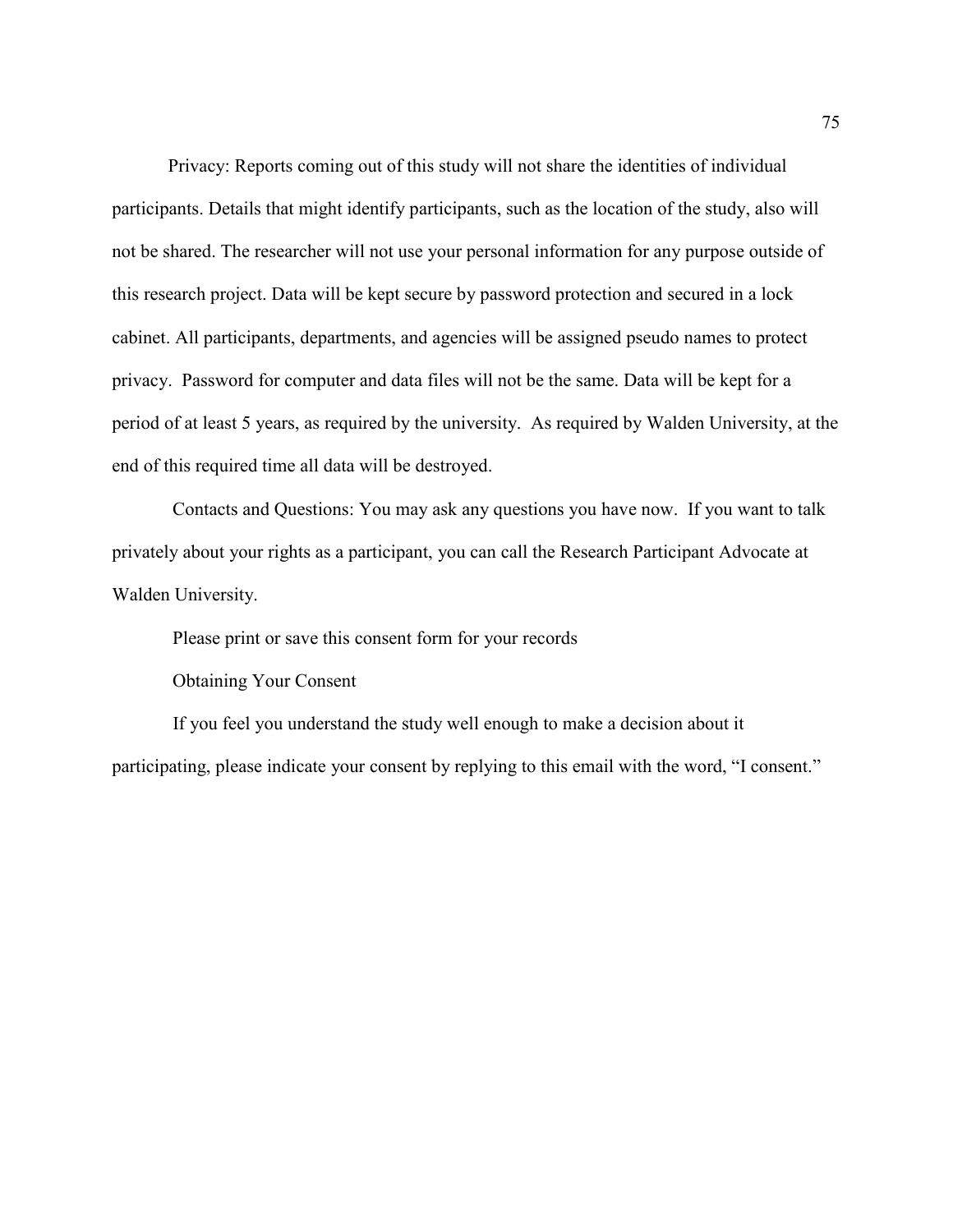Privacy: Reports coming out of this study will not share the identities of individual participants. Details that might identify participants, such as the location of the study, also will not be shared. The researcher will not use your personal information for any purpose outside of this research project. Data will be kept secure by password protection and secured in a lock cabinet. All participants, departments, and agencies will be assigned pseudo names to protect privacy. Password for computer and data files will not be the same. Data will be kept for a period of at least 5 years, as required by the university. As required by Walden University, at the end of this required time all data will be destroyed.

Contacts and Questions: You may ask any questions you have now. If you want to talk privately about your rights as a participant, you can call the Research Participant Advocate at Walden University.

Please print or save this consent form for your records

Obtaining Your Consent

If you feel you understand the study well enough to make a decision about it participating, please indicate your consent by replying to this email with the word, "I consent."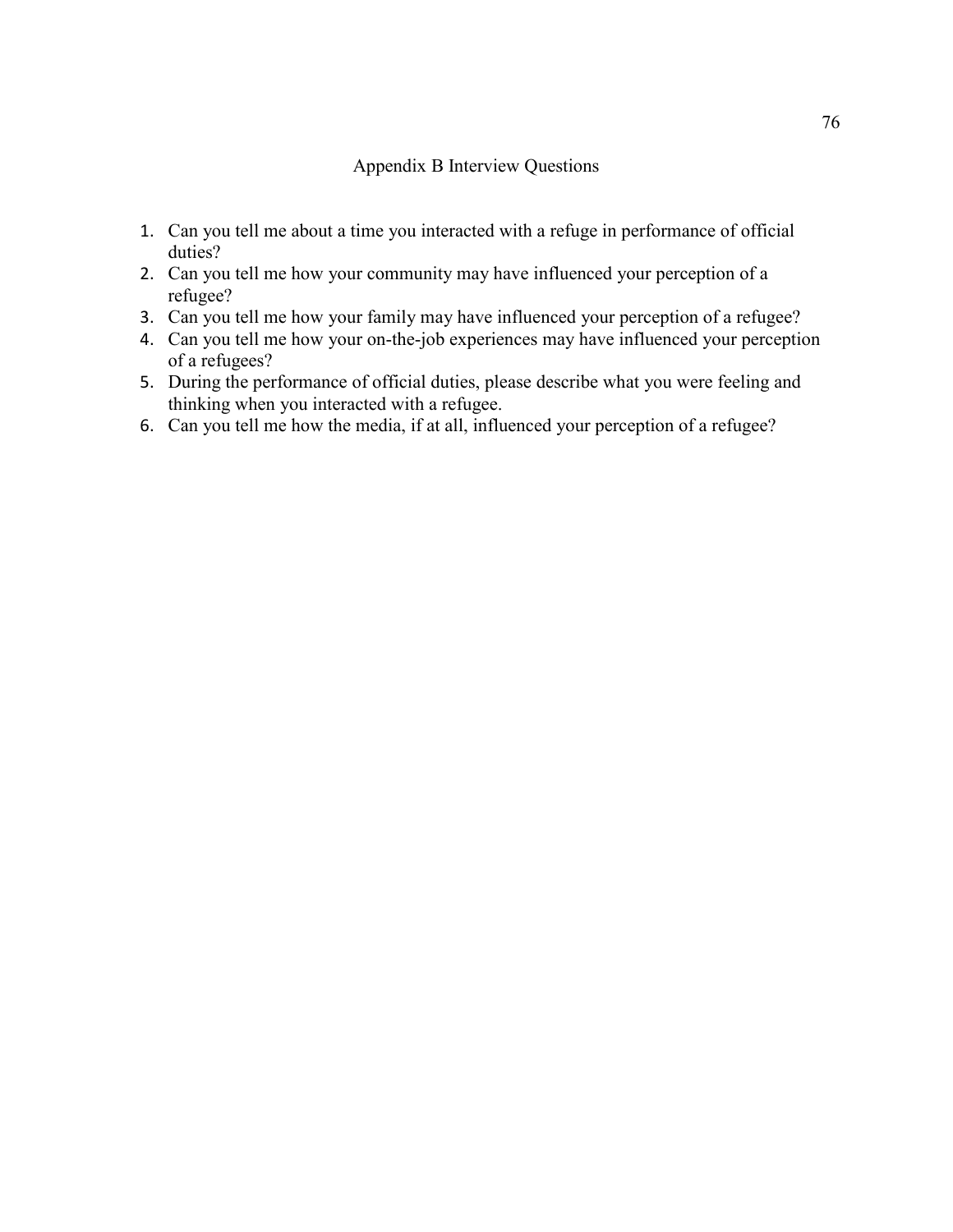# Appendix B Interview Questions

1. Can you tell me about a time you interacted with a refuge in performance of official duties?
2. Can you tell me how your community may have influenced your perception of a refugee?
3. Can you tell me how your family may have influenced your perception of a refugee?
4. Can you tell me how your on-the-job experiences may have influenced your perception of a refugees?
5. During the performance of official duties, please describe what you were feeling and thinking when you interacted with a refugee.
6. Can you tell me how the media, if at all, influenced your perception of a refugee?